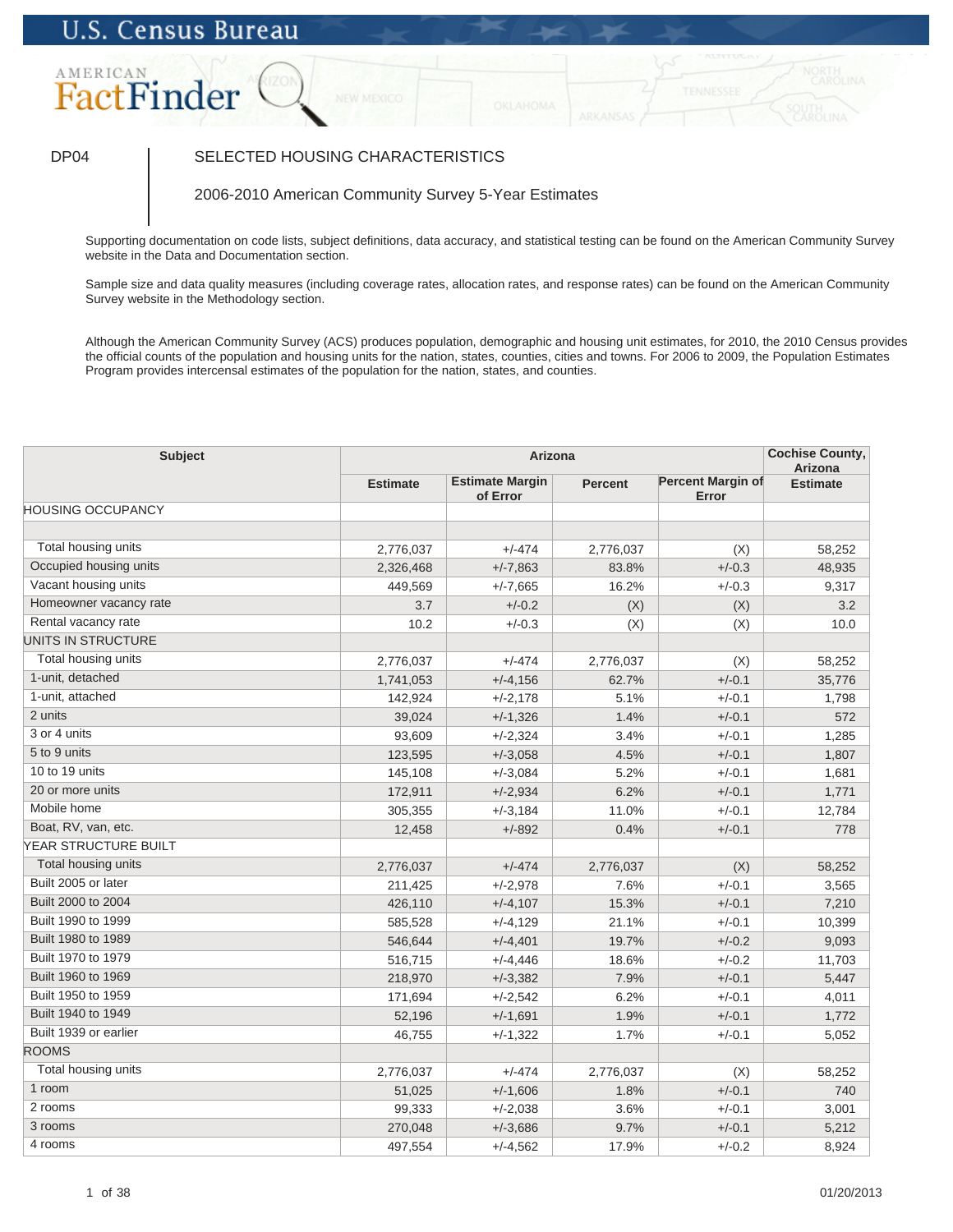U.S. Census Bureau

AMERICAN FactFinder

DP04 | SELECTED HOUSING CHARACTERISTICS

2006-2010 American Community Survey 5-Year Estimates

Supporting documentation on code lists, subject definitions, data accuracy, and statistical testing can be found on the American Community Survey website in the Data and Documentation section.

Sample size and data quality measures (including coverage rates, allocation rates, and response rates) can be found on the American Community Survey website in the Methodology section.

Although the American Community Survey (ACS) produces population, demographic and housing unit estimates, for 2010, the 2010 Census provides the official counts of the population and housing units for the nation, states, counties, cities and towns. For 2006 to 2009, the Population Estimates Program provides intercensal estimates of the population for the nation, states, and counties.

| Subject | Arizona | | | | Cochise County, Arizona |
|---|---|---|---|---|---|
| | Estimate | Estimate Margin of Error | Percent | Percent Margin of Error | Estimate |
| HOUSING OCCUPANCY | | | | | |
| | | | | | |
| Total housing units | 2,776,037 | +/-474 | 2,776,037 | (X) | 58,252 |
| Occupied housing units | 2,326,468 | +/-7,863 | 83.8% | +/-0.3 | 48,935 |
| Vacant housing units | 449,569 | +/-7,665 | 16.2% | +/-0.3 | 9,317 |
| Homeowner vacancy rate | 3.7 | +/-0.2 | (X) | (X) | 3.2 |
| Rental vacancy rate | 10.2 | +/-0.3 | (X) | (X) | 10.0 |
| UNITS IN STRUCTURE | | | | | |
| Total housing units | 2,776,037 | +/-474 | 2,776,037 | (X) | 58,252 |
| 1-unit, detached | 1,741,053 | +/-4,156 | 62.7% | +/-0.1 | 35,776 |
| 1-unit, attached | 142,924 | +/-2,178 | 5.1% | +/-0.1 | 1,798 |
| 2 units | 39,024 | +/-1,326 | 1.4% | +/-0.1 | 572 |
| 3 or 4 units | 93,609 | +/-2,324 | 3.4% | +/-0.1 | 1,285 |
| 5 to 9 units | 123,595 | +/-3,058 | 4.5% | +/-0.1 | 1,807 |
| 10 to 19 units | 145,108 | +/-3,084 | 5.2% | +/-0.1 | 1,681 |
| 20 or more units | 172,911 | +/-2,934 | 6.2% | +/-0.1 | 1,771 |
| Mobile home | 305,355 | +/-3,184 | 11.0% | +/-0.1 | 12,784 |
| Boat, RV, van, etc. | 12,458 | +/-892 | 0.4% | +/-0.1 | 778 |
| YEAR STRUCTURE BUILT | | | | | |
| Total housing units | 2,776,037 | +/-474 | 2,776,037 | (X) | 58,252 |
| Built 2005 or later | 211,425 | +/-2,978 | 7.6% | +/-0.1 | 3,565 |
| Built 2000 to 2004 | 426,110 | +/-4,107 | 15.3% | +/-0.1 | 7,210 |
| Built 1990 to 1999 | 585,528 | +/-4,129 | 21.1% | +/-0.1 | 10,399 |
| Built 1980 to 1989 | 546,644 | +/-4,401 | 19.7% | +/-0.2 | 9,093 |
| Built 1970 to 1979 | 516,715 | +/-4,446 | 18.6% | +/-0.2 | 11,703 |
| Built 1960 to 1969 | 218,970 | +/-3,382 | 7.9% | +/-0.1 | 5,447 |
| Built 1950 to 1959 | 171,694 | +/-2,542 | 6.2% | +/-0.1 | 4,011 |
| Built 1940 to 1949 | 52,196 | +/-1,691 | 1.9% | +/-0.1 | 1,772 |
| Built 1939 or earlier | 46,755 | +/-1,322 | 1.7% | +/-0.1 | 5,052 |
| ROOMS | | | | | |
| Total housing units | 2,776,037 | +/-474 | 2,776,037 | (X) | 58,252 |
| 1 room | 51,025 | +/-1,606 | 1.8% | +/-0.1 | 740 |
| 2 rooms | 99,333 | +/-2,038 | 3.6% | +/-0.1 | 3,001 |
| 3 rooms | 270,048 | +/-3,686 | 9.7% | +/-0.1 | 5,212 |
| 4 rooms | 497,554 | +/-4,562 | 17.9% | +/-0.2 | 8,924 |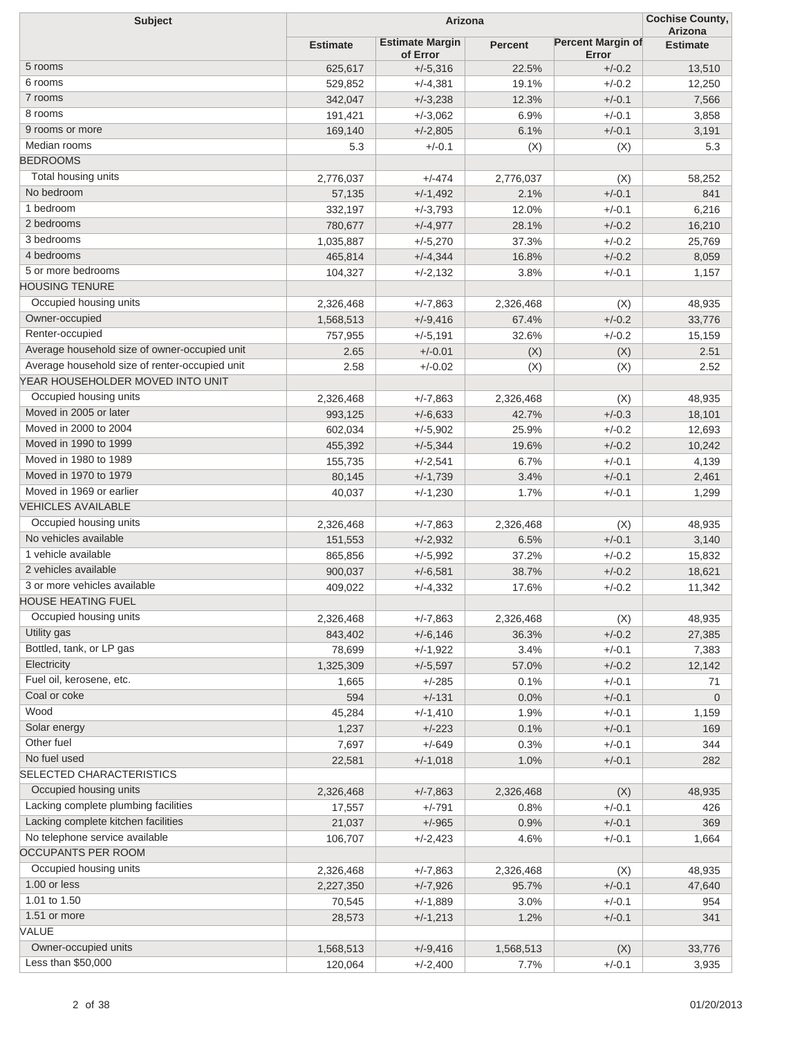| Subject | Arizona | | | | Cochise County, Arizona |
|---|---|---|---|---|---|
| | Estimate | Estimate Margin of Error | Percent | Percent Margin of Error | Estimate |
| 5 rooms | 625,617 | +/-5,316 | 22.5% | +/-0.2 | 13,510 |
| 6 rooms | 529,852 | +/-4,381 | 19.1% | +/-0.2 | 12,250 |
| 7 rooms | 342,047 | +/-3,238 | 12.3% | +/-0.1 | 7,566 |
| 8 rooms | 191,421 | +/-3,062 | 6.9% | +/-0.1 | 3,858 |
| 9 rooms or more | 169,140 | +/-2,805 | 6.1% | +/-0.1 | 3,191 |
| Median rooms | 5.3 | +/-0.1 | (X) | (X) | 5.3 |
| BEDROOMS | | | | | |
| Total housing units | 2,776,037 | +/-474 | 2,776,037 | (X) | 58,252 |
| No bedroom | 57,135 | +/-1,492 | 2.1% | +/-0.1 | 841 |
| 1 bedroom | 332,197 | +/-3,793 | 12.0% | +/-0.1 | 6,216 |
| 2 bedrooms | 780,677 | +/-4,977 | 28.1% | +/-0.2 | 16,210 |
| 3 bedrooms | 1,035,887 | +/-5,270 | 37.3% | +/-0.2 | 25,769 |
| 4 bedrooms | 465,814 | +/-4,344 | 16.8% | +/-0.2 | 8,059 |
| 5 or more bedrooms | 104,327 | +/-2,132 | 3.8% | +/-0.1 | 1,157 |
| HOUSING TENURE | | | | | |
| Occupied housing units | 2,326,468 | +/-7,863 | 2,326,468 | (X) | 48,935 |
| Owner-occupied | 1,568,513 | +/-9,416 | 67.4% | +/-0.2 | 33,776 |
| Renter-occupied | 757,955 | +/-5,191 | 32.6% | +/-0.2 | 15,159 |
| Average household size of owner-occupied unit | 2.65 | +/-0.01 | (X) | (X) | 2.51 |
| Average household size of renter-occupied unit | 2.58 | +/-0.02 | (X) | (X) | 2.52 |
| YEAR HOUSEHOLDER MOVED INTO UNIT | | | | | |
| Occupied housing units | 2,326,468 | +/-7,863 | 2,326,468 | (X) | 48,935 |
| Moved in 2005 or later | 993,125 | +/-6,633 | 42.7% | +/-0.3 | 18,101 |
| Moved in 2000 to 2004 | 602,034 | +/-5,902 | 25.9% | +/-0.2 | 12,693 |
| Moved in 1990 to 1999 | 455,392 | +/-5,344 | 19.6% | +/-0.2 | 10,242 |
| Moved in 1980 to 1989 | 155,735 | +/-2,541 | 6.7% | +/-0.1 | 4,139 |
| Moved in 1970 to 1979 | 80,145 | +/-1,739 | 3.4% | +/-0.1 | 2,461 |
| Moved in 1969 or earlier | 40,037 | +/-1,230 | 1.7% | +/-0.1 | 1,299 |
| VEHICLES AVAILABLE | | | | | |
| Occupied housing units | 2,326,468 | +/-7,863 | 2,326,468 | (X) | 48,935 |
| No vehicles available | 151,553 | +/-2,932 | 6.5% | +/-0.1 | 3,140 |
| 1 vehicle available | 865,856 | +/-5,992 | 37.2% | +/-0.2 | 15,832 |
| 2 vehicles available | 900,037 | +/-6,581 | 38.7% | +/-0.2 | 18,621 |
| 3 or more vehicles available | 409,022 | +/-4,332 | 17.6% | +/-0.2 | 11,342 |
| HOUSE HEATING FUEL | | | | | |
| Occupied housing units | 2,326,468 | +/-7,863 | 2,326,468 | (X) | 48,935 |
| Utility gas | 843,402 | +/-6,146 | 36.3% | +/-0.2 | 27,385 |
| Bottled, tank, or LP gas | 78,699 | +/-1,922 | 3.4% | +/-0.1 | 7,383 |
| Electricity | 1,325,309 | +/-5,597 | 57.0% | +/-0.2 | 12,142 |
| Fuel oil, kerosene, etc. | 1,665 | +/-285 | 0.1% | +/-0.1 | 71 |
| Coal or coke | 594 | +/-131 | 0.0% | +/-0.1 | 0 |
| Wood | 45,284 | +/-1,410 | 1.9% | +/-0.1 | 1,159 |
| Solar energy | 1,237 | +/-223 | 0.1% | +/-0.1 | 169 |
| Other fuel | 7,697 | +/-649 | 0.3% | +/-0.1 | 344 |
| No fuel used | 22,581 | +/-1,018 | 1.0% | +/-0.1 | 282 |
| SELECTED CHARACTERISTICS | | | | | |
| Occupied housing units | 2,326,468 | +/-7,863 | 2,326,468 | (X) | 48,935 |
| Lacking complete plumbing facilities | 17,557 | +/-791 | 0.8% | +/-0.1 | 426 |
| Lacking complete kitchen facilities | 21,037 | +/-965 | 0.9% | +/-0.1 | 369 |
| No telephone service available | 106,707 | +/-2,423 | 4.6% | +/-0.1 | 1,664 |
| OCCUPANTS PER ROOM | | | | | |
| Occupied housing units | 2,326,468 | +/-7,863 | 2,326,468 | (X) | 48,935 |
| 1.00 or less | 2,227,350 | +/-7,926 | 95.7% | +/-0.1 | 47,640 |
| 1.01 to 1.50 | 70,545 | +/-1,889 | 3.0% | +/-0.1 | 954 |
| 1.51 or more | 28,573 | +/-1,213 | 1.2% | +/-0.1 | 341 |
| VALUE | | | | | |
| Owner-occupied units | 1,568,513 | +/-9,416 | 1,568,513 | (X) | 33,776 |
| Less than $50,000 | 120,064 | +/-2,400 | 7.7% | +/-0.1 | 3,935 |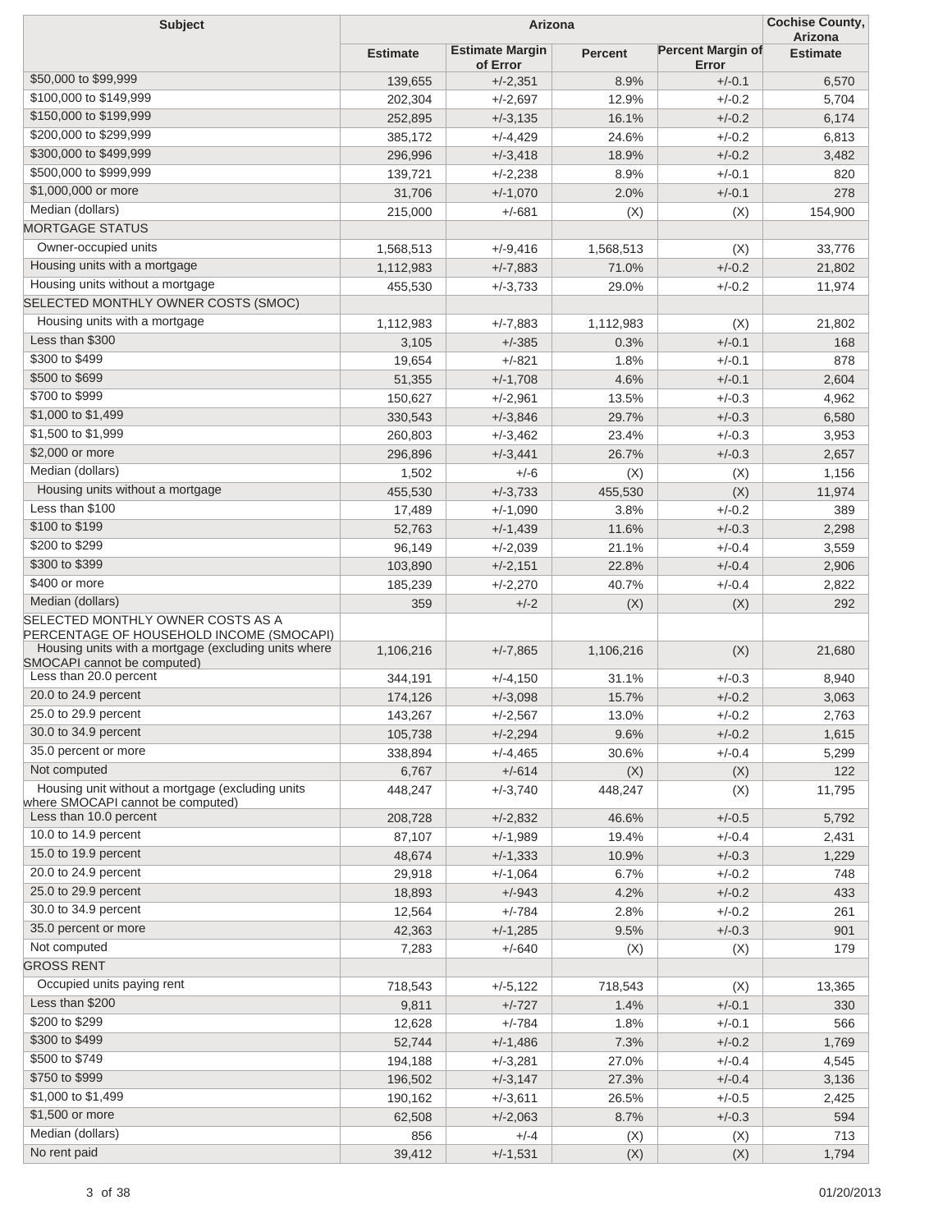| Subject | Arizona | | | | Cochise County, Arizona |
|---|---|---|---|---|---|
| | Estimate | Estimate Margin of Error | Percent | Percent Margin of Error | Estimate |
| $50,000 to $99,999 | 139,655 | +/-2,351 | 8.9% | +/-0.1 | 6,570 |
| $100,000 to $149,999 | 202,304 | +/-2,697 | 12.9% | +/-0.2 | 5,704 |
| $150,000 to $199,999 | 252,895 | +/-3,135 | 16.1% | +/-0.2 | 6,174 |
| $200,000 to $299,999 | 385,172 | +/-4,429 | 24.6% | +/-0.2 | 6,813 |
| $300,000 to $499,999 | 296,996 | +/-3,418 | 18.9% | +/-0.2 | 3,482 |
| $500,000 to $999,999 | 139,721 | +/-2,238 | 8.9% | +/-0.1 | 820 |
| $1,000,000 or more | 31,706 | +/-1,070 | 2.0% | +/-0.1 | 278 |
| Median (dollars) | 215,000 | +/-681 | (X) | (X) | 154,900 |
| MORTGAGE STATUS | | | | | |
| Owner-occupied units | 1,568,513 | +/-9,416 | 1,568,513 | (X) | 33,776 |
| Housing units with a mortgage | 1,112,983 | +/-7,883 | 71.0% | +/-0.2 | 21,802 |
| Housing units without a mortgage | 455,530 | +/-3,733 | 29.0% | +/-0.2 | 11,974 |
| SELECTED MONTHLY OWNER COSTS (SMOC) | | | | | |
| Housing units with a mortgage | 1,112,983 | +/-7,883 | 1,112,983 | (X) | 21,802 |
| Less than $300 | 3,105 | +/-385 | 0.3% | +/-0.1 | 168 |
| $300 to $499 | 19,654 | +/-821 | 1.8% | +/-0.1 | 878 |
| $500 to $699 | 51,355 | +/-1,708 | 4.6% | +/-0.1 | 2,604 |
| $700 to $999 | 150,627 | +/-2,961 | 13.5% | +/-0.3 | 4,962 |
| $1,000 to $1,499 | 330,543 | +/-3,846 | 29.7% | +/-0.3 | 6,580 |
| $1,500 to $1,999 | 260,803 | +/-3,462 | 23.4% | +/-0.3 | 3,953 |
| $2,000 or more | 296,896 | +/-3,441 | 26.7% | +/-0.3 | 2,657 |
| Median (dollars) | 1,502 | +/-6 | (X) | (X) | 1,156 |
| Housing units without a mortgage | 455,530 | +/-3,733 | 455,530 | (X) | 11,974 |
| Less than $100 | 17,489 | +/-1,090 | 3.8% | +/-0.2 | 389 |
| $100 to $199 | 52,763 | +/-1,439 | 11.6% | +/-0.3 | 2,298 |
| $200 to $299 | 96,149 | +/-2,039 | 21.1% | +/-0.4 | 3,559 |
| $300 to $399 | 103,890 | +/-2,151 | 22.8% | +/-0.4 | 2,906 |
| $400 or more | 185,239 | +/-2,270 | 40.7% | +/-0.4 | 2,822 |
| Median (dollars) | 359 | +/-2 | (X) | (X) | 292 |
| SELECTED MONTHLY OWNER COSTS AS A PERCENTAGE OF HOUSEHOLD INCOME (SMOCAPI) | | | | | |
| Housing units with a mortgage (excluding units where SMOCAPI cannot be computed) | 1,106,216 | +/-7,865 | 1,106,216 | (X) | 21,680 |
| Less than 20.0 percent | 344,191 | +/-4,150 | 31.1% | +/-0.3 | 8,940 |
| 20.0 to 24.9 percent | 174,126 | +/-3,098 | 15.7% | +/-0.2 | 3,063 |
| 25.0 to 29.9 percent | 143,267 | +/-2,567 | 13.0% | +/-0.2 | 2,763 |
| 30.0 to 34.9 percent | 105,738 | +/-2,294 | 9.6% | +/-0.2 | 1,615 |
| 35.0 percent or more | 338,894 | +/-4,465 | 30.6% | +/-0.4 | 5,299 |
| Not computed | 6,767 | +/-614 | (X) | (X) | 122 |
| Housing unit without a mortgage (excluding units where SMOCAPI cannot be computed) | 448,247 | +/-3,740 | 448,247 | (X) | 11,795 |
| Less than 10.0 percent | 208,728 | +/-2,832 | 46.6% | +/-0.5 | 5,792 |
| 10.0 to 14.9 percent | 87,107 | +/-1,989 | 19.4% | +/-0.4 | 2,431 |
| 15.0 to 19.9 percent | 48,674 | +/-1,333 | 10.9% | +/-0.3 | 1,229 |
| 20.0 to 24.9 percent | 29,918 | +/-1,064 | 6.7% | +/-0.2 | 748 |
| 25.0 to 29.9 percent | 18,893 | +/-943 | 4.2% | +/-0.2 | 433 |
| 30.0 to 34.9 percent | 12,564 | +/-784 | 2.8% | +/-0.2 | 261 |
| 35.0 percent or more | 42,363 | +/-1,285 | 9.5% | +/-0.3 | 901 |
| Not computed | 7,283 | +/-640 | (X) | (X) | 179 |
| GROSS RENT | | | | | |
| Occupied units paying rent | 718,543 | +/-5,122 | 718,543 | (X) | 13,365 |
| Less than $200 | 9,811 | +/-727 | 1.4% | +/-0.1 | 330 |
| $200 to $299 | 12,628 | +/-784 | 1.8% | +/-0.1 | 566 |
| $300 to $499 | 52,744 | +/-1,486 | 7.3% | +/-0.2 | 1,769 |
| $500 to $749 | 194,188 | +/-3,281 | 27.0% | +/-0.4 | 4,545 |
| $750 to $999 | 196,502 | +/-3,147 | 27.3% | +/-0.4 | 3,136 |
| $1,000 to $1,499 | 190,162 | +/-3,611 | 26.5% | +/-0.5 | 2,425 |
| $1,500 or more | 62,508 | +/-2,063 | 8.7% | +/-0.3 | 594 |
| Median (dollars) | 856 | +/-4 | (X) | (X) | 713 |
| No rent paid | 39,412 | +/-1,531 | (X) | (X) | 1,794 |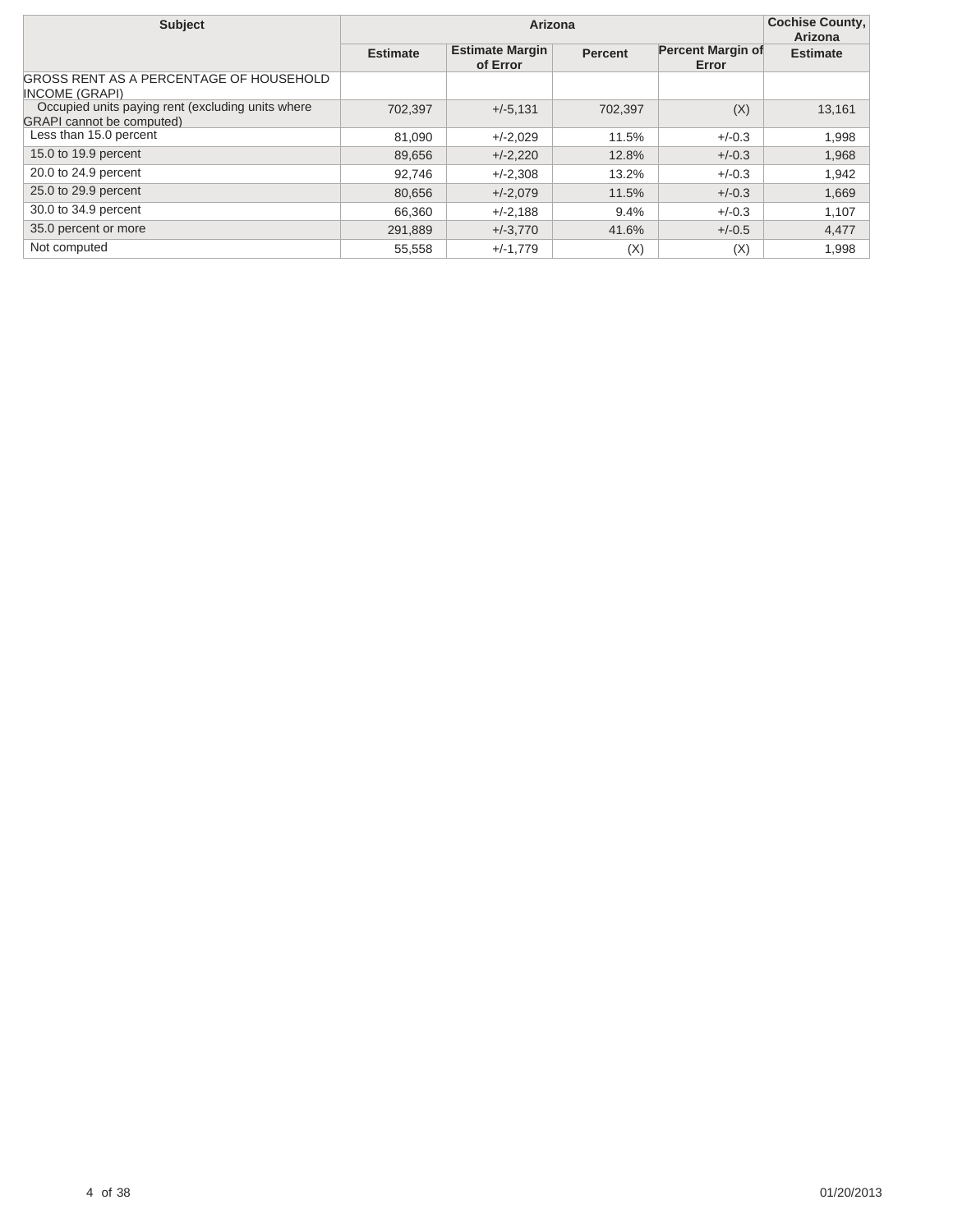| Subject | Arizona | | | | Cochise County, Arizona |
|---|---|---|---|---|---|
| | Estimate | Estimate Margin of Error | Percent | Percent Margin of Error | Estimate |
| GROSS RENT AS A PERCENTAGE OF HOUSEHOLD INCOME (GRAPI) | | | | | |
| Occupied units paying rent (excluding units where GRAPI cannot be computed) | 702,397 | +/-5,131 | 702,397 | (X) | 13,161 |
| Less than 15.0 percent | 81,090 | +/-2,029 | 11.5% | +/-0.3 | 1,998 |
| 15.0 to 19.9 percent | 89,656 | +/-2,220 | 12.8% | +/-0.3 | 1,968 |
| 20.0 to 24.9 percent | 92,746 | +/-2,308 | 13.2% | +/-0.3 | 1,942 |
| 25.0 to 29.9 percent | 80,656 | +/-2,079 | 11.5% | +/-0.3 | 1,669 |
| 30.0 to 34.9 percent | 66,360 | +/-2,188 | 9.4% | +/-0.3 | 1,107 |
| 35.0 percent or more | 291,889 | +/-3,770 | 41.6% | +/-0.5 | 4,477 |
| Not computed | 55,558 | +/-1,779 | (X) | (X) | 1,998 |

01/20/2013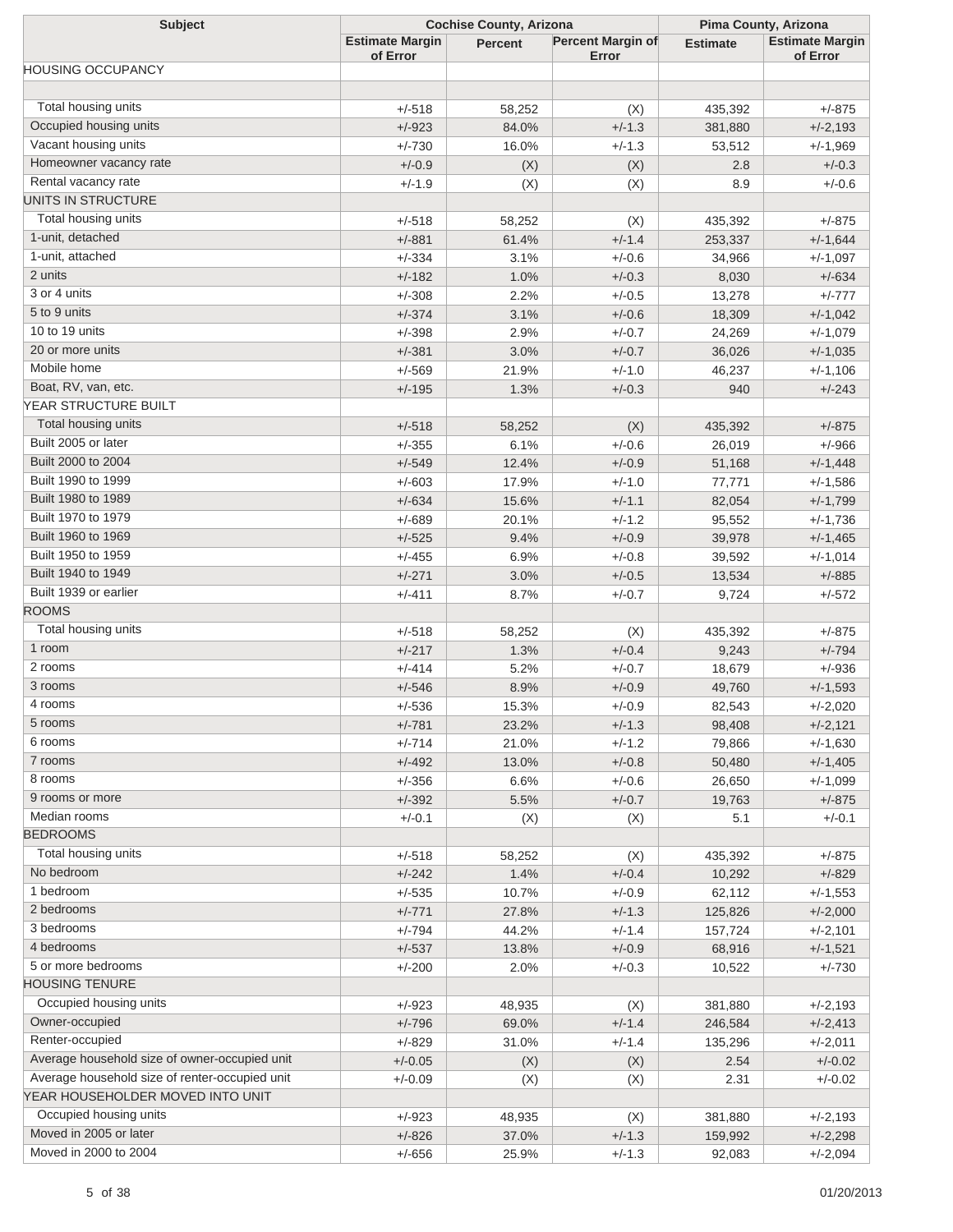| Subject | Cochise County, Arizona | | | Pima County, Arizona | |
|---|---|---|---|---|---|
| | Estimate Margin of Error | Percent | Percent Margin of Error | Estimate | Estimate Margin of Error |
| HOUSING OCCUPANCY | | | | | |
| | | | | | |
| Total housing units | +/-518 | 58,252 | (X) | 435,392 | +/-875 |
| Occupied housing units | +/-923 | 84.0% | +/-1.3 | 381,880 | +/-2,193 |
| Vacant housing units | +/-730 | 16.0% | +/-1.3 | 53,512 | +/-1,969 |
| Homeowner vacancy rate | +/-0.9 | (X) | (X) | 2.8 | +/-0.3 |
| Rental vacancy rate | +/-1.9 | (X) | (X) | 8.9 | +/-0.6 |
| UNITS IN STRUCTURE | | | | | |
| Total housing units | +/-518 | 58,252 | (X) | 435,392 | +/-875 |
| 1-unit, detached | +/-881 | 61.4% | +/-1.4 | 253,337 | +/-1,644 |
| 1-unit, attached | +/-334 | 3.1% | +/-0.6 | 34,966 | +/-1,097 |
| 2 units | +/-182 | 1.0% | +/-0.3 | 8,030 | +/-634 |
| 3 or 4 units | +/-308 | 2.2% | +/-0.5 | 13,278 | +/-777 |
| 5 to 9 units | +/-374 | 3.1% | +/-0.6 | 18,309 | +/-1,042 |
| 10 to 19 units | +/-398 | 2.9% | +/-0.7 | 24,269 | +/-1,079 |
| 20 or more units | +/-381 | 3.0% | +/-0.7 | 36,026 | +/-1,035 |
| Mobile home | +/-569 | 21.9% | +/-1.0 | 46,237 | +/-1,106 |
| Boat, RV, van, etc. | +/-195 | 1.3% | +/-0.3 | 940 | +/-243 |
| YEAR STRUCTURE BUILT | | | | | |
| Total housing units | +/-518 | 58,252 | (X) | 435,392 | +/-875 |
| Built 2005 or later | +/-355 | 6.1% | +/-0.6 | 26,019 | +/-966 |
| Built 2000 to 2004 | +/-549 | 12.4% | +/-0.9 | 51,168 | +/-1,448 |
| Built 1990 to 1999 | +/-603 | 17.9% | +/-1.0 | 77,771 | +/-1,586 |
| Built 1980 to 1989 | +/-634 | 15.6% | +/-1.1 | 82,054 | +/-1,799 |
| Built 1970 to 1979 | +/-689 | 20.1% | +/-1.2 | 95,552 | +/-1,736 |
| Built 1960 to 1969 | +/-525 | 9.4% | +/-0.9 | 39,978 | +/-1,465 |
| Built 1950 to 1959 | +/-455 | 6.9% | +/-0.8 | 39,592 | +/-1,014 |
| Built 1940 to 1949 | +/-271 | 3.0% | +/-0.5 | 13,534 | +/-885 |
| Built 1939 or earlier | +/-411 | 8.7% | +/-0.7 | 9,724 | +/-572 |
| ROOMS | | | | | |
| Total housing units | +/-518 | 58,252 | (X) | 435,392 | +/-875 |
| 1 room | +/-217 | 1.3% | +/-0.4 | 9,243 | +/-794 |
| 2 rooms | +/-414 | 5.2% | +/-0.7 | 18,679 | +/-936 |
| 3 rooms | +/-546 | 8.9% | +/-0.9 | 49,760 | +/-1,593 |
| 4 rooms | +/-536 | 15.3% | +/-0.9 | 82,543 | +/-2,020 |
| 5 rooms | +/-781 | 23.2% | +/-1.3 | 98,408 | +/-2,121 |
| 6 rooms | +/-714 | 21.0% | +/-1.2 | 79,866 | +/-1,630 |
| 7 rooms | +/-492 | 13.0% | +/-0.8 | 50,480 | +/-1,405 |
| 8 rooms | +/-356 | 6.6% | +/-0.6 | 26,650 | +/-1,099 |
| 9 rooms or more | +/-392 | 5.5% | +/-0.7 | 19,763 | +/-875 |
| Median rooms | +/-0.1 | (X) | (X) | 5.1 | +/-0.1 |
| BEDROOMS | | | | | |
| Total housing units | +/-518 | 58,252 | (X) | 435,392 | +/-875 |
| No bedroom | +/-242 | 1.4% | +/-0.4 | 10,292 | +/-829 |
| 1 bedroom | +/-535 | 10.7% | +/-0.9 | 62,112 | +/-1,553 |
| 2 bedrooms | +/-771 | 27.8% | +/-1.3 | 125,826 | +/-2,000 |
| 3 bedrooms | +/-794 | 44.2% | +/-1.4 | 157,724 | +/-2,101 |
| 4 bedrooms | +/-537 | 13.8% | +/-0.9 | 68,916 | +/-1,521 |
| 5 or more bedrooms | +/-200 | 2.0% | +/-0.3 | 10,522 | +/-730 |
| HOUSING TENURE | | | | | |
| Occupied housing units | +/-923 | 48,935 | (X) | 381,880 | +/-2,193 |
| Owner-occupied | +/-796 | 69.0% | +/-1.4 | 246,584 | +/-2,413 |
| Renter-occupied | +/-829 | 31.0% | +/-1.4 | 135,296 | +/-2,011 |
| Average household size of owner-occupied unit | +/-0.05 | (X) | (X) | 2.54 | +/-0.02 |
| Average household size of renter-occupied unit | +/-0.09 | (X) | (X) | 2.31 | +/-0.02 |
| YEAR HOUSEHOLDER MOVED INTO UNIT | | | | | |
| Occupied housing units | +/-923 | 48,935 | (X) | 381,880 | +/-2,193 |
| Moved in 2005 or later | +/-826 | 37.0% | +/-1.3 | 159,992 | +/-2,298 |
| Moved in 2000 to 2004 | +/-656 | 25.9% | +/-1.3 | 92,083 | +/-2,094 |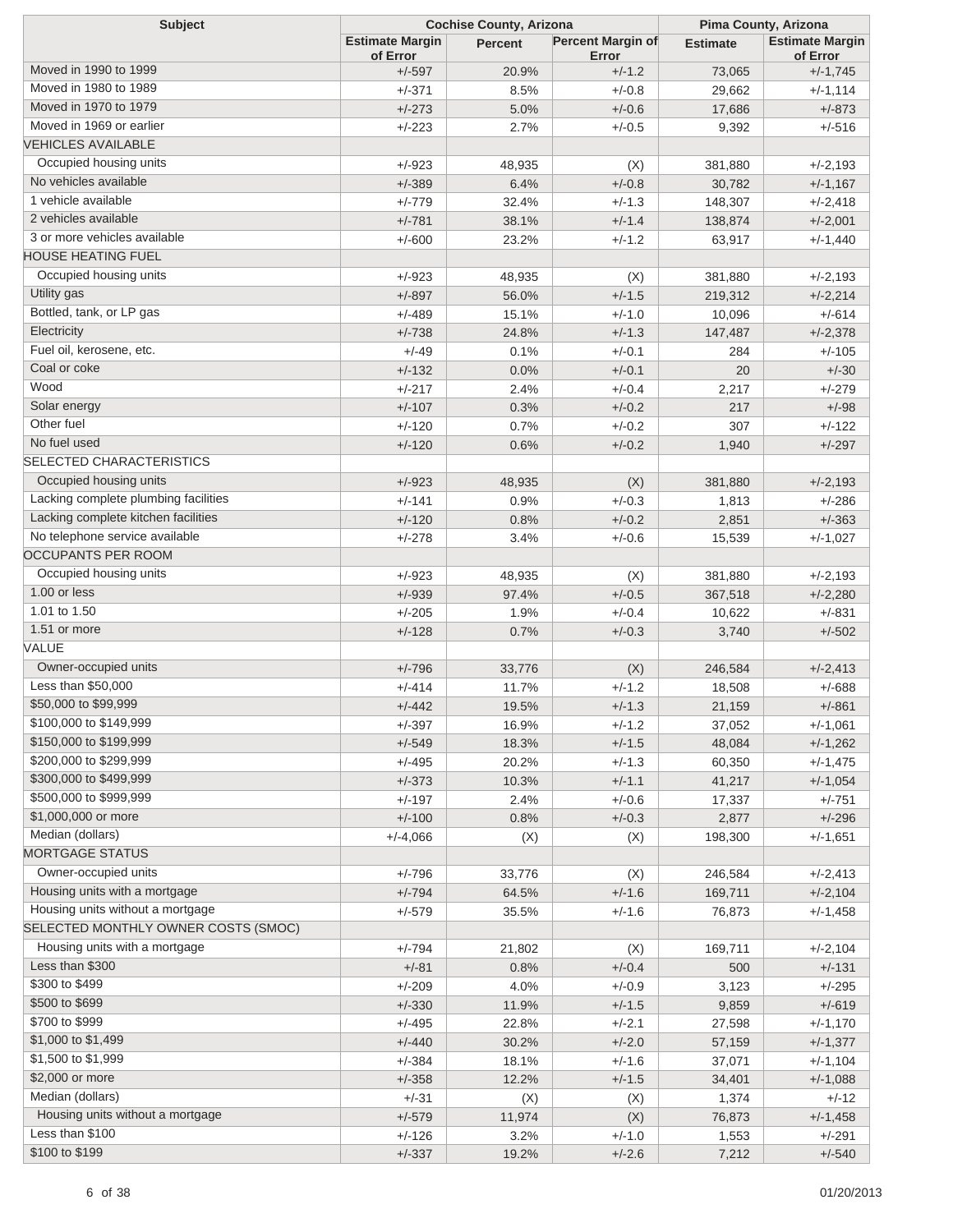| Subject | Cochise County, Arizona | | | Pima County, Arizona | |
|---|---|---|---|---|---|
| | Estimate Margin of Error | Percent | Percent Margin of Error | Estimate | Estimate Margin of Error |
| Moved in 1990 to 1999 | +/-597 | 20.9% | +/-1.2 | 73,065 | +/-1,745 |
| Moved in 1980 to 1989 | +/-371 | 8.5% | +/-0.8 | 29,662 | +/-1,114 |
| Moved in 1970 to 1979 | +/-273 | 5.0% | +/-0.6 | 17,686 | +/-873 |
| Moved in 1969 or earlier | +/-223 | 2.7% | +/-0.5 | 9,392 | +/-516 |
| VEHICLES AVAILABLE | | | | | |
| Occupied housing units | +/-923 | 48,935 | (X) | 381,880 | +/-2,193 |
| No vehicles available | +/-389 | 6.4% | +/-0.8 | 30,782 | +/-1,167 |
| 1 vehicle available | +/-779 | 32.4% | +/-1.3 | 148,307 | +/-2,418 |
| 2 vehicles available | +/-781 | 38.1% | +/-1.4 | 138,874 | +/-2,001 |
| 3 or more vehicles available | +/-600 | 23.2% | +/-1.2 | 63,917 | +/-1,440 |
| HOUSE HEATING FUEL | | | | | |
| Occupied housing units | +/-923 | 48,935 | (X) | 381,880 | +/-2,193 |
| Utility gas | +/-897 | 56.0% | +/-1.5 | 219,312 | +/-2,214 |
| Bottled, tank, or LP gas | +/-489 | 15.1% | +/-1.0 | 10,096 | +/-614 |
| Electricity | +/-738 | 24.8% | +/-1.3 | 147,487 | +/-2,378 |
| Fuel oil, kerosene, etc. | +/-49 | 0.1% | +/-0.1 | 284 | +/-105 |
| Coal or coke | +/-132 | 0.0% | +/-0.1 | 20 | +/-30 |
| Wood | +/-217 | 2.4% | +/-0.4 | 2,217 | +/-279 |
| Solar energy | +/-107 | 0.3% | +/-0.2 | 217 | +/-98 |
| Other fuel | +/-120 | 0.7% | +/-0.2 | 307 | +/-122 |
| No fuel used | +/-120 | 0.6% | +/-0.2 | 1,940 | +/-297 |
| SELECTED CHARACTERISTICS | | | | | |
| Occupied housing units | +/-923 | 48,935 | (X) | 381,880 | +/-2,193 |
| Lacking complete plumbing facilities | +/-141 | 0.9% | +/-0.3 | 1,813 | +/-286 |
| Lacking complete kitchen facilities | +/-120 | 0.8% | +/-0.2 | 2,851 | +/-363 |
| No telephone service available | +/-278 | 3.4% | +/-0.6 | 15,539 | +/-1,027 |
| OCCUPANTS PER ROOM | | | | | |
| Occupied housing units | +/-923 | 48,935 | (X) | 381,880 | +/-2,193 |
| 1.00 or less | +/-939 | 97.4% | +/-0.5 | 367,518 | +/-2,280 |
| 1.01 to 1.50 | +/-205 | 1.9% | +/-0.4 | 10,622 | +/-831 |
| 1.51 or more | +/-128 | 0.7% | +/-0.3 | 3,740 | +/-502 |
| VALUE | | | | | |
| Owner-occupied units | +/-796 | 33,776 | (X) | 246,584 | +/-2,413 |
| Less than $50,000 | +/-414 | 11.7% | +/-1.2 | 18,508 | +/-688 |
| $50,000 to $99,999 | +/-442 | 19.5% | +/-1.3 | 21,159 | +/-861 |
| $100,000 to $149,999 | +/-397 | 16.9% | +/-1.2 | 37,052 | +/-1,061 |
| $150,000 to $199,999 | +/-549 | 18.3% | +/-1.5 | 48,084 | +/-1,262 |
| $200,000 to $299,999 | +/-495 | 20.2% | +/-1.3 | 60,350 | +/-1,475 |
| $300,000 to $499,999 | +/-373 | 10.3% | +/-1.1 | 41,217 | +/-1,054 |
| $500,000 to $999,999 | +/-197 | 2.4% | +/-0.6 | 17,337 | +/-751 |
| $1,000,000 or more | +/-100 | 0.8% | +/-0.3 | 2,877 | +/-296 |
| Median (dollars) | +/-4,066 | (X) | (X) | 198,300 | +/-1,651 |
| MORTGAGE STATUS | | | | | |
| Owner-occupied units | +/-796 | 33,776 | (X) | 246,584 | +/-2,413 |
| Housing units with a mortgage | +/-794 | 64.5% | +/-1.6 | 169,711 | +/-2,104 |
| Housing units without a mortgage | +/-579 | 35.5% | +/-1.6 | 76,873 | +/-1,458 |
| SELECTED MONTHLY OWNER COSTS (SMOC) | | | | | |
| Housing units with a mortgage | +/-794 | 21,802 | (X) | 169,711 | +/-2,104 |
| Less than $300 | +/-81 | 0.8% | +/-0.4 | 500 | +/-131 |
| $300 to $499 | +/-209 | 4.0% | +/-0.9 | 3,123 | +/-295 |
| $500 to $699 | +/-330 | 11.9% | +/-1.5 | 9,859 | +/-619 |
| $700 to $999 | +/-495 | 22.8% | +/-2.1 | 27,598 | +/-1,170 |
| $1,000 to $1,499 | +/-440 | 30.2% | +/-2.0 | 57,159 | +/-1,377 |
| $1,500 to $1,999 | +/-384 | 18.1% | +/-1.6 | 37,071 | +/-1,104 |
| $2,000 or more | +/-358 | 12.2% | +/-1.5 | 34,401 | +/-1,088 |
| Median (dollars) | +/-31 | (X) | (X) | 1,374 | +/-12 |
| Housing units without a mortgage | +/-579 | 11,974 | (X) | 76,873 | +/-1,458 |
| Less than $100 | +/-126 | 3.2% | +/-1.0 | 1,553 | +/-291 |
| $100 to $199 | +/-337 | 19.2% | +/-2.6 | 7,212 | +/-540 |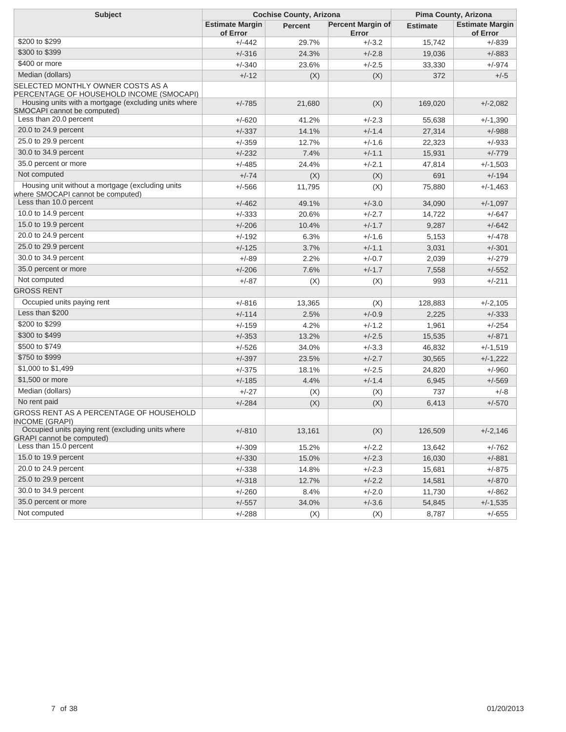| Subject | Cochise County, Arizona | | | Pima County, Arizona | |
|---|---|---|---|---|---|
| | Estimate Margin of Error | Percent | Percent Margin of Error | Estimate | Estimate Margin of Error |
| $200 to $299 | +/-442 | 29.7% | +/-3.2 | 15,742 | +/-839 |
| $300 to $399 | +/-316 | 24.3% | +/-2.8 | 19,036 | +/-883 |
| $400 or more | +/-340 | 23.6% | +/-2.5 | 33,330 | +/-974 |
| Median (dollars) | +/-12 | (X) | (X) | 372 | +/-5 |
| SELECTED MONTHLY OWNER COSTS AS A PERCENTAGE OF HOUSEHOLD INCOME (SMOCAPI) | | | | | |
| Housing units with a mortgage (excluding units where SMOCAPI cannot be computed) | +/-785 | 21,680 | (X) | 169,020 | +/-2,082 |
| Less than 20.0 percent | +/-620 | 41.2% | +/-2.3 | 55,638 | +/-1,390 |
| 20.0 to 24.9 percent | +/-337 | 14.1% | +/-1.4 | 27,314 | +/-988 |
| 25.0 to 29.9 percent | +/-359 | 12.7% | +/-1.6 | 22,323 | +/-933 |
| 30.0 to 34.9 percent | +/-232 | 7.4% | +/-1.1 | 15,931 | +/-779 |
| 35.0 percent or more | +/-485 | 24.4% | +/-2.1 | 47,814 | +/-1,503 |
| Not computed | +/-74 | (X) | (X) | 691 | +/-194 |
| Housing unit without a mortgage (excluding units where SMOCAPI cannot be computed) | +/-566 | 11,795 | (X) | 75,880 | +/-1,463 |
| Less than 10.0 percent | +/-462 | 49.1% | +/-3.0 | 34,090 | +/-1,097 |
| 10.0 to 14.9 percent | +/-333 | 20.6% | +/-2.7 | 14,722 | +/-647 |
| 15.0 to 19.9 percent | +/-206 | 10.4% | +/-1.7 | 9,287 | +/-642 |
| 20.0 to 24.9 percent | +/-192 | 6.3% | +/-1.6 | 5,153 | +/-478 |
| 25.0 to 29.9 percent | +/-125 | 3.7% | +/-1.1 | 3,031 | +/-301 |
| 30.0 to 34.9 percent | +/-89 | 2.2% | +/-0.7 | 2,039 | +/-279 |
| 35.0 percent or more | +/-206 | 7.6% | +/-1.7 | 7,558 | +/-552 |
| Not computed | +/-87 | (X) | (X) | 993 | +/-211 |
| GROSS RENT | | | | | |
| Occupied units paying rent | +/-816 | 13,365 | (X) | 128,883 | +/-2,105 |
| Less than $200 | +/-114 | 2.5% | +/-0.9 | 2,225 | +/-333 |
| $200 to $299 | +/-159 | 4.2% | +/-1.2 | 1,961 | +/-254 |
| $300 to $499 | +/-353 | 13.2% | +/-2.5 | 15,535 | +/-871 |
| $500 to $749 | +/-526 | 34.0% | +/-3.3 | 46,832 | +/-1,519 |
| $750 to $999 | +/-397 | 23.5% | +/-2.7 | 30,565 | +/-1,222 |
| $1,000 to $1,499 | +/-375 | 18.1% | +/-2.5 | 24,820 | +/-960 |
| $1,500 or more | +/-185 | 4.4% | +/-1.4 | 6,945 | +/-569 |
| Median (dollars) | +/-27 | (X) | (X) | 737 | +/-8 |
| No rent paid | +/-284 | (X) | (X) | 6,413 | +/-570 |
| GROSS RENT AS A PERCENTAGE OF HOUSEHOLD INCOME (GRAPI) | | | | | |
| Occupied units paying rent (excluding units where GRAPI cannot be computed) | +/-810 | 13,161 | (X) | 126,509 | +/-2,146 |
| Less than 15.0 percent | +/-309 | 15.2% | +/-2.2 | 13,642 | +/-762 |
| 15.0 to 19.9 percent | +/-330 | 15.0% | +/-2.3 | 16,030 | +/-881 |
| 20.0 to 24.9 percent | +/-338 | 14.8% | +/-2.3 | 15,681 | +/-875 |
| 25.0 to 29.9 percent | +/-318 | 12.7% | +/-2.2 | 14,581 | +/-870 |
| 30.0 to 34.9 percent | +/-260 | 8.4% | +/-2.0 | 11,730 | +/-862 |
| 35.0 percent or more | +/-557 | 34.0% | +/-3.6 | 54,845 | +/-1,535 |
| Not computed | +/-288 | (X) | (X) | 8,787 | +/-655 |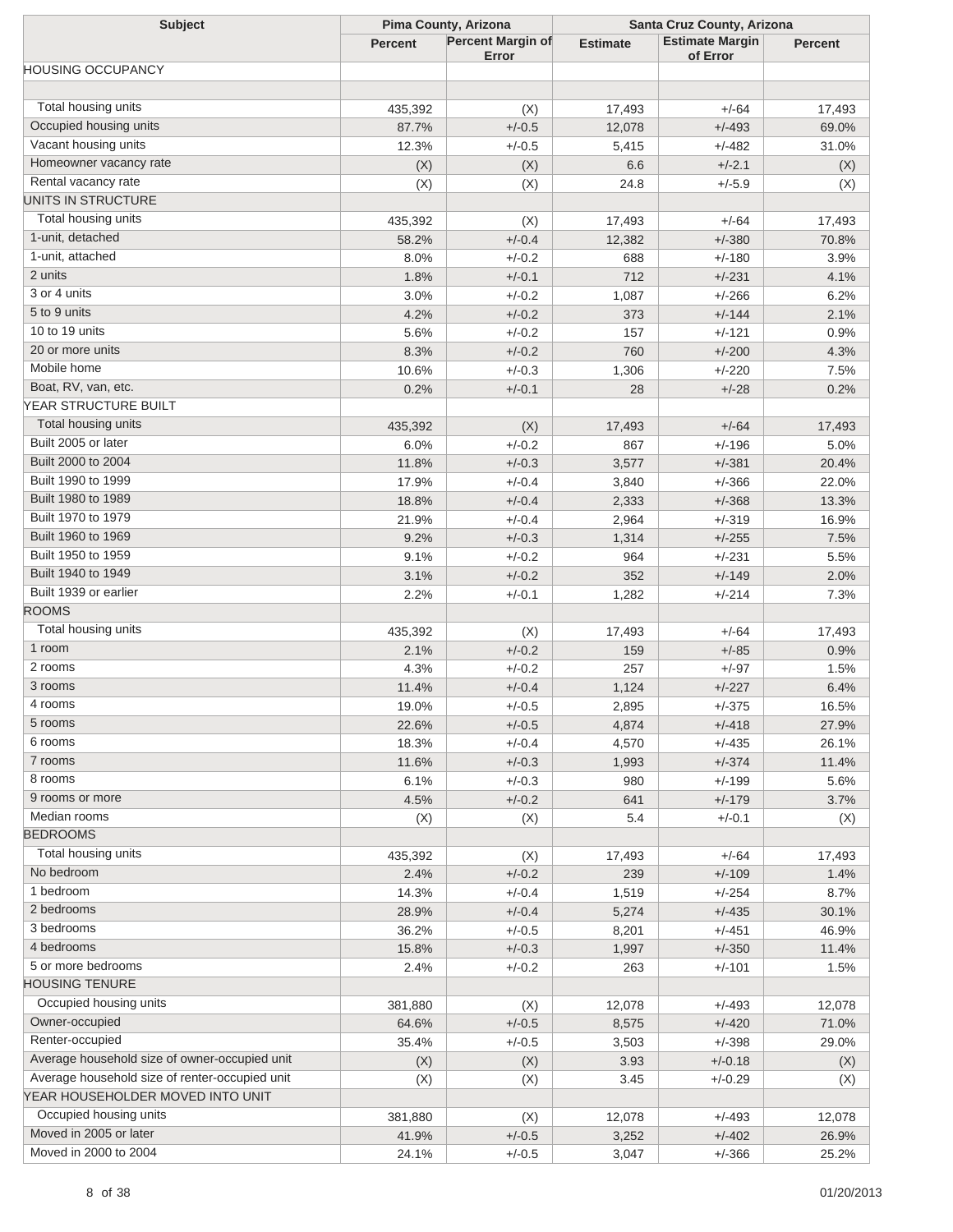| Subject | Pima County, Arizona | | Santa Cruz County, Arizona | | |
|---|---|---|---|---|---|
| | Percent | Percent Margin of Error | Estimate | Estimate Margin of Error | Percent |
| HOUSING OCCUPANCY | | | | | |
| | | | | | |
| Total housing units | 435,392 | (X) | 17,493 | +/-64 | 17,493 |
| Occupied housing units | 87.7% | +/-0.5 | 12,078 | +/-493 | 69.0% |
| Vacant housing units | 12.3% | +/-0.5 | 5,415 | +/-482 | 31.0% |
| Homeowner vacancy rate | (X) | (X) | 6.6 | +/-2.1 | (X) |
| Rental vacancy rate | (X) | (X) | 24.8 | +/-5.9 | (X) |
| UNITS IN STRUCTURE | | | | | |
| Total housing units | 435,392 | (X) | 17,493 | +/-64 | 17,493 |
| 1-unit, detached | 58.2% | +/-0.4 | 12,382 | +/-380 | 70.8% |
| 1-unit, attached | 8.0% | +/-0.2 | 688 | +/-180 | 3.9% |
| 2 units | 1.8% | +/-0.1 | 712 | +/-231 | 4.1% |
| 3 or 4 units | 3.0% | +/-0.2 | 1,087 | +/-266 | 6.2% |
| 5 to 9 units | 4.2% | +/-0.2 | 373 | +/-144 | 2.1% |
| 10 to 19 units | 5.6% | +/-0.2 | 157 | +/-121 | 0.9% |
| 20 or more units | 8.3% | +/-0.2 | 760 | +/-200 | 4.3% |
| Mobile home | 10.6% | +/-0.3 | 1,306 | +/-220 | 7.5% |
| Boat, RV, van, etc. | 0.2% | +/-0.1 | 28 | +/-28 | 0.2% |
| YEAR STRUCTURE BUILT | | | | | |
| Total housing units | 435,392 | (X) | 17,493 | +/-64 | 17,493 |
| Built 2005 or later | 6.0% | +/-0.2 | 867 | +/-196 | 5.0% |
| Built 2000 to 2004 | 11.8% | +/-0.3 | 3,577 | +/-381 | 20.4% |
| Built 1990 to 1999 | 17.9% | +/-0.4 | 3,840 | +/-366 | 22.0% |
| Built 1980 to 1989 | 18.8% | +/-0.4 | 2,333 | +/-368 | 13.3% |
| Built 1970 to 1979 | 21.9% | +/-0.4 | 2,964 | +/-319 | 16.9% |
| Built 1960 to 1969 | 9.2% | +/-0.3 | 1,314 | +/-255 | 7.5% |
| Built 1950 to 1959 | 9.1% | +/-0.2 | 964 | +/-231 | 5.5% |
| Built 1940 to 1949 | 3.1% | +/-0.2 | 352 | +/-149 | 2.0% |
| Built 1939 or earlier | 2.2% | +/-0.1 | 1,282 | +/-214 | 7.3% |
| ROOMS | | | | | |
| Total housing units | 435,392 | (X) | 17,493 | +/-64 | 17,493 |
| 1 room | 2.1% | +/-0.2 | 159 | +/-85 | 0.9% |
| 2 rooms | 4.3% | +/-0.2 | 257 | +/-97 | 1.5% |
| 3 rooms | 11.4% | +/-0.4 | 1,124 | +/-227 | 6.4% |
| 4 rooms | 19.0% | +/-0.5 | 2,895 | +/-375 | 16.5% |
| 5 rooms | 22.6% | +/-0.5 | 4,874 | +/-418 | 27.9% |
| 6 rooms | 18.3% | +/-0.4 | 4,570 | +/-435 | 26.1% |
| 7 rooms | 11.6% | +/-0.3 | 1,993 | +/-374 | 11.4% |
| 8 rooms | 6.1% | +/-0.3 | 980 | +/-199 | 5.6% |
| 9 rooms or more | 4.5% | +/-0.2 | 641 | +/-179 | 3.7% |
| Median rooms | (X) | (X) | 5.4 | +/-0.1 | (X) |
| BEDROOMS | | | | | |
| Total housing units | 435,392 | (X) | 17,493 | +/-64 | 17,493 |
| No bedroom | 2.4% | +/-0.2 | 239 | +/-109 | 1.4% |
| 1 bedroom | 14.3% | +/-0.4 | 1,519 | +/-254 | 8.7% |
| 2 bedrooms | 28.9% | +/-0.4 | 5,274 | +/-435 | 30.1% |
| 3 bedrooms | 36.2% | +/-0.5 | 8,201 | +/-451 | 46.9% |
| 4 bedrooms | 15.8% | +/-0.3 | 1,997 | +/-350 | 11.4% |
| 5 or more bedrooms | 2.4% | +/-0.2 | 263 | +/-101 | 1.5% |
| HOUSING TENURE | | | | | |
| Occupied housing units | 381,880 | (X) | 12,078 | +/-493 | 12,078 |
| Owner-occupied | 64.6% | +/-0.5 | 8,575 | +/-420 | 71.0% |
| Renter-occupied | 35.4% | +/-0.5 | 3,503 | +/-398 | 29.0% |
| Average household size of owner-occupied unit | (X) | (X) | 3.93 | +/-0.18 | (X) |
| Average household size of renter-occupied unit | (X) | (X) | 3.45 | +/-0.29 | (X) |
| YEAR HOUSEHOLDER MOVED INTO UNIT | | | | | |
| Occupied housing units | 381,880 | (X) | 12,078 | +/-493 | 12,078 |
| Moved in 2005 or later | 41.9% | +/-0.5 | 3,252 | +/-402 | 26.9% |
| Moved in 2000 to 2004 | 24.1% | +/-0.5 | 3,047 | +/-366 | 25.2% |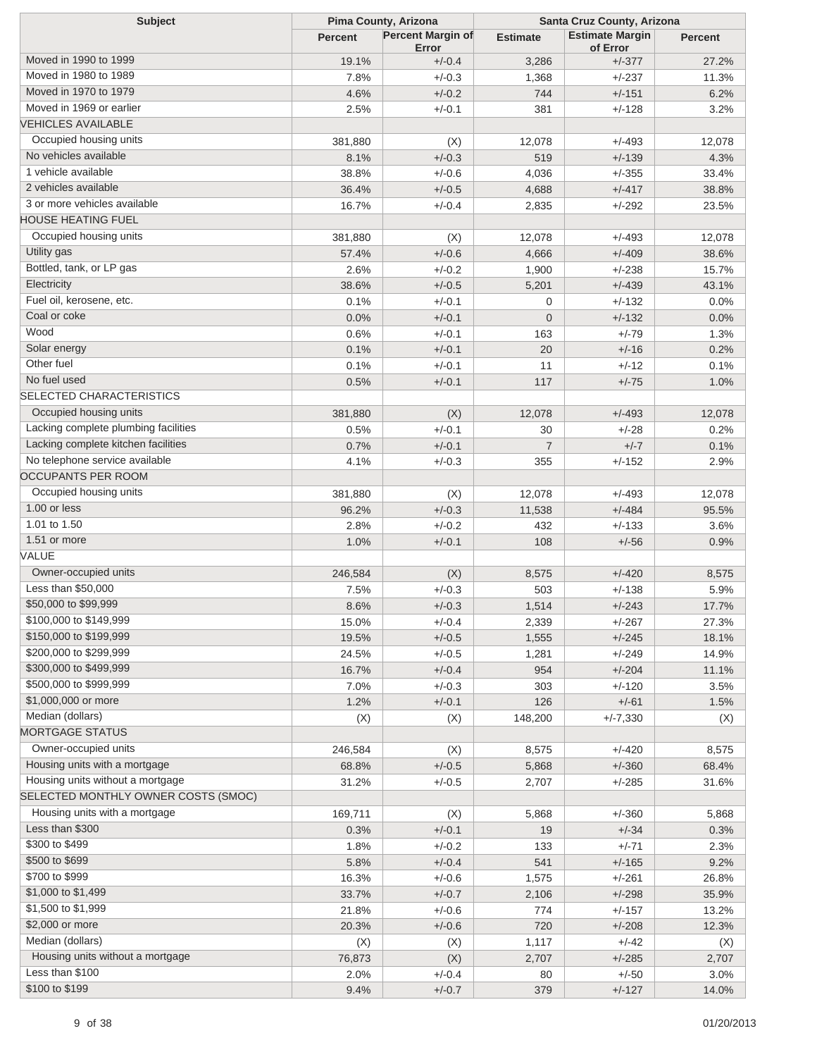| Subject | Pima County, Arizona | | Santa Cruz County, Arizona | | |
|---|---|---|---|---|---|
| | Percent | Percent Margin of Error | Estimate | Estimate Margin of Error | Percent |
| Moved in 1990 to 1999 | 19.1% | +/-0.4 | 3,286 | +/-377 | 27.2% |
| Moved in 1980 to 1989 | 7.8% | +/-0.3 | 1,368 | +/-237 | 11.3% |
| Moved in 1970 to 1979 | 4.6% | +/-0.2 | 744 | +/-151 | 6.2% |
| Moved in 1969 or earlier | 2.5% | +/-0.1 | 381 | +/-128 | 3.2% |
| VEHICLES AVAILABLE | | | | | |
| Occupied housing units | 381,880 | (X) | 12,078 | +/-493 | 12,078 |
| No vehicles available | 8.1% | +/-0.3 | 519 | +/-139 | 4.3% |
| 1 vehicle available | 38.8% | +/-0.6 | 4,036 | +/-355 | 33.4% |
| 2 vehicles available | 36.4% | +/-0.5 | 4,688 | +/-417 | 38.8% |
| 3 or more vehicles available | 16.7% | +/-0.4 | 2,835 | +/-292 | 23.5% |
| HOUSE HEATING FUEL | | | | | |
| Occupied housing units | 381,880 | (X) | 12,078 | +/-493 | 12,078 |
| Utility gas | 57.4% | +/-0.6 | 4,666 | +/-409 | 38.6% |
| Bottled, tank, or LP gas | 2.6% | +/-0.2 | 1,900 | +/-238 | 15.7% |
| Electricity | 38.6% | +/-0.5 | 5,201 | +/-439 | 43.1% |
| Fuel oil, kerosene, etc. | 0.1% | +/-0.1 | 0 | +/-132 | 0.0% |
| Coal or coke | 0.0% | +/-0.1 | 0 | +/-132 | 0.0% |
| Wood | 0.6% | +/-0.1 | 163 | +/-79 | 1.3% |
| Solar energy | 0.1% | +/-0.1 | 20 | +/-16 | 0.2% |
| Other fuel | 0.1% | +/-0.1 | 11 | +/-12 | 0.1% |
| No fuel used | 0.5% | +/-0.1 | 117 | +/-75 | 1.0% |
| SELECTED CHARACTERISTICS | | | | | |
| Occupied housing units | 381,880 | (X) | 12,078 | +/-493 | 12,078 |
| Lacking complete plumbing facilities | 0.5% | +/-0.1 | 30 | +/-28 | 0.2% |
| Lacking complete kitchen facilities | 0.7% | +/-0.1 | 7 | +/-7 | 0.1% |
| No telephone service available | 4.1% | +/-0.3 | 355 | +/-152 | 2.9% |
| OCCUPANTS PER ROOM | | | | | |
| Occupied housing units | 381,880 | (X) | 12,078 | +/-493 | 12,078 |
| 1.00 or less | 96.2% | +/-0.3 | 11,538 | +/-484 | 95.5% |
| 1.01 to 1.50 | 2.8% | +/-0.2 | 432 | +/-133 | 3.6% |
| 1.51 or more | 1.0% | +/-0.1 | 108 | +/-56 | 0.9% |
| VALUE | | | | | |
| Owner-occupied units | 246,584 | (X) | 8,575 | +/-420 | 8,575 |
| Less than $50,000 | 7.5% | +/-0.3 | 503 | +/-138 | 5.9% |
| $50,000 to $99,999 | 8.6% | +/-0.3 | 1,514 | +/-243 | 17.7% |
| $100,000 to $149,999 | 15.0% | +/-0.4 | 2,339 | +/-267 | 27.3% |
| $150,000 to $199,999 | 19.5% | +/-0.5 | 1,555 | +/-245 | 18.1% |
| $200,000 to $299,999 | 24.5% | +/-0.5 | 1,281 | +/-249 | 14.9% |
| $300,000 to $499,999 | 16.7% | +/-0.4 | 954 | +/-204 | 11.1% |
| $500,000 to $999,999 | 7.0% | +/-0.3 | 303 | +/-120 | 3.5% |
| $1,000,000 or more | 1.2% | +/-0.1 | 126 | +/-61 | 1.5% |
| Median (dollars) | (X) | (X) | 148,200 | +/-7,330 | (X) |
| MORTGAGE STATUS | | | | | |
| Owner-occupied units | 246,584 | (X) | 8,575 | +/-420 | 8,575 |
| Housing units with a mortgage | 68.8% | +/-0.5 | 5,868 | +/-360 | 68.4% |
| Housing units without a mortgage | 31.2% | +/-0.5 | 2,707 | +/-285 | 31.6% |
| SELECTED MONTHLY OWNER COSTS (SMOC) | | | | | |
| Housing units with a mortgage | 169,711 | (X) | 5,868 | +/-360 | 5,868 |
| Less than $300 | 0.3% | +/-0.1 | 19 | +/-34 | 0.3% |
| $300 to $499 | 1.8% | +/-0.2 | 133 | +/-71 | 2.3% |
| $500 to $699 | 5.8% | +/-0.4 | 541 | +/-165 | 9.2% |
| $700 to $999 | 16.3% | +/-0.6 | 1,575 | +/-261 | 26.8% |
| $1,000 to $1,499 | 33.7% | +/-0.7 | 2,106 | +/-298 | 35.9% |
| $1,500 to $1,999 | 21.8% | +/-0.6 | 774 | +/-157 | 13.2% |
| $2,000 or more | 20.3% | +/-0.6 | 720 | +/-208 | 12.3% |
| Median (dollars) | (X) | (X) | 1,117 | +/-42 | (X) |
| Housing units without a mortgage | 76,873 | (X) | 2,707 | +/-285 | 2,707 |
| Less than $100 | 2.0% | +/-0.4 | 80 | +/-50 | 3.0% |
| $100 to $199 | 9.4% | +/-0.7 | 379 | +/-127 | 14.0% |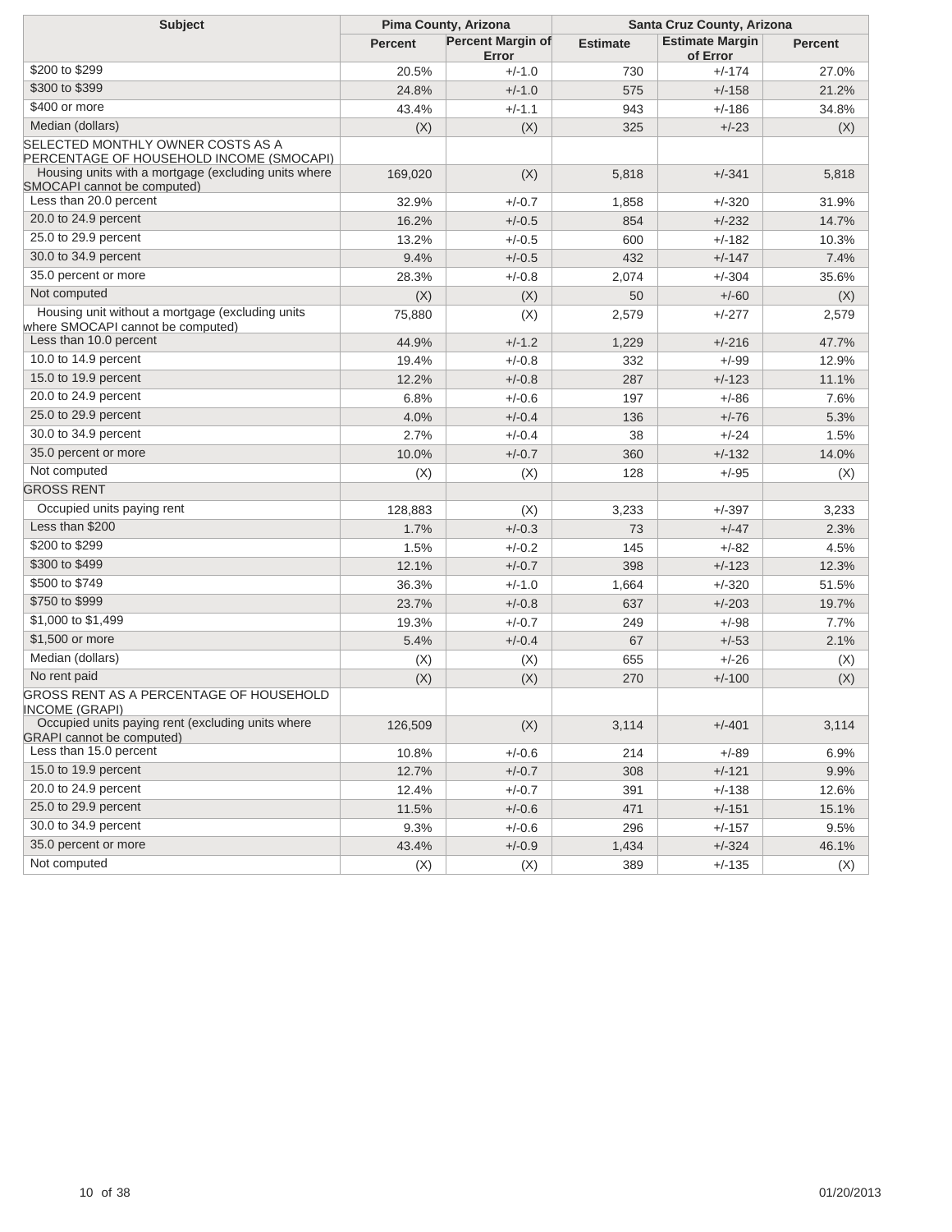| Subject | Pima County, Arizona | | Santa Cruz County, Arizona | | |
|---|---|---|---|---|---|
| | Percent | Percent Margin of Error | Estimate | Estimate Margin of Error | Percent |
| $200 to $299 | 20.5% | +/-1.0 | 730 | +/-174 | 27.0% |
| $300 to $399 | 24.8% | +/-1.0 | 575 | +/-158 | 21.2% |
| $400 or more | 43.4% | +/-1.1 | 943 | +/-186 | 34.8% |
| Median (dollars) | (X) | (X) | 325 | +/-23 | (X) |
| SELECTED MONTHLY OWNER COSTS AS A PERCENTAGE OF HOUSEHOLD INCOME (SMOCAPI) | | | | | |
| Housing units with a mortgage (excluding units where SMOCAPI cannot be computed) | 169,020 | (X) | 5,818 | +/-341 | 5,818 |
| Less than 20.0 percent | 32.9% | +/-0.7 | 1,858 | +/-320 | 31.9% |
| 20.0 to 24.9 percent | 16.2% | +/-0.5 | 854 | +/-232 | 14.7% |
| 25.0 to 29.9 percent | 13.2% | +/-0.5 | 600 | +/-182 | 10.3% |
| 30.0 to 34.9 percent | 9.4% | +/-0.5 | 432 | +/-147 | 7.4% |
| 35.0 percent or more | 28.3% | +/-0.8 | 2,074 | +/-304 | 35.6% |
| Not computed | (X) | (X) | 50 | +/-60 | (X) |
| Housing unit without a mortgage (excluding units where SMOCAPI cannot be computed) | 75,880 | (X) | 2,579 | +/-277 | 2,579 |
| Less than 10.0 percent | 44.9% | +/-1.2 | 1,229 | +/-216 | 47.7% |
| 10.0 to 14.9 percent | 19.4% | +/-0.8 | 332 | +/-99 | 12.9% |
| 15.0 to 19.9 percent | 12.2% | +/-0.8 | 287 | +/-123 | 11.1% |
| 20.0 to 24.9 percent | 6.8% | +/-0.6 | 197 | +/-86 | 7.6% |
| 25.0 to 29.9 percent | 4.0% | +/-0.4 | 136 | +/-76 | 5.3% |
| 30.0 to 34.9 percent | 2.7% | +/-0.4 | 38 | +/-24 | 1.5% |
| 35.0 percent or more | 10.0% | +/-0.7 | 360 | +/-132 | 14.0% |
| Not computed | (X) | (X) | 128 | +/-95 | (X) |
| GROSS RENT | | | | | |
| Occupied units paying rent | 128,883 | (X) | 3,233 | +/-397 | 3,233 |
| Less than $200 | 1.7% | +/-0.3 | 73 | +/-47 | 2.3% |
| $200 to $299 | 1.5% | +/-0.2 | 145 | +/-82 | 4.5% |
| $300 to $499 | 12.1% | +/-0.7 | 398 | +/-123 | 12.3% |
| $500 to $749 | 36.3% | +/-1.0 | 1,664 | +/-320 | 51.5% |
| $750 to $999 | 23.7% | +/-0.8 | 637 | +/-203 | 19.7% |
| $1,000 to $1,499 | 19.3% | +/-0.7 | 249 | +/-98 | 7.7% |
| $1,500 or more | 5.4% | +/-0.4 | 67 | +/-53 | 2.1% |
| Median (dollars) | (X) | (X) | 655 | +/-26 | (X) |
| No rent paid | (X) | (X) | 270 | +/-100 | (X) |
| GROSS RENT AS A PERCENTAGE OF HOUSEHOLD INCOME (GRAPI) | | | | | |
| Occupied units paying rent (excluding units where GRAPI cannot be computed) | 126,509 | (X) | 3,114 | +/-401 | 3,114 |
| Less than 15.0 percent | 10.8% | +/-0.6 | 214 | +/-89 | 6.9% |
| 15.0 to 19.9 percent | 12.7% | +/-0.7 | 308 | +/-121 | 9.9% |
| 20.0 to 24.9 percent | 12.4% | +/-0.7 | 391 | +/-138 | 12.6% |
| 25.0 to 29.9 percent | 11.5% | +/-0.6 | 471 | +/-151 | 15.1% |
| 30.0 to 34.9 percent | 9.3% | +/-0.6 | 296 | +/-157 | 9.5% |
| 35.0 percent or more | 43.4% | +/-0.9 | 1,434 | +/-324 | 46.1% |
| Not computed | (X) | (X) | 389 | +/-135 | (X) |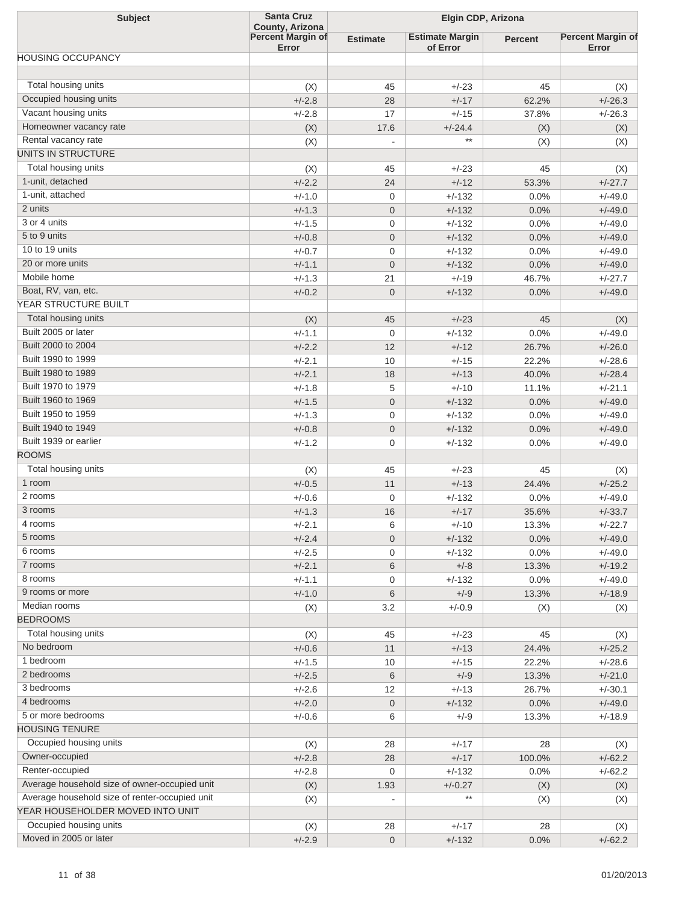| Subject | Santa Cruz County, Arizona | Elgin CDP, Arizona | | | |
|---|---|---|---|---|---|
| | Percent Margin of Error | Estimate | Estimate Margin of Error | Percent | Percent Margin of Error |
| HOUSING OCCUPANCY | | | | | |
| | | | | | |
| Total housing units | (X) | 45 | +/-23 | 45 | (X) |
| Occupied housing units | +/-2.8 | 28 | +/-17 | 62.2% | +/-26.3 |
| Vacant housing units | +/-2.8 | 17 | +/-15 | 37.8% | +/-26.3 |
| Homeowner vacancy rate | (X) | 17.6 | +/-24.4 | (X) | (X) |
| Rental vacancy rate | (X) | - | ** | (X) | (X) |
| UNITS IN STRUCTURE | | | | | |
| Total housing units | (X) | 45 | +/-23 | 45 | (X) |
| 1-unit, detached | +/-2.2 | 24 | +/-12 | 53.3% | +/-27.7 |
| 1-unit, attached | +/-1.0 | 0 | +/-132 | 0.0% | +/-49.0 |
| 2 units | +/-1.3 | 0 | +/-132 | 0.0% | +/-49.0 |
| 3 or 4 units | +/-1.5 | 0 | +/-132 | 0.0% | +/-49.0 |
| 5 to 9 units | +/-0.8 | 0 | +/-132 | 0.0% | +/-49.0 |
| 10 to 19 units | +/-0.7 | 0 | +/-132 | 0.0% | +/-49.0 |
| 20 or more units | +/-1.1 | 0 | +/-132 | 0.0% | +/-49.0 |
| Mobile home | +/-1.3 | 21 | +/-19 | 46.7% | +/-27.7 |
| Boat, RV, van, etc. | +/-0.2 | 0 | +/-132 | 0.0% | +/-49.0 |
| YEAR STRUCTURE BUILT | | | | | |
| Total housing units | (X) | 45 | +/-23 | 45 | (X) |
| Built 2005 or later | +/-1.1 | 0 | +/-132 | 0.0% | +/-49.0 |
| Built 2000 to 2004 | +/-2.2 | 12 | +/-12 | 26.7% | +/-26.0 |
| Built 1990 to 1999 | +/-2.1 | 10 | +/-15 | 22.2% | +/-28.6 |
| Built 1980 to 1989 | +/-2.1 | 18 | +/-13 | 40.0% | +/-28.4 |
| Built 1970 to 1979 | +/-1.8 | 5 | +/-10 | 11.1% | +/-21.1 |
| Built 1960 to 1969 | +/-1.5 | 0 | +/-132 | 0.0% | +/-49.0 |
| Built 1950 to 1959 | +/-1.3 | 0 | +/-132 | 0.0% | +/-49.0 |
| Built 1940 to 1949 | +/-0.8 | 0 | +/-132 | 0.0% | +/-49.0 |
| Built 1939 or earlier | +/-1.2 | 0 | +/-132 | 0.0% | +/-49.0 |
| ROOMS | | | | | |
| Total housing units | (X) | 45 | +/-23 | 45 | (X) |
| 1 room | +/-0.5 | 11 | +/-13 | 24.4% | +/-25.2 |
| 2 rooms | +/-0.6 | 0 | +/-132 | 0.0% | +/-49.0 |
| 3 rooms | +/-1.3 | 16 | +/-17 | 35.6% | +/-33.7 |
| 4 rooms | +/-2.1 | 6 | +/-10 | 13.3% | +/-22.7 |
| 5 rooms | +/-2.4 | 0 | +/-132 | 0.0% | +/-49.0 |
| 6 rooms | +/-2.5 | 0 | +/-132 | 0.0% | +/-49.0 |
| 7 rooms | +/-2.1 | 6 | +/-8 | 13.3% | +/-19.2 |
| 8 rooms | +/-1.1 | 0 | +/-132 | 0.0% | +/-49.0 |
| 9 rooms or more | +/-1.0 | 6 | +/-9 | 13.3% | +/-18.9 |
| Median rooms | (X) | 3.2 | +/-0.9 | (X) | (X) |
| BEDROOMS | | | | | |
| Total housing units | (X) | 45 | +/-23 | 45 | (X) |
| No bedroom | +/-0.6 | 11 | +/-13 | 24.4% | +/-25.2 |
| 1 bedroom | +/-1.5 | 10 | +/-15 | 22.2% | +/-28.6 |
| 2 bedrooms | +/-2.5 | 6 | +/-9 | 13.3% | +/-21.0 |
| 3 bedrooms | +/-2.6 | 12 | +/-13 | 26.7% | +/-30.1 |
| 4 bedrooms | +/-2.0 | 0 | +/-132 | 0.0% | +/-49.0 |
| 5 or more bedrooms | +/-0.6 | 6 | +/-9 | 13.3% | +/-18.9 |
| HOUSING TENURE | | | | | |
| Occupied housing units | (X) | 28 | +/-17 | 28 | (X) |
| Owner-occupied | +/-2.8 | 28 | +/-17 | 100.0% | +/-62.2 |
| Renter-occupied | +/-2.8 | 0 | +/-132 | 0.0% | +/-62.2 |
| Average household size of owner-occupied unit | (X) | 1.93 | +/-0.27 | (X) | (X) |
| Average household size of renter-occupied unit | (X) | - | ** | (X) | (X) |
| YEAR HOUSEHOLDER MOVED INTO UNIT | | | | | |
| Occupied housing units | (X) | 28 | +/-17 | 28 | (X) |
| Moved in 2005 or later | +/-2.9 | 0 | +/-132 | 0.0% | +/-62.2 |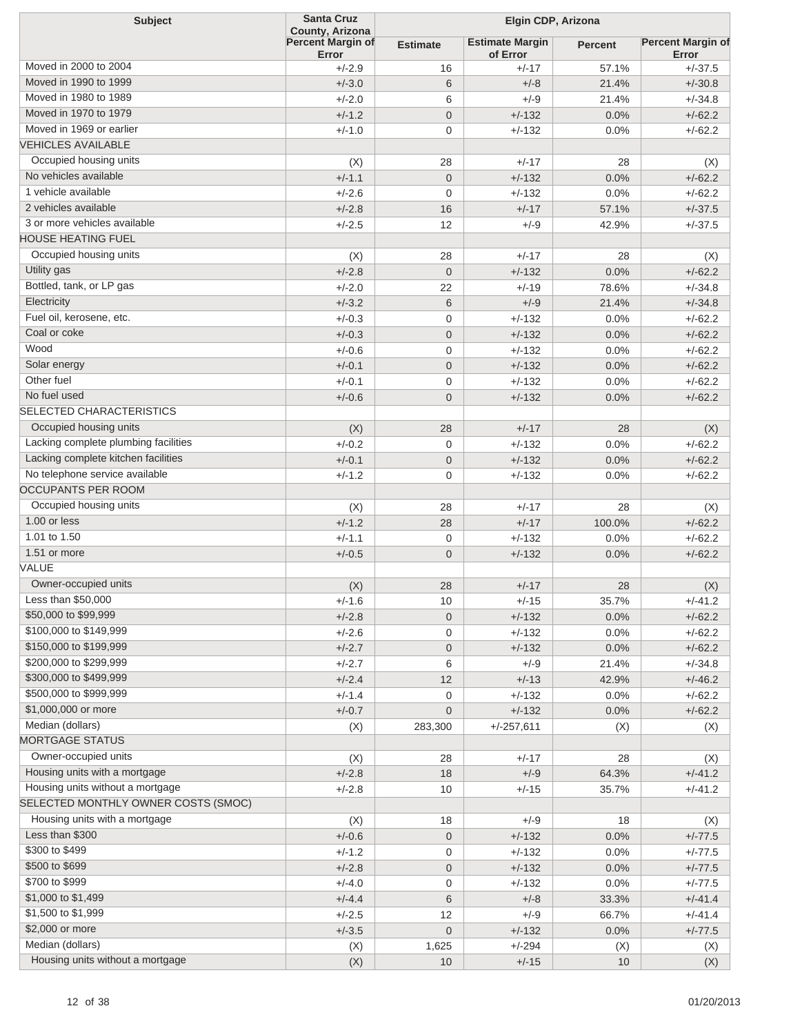| Subject | Santa Cruz County, Arizona | Elgin CDP, Arizona | | | |
|---|---|---|---|---|---|
| | Percent Margin of Error | Estimate | Estimate Margin of Error | Percent | Percent Margin of Error |
| Moved in 2000 to 2004 | +/-2.9 | 16 | +/-17 | 57.1% | +/-37.5 |
| Moved in 1990 to 1999 | +/-3.0 | 6 | +/-8 | 21.4% | +/-30.8 |
| Moved in 1980 to 1989 | +/-2.0 | 6 | +/-9 | 21.4% | +/-34.8 |
| Moved in 1970 to 1979 | +/-1.2 | 0 | +/-132 | 0.0% | +/-62.2 |
| Moved in 1969 or earlier | +/-1.0 | 0 | +/-132 | 0.0% | +/-62.2 |
| VEHICLES AVAILABLE | | | | | |
| Occupied housing units | (X) | 28 | +/-17 | 28 | (X) |
| No vehicles available | +/-1.1 | 0 | +/-132 | 0.0% | +/-62.2 |
| 1 vehicle available | +/-2.6 | 0 | +/-132 | 0.0% | +/-62.2 |
| 2 vehicles available | +/-2.8 | 16 | +/-17 | 57.1% | +/-37.5 |
| 3 or more vehicles available | +/-2.5 | 12 | +/-9 | 42.9% | +/-37.5 |
| HOUSE HEATING FUEL | | | | | |
| Occupied housing units | (X) | 28 | +/-17 | 28 | (X) |
| Utility gas | +/-2.8 | 0 | +/-132 | 0.0% | +/-62.2 |
| Bottled, tank, or LP gas | +/-2.0 | 22 | +/-19 | 78.6% | +/-34.8 |
| Electricity | +/-3.2 | 6 | +/-9 | 21.4% | +/-34.8 |
| Fuel oil, kerosene, etc. | +/-0.3 | 0 | +/-132 | 0.0% | +/-62.2 |
| Coal or coke | +/-0.3 | 0 | +/-132 | 0.0% | +/-62.2 |
| Wood | +/-0.6 | 0 | +/-132 | 0.0% | +/-62.2 |
| Solar energy | +/-0.1 | 0 | +/-132 | 0.0% | +/-62.2 |
| Other fuel | +/-0.1 | 0 | +/-132 | 0.0% | +/-62.2 |
| No fuel used | +/-0.6 | 0 | +/-132 | 0.0% | +/-62.2 |
| SELECTED CHARACTERISTICS | | | | | |
| Occupied housing units | (X) | 28 | +/-17 | 28 | (X) |
| Lacking complete plumbing facilities | +/-0.2 | 0 | +/-132 | 0.0% | +/-62.2 |
| Lacking complete kitchen facilities | +/-0.1 | 0 | +/-132 | 0.0% | +/-62.2 |
| No telephone service available | +/-1.2 | 0 | +/-132 | 0.0% | +/-62.2 |
| OCCUPANTS PER ROOM | | | | | |
| Occupied housing units | (X) | 28 | +/-17 | 28 | (X) |
| 1.00 or less | +/-1.2 | 28 | +/-17 | 100.0% | +/-62.2 |
| 1.01 to 1.50 | +/-1.1 | 0 | +/-132 | 0.0% | +/-62.2 |
| 1.51 or more | +/-0.5 | 0 | +/-132 | 0.0% | +/-62.2 |
| VALUE | | | | | |
| Owner-occupied units | (X) | 28 | +/-17 | 28 | (X) |
| Less than $50,000 | +/-1.6 | 10 | +/-15 | 35.7% | +/-41.2 |
| $50,000 to $99,999 | +/-2.8 | 0 | +/-132 | 0.0% | +/-62.2 |
| $100,000 to $149,999 | +/-2.6 | 0 | +/-132 | 0.0% | +/-62.2 |
| $150,000 to $199,999 | +/-2.7 | 0 | +/-132 | 0.0% | +/-62.2 |
| $200,000 to $299,999 | +/-2.7 | 6 | +/-9 | 21.4% | +/-34.8 |
| $300,000 to $499,999 | +/-2.4 | 12 | +/-13 | 42.9% | +/-46.2 |
| $500,000 to $999,999 | +/-1.4 | 0 | +/-132 | 0.0% | +/-62.2 |
| $1,000,000 or more | +/-0.7 | 0 | +/-132 | 0.0% | +/-62.2 |
| Median (dollars) | (X) | 283,300 | +/-257,611 | (X) | (X) |
| MORTGAGE STATUS | | | | | |
| Owner-occupied units | (X) | 28 | +/-17 | 28 | (X) |
| Housing units with a mortgage | +/-2.8 | 18 | +/-9 | 64.3% | +/-41.2 |
| Housing units without a mortgage | +/-2.8 | 10 | +/-15 | 35.7% | +/-41.2 |
| SELECTED MONTHLY OWNER COSTS (SMOC) | | | | | |
| Housing units with a mortgage | (X) | 18 | +/-9 | 18 | (X) |
| Less than $300 | +/-0.6 | 0 | +/-132 | 0.0% | +/-77.5 |
| $300 to $499 | +/-1.2 | 0 | +/-132 | 0.0% | +/-77.5 |
| $500 to $699 | +/-2.8 | 0 | +/-132 | 0.0% | +/-77.5 |
| $700 to $999 | +/-4.0 | 0 | +/-132 | 0.0% | +/-77.5 |
| $1,000 to $1,499 | +/-4.4 | 6 | +/-8 | 33.3% | +/-41.4 |
| $1,500 to $1,999 | +/-2.5 | 12 | +/-9 | 66.7% | +/-41.4 |
| $2,000 or more | +/-3.5 | 0 | +/-132 | 0.0% | +/-77.5 |
| Median (dollars) | (X) | 1,625 | +/-294 | (X) | (X) |
| Housing units without a mortgage | (X) | 10 | +/-15 | 10 | (X) |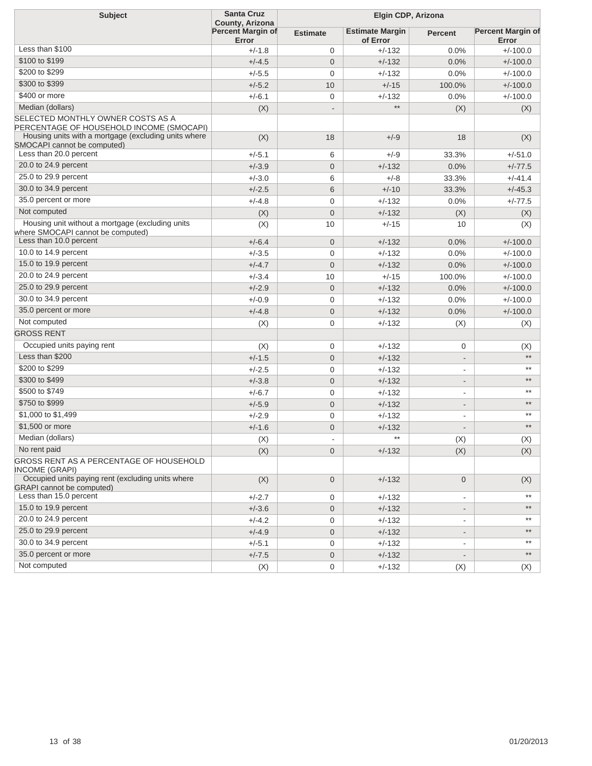| Subject | Santa Cruz County, Arizona | Elgin CDP, Arizona | | | |
|---|---|---|---|---|---|
| | Percent Margin of Error | Estimate | Estimate Margin of Error | Percent | Percent Margin of Error |
| Less than $100 | +/-1.8 | 0 | +/-132 | 0.0% | +/-100.0 |
| $100 to $199 | +/-4.5 | 0 | +/-132 | 0.0% | +/-100.0 |
| $200 to $299 | +/-5.5 | 0 | +/-132 | 0.0% | +/-100.0 |
| $300 to $399 | +/-5.2 | 10 | +/-15 | 100.0% | +/-100.0 |
| $400 or more | +/-6.1 | 0 | +/-132 | 0.0% | +/-100.0 |
| Median (dollars) | (X) | - | ** | (X) | (X) |
| SELECTED MONTHLY OWNER COSTS AS A PERCENTAGE OF HOUSEHOLD INCOME (SMOCAPI) | | | | | |
| Housing units with a mortgage (excluding units where SMOCAPI cannot be computed) | (X) | 18 | +/-9 | 18 | (X) |
| Less than 20.0 percent | +/-5.1 | 6 | +/-9 | 33.3% | +/-51.0 |
| 20.0 to 24.9 percent | +/-3.9 | 0 | +/-132 | 0.0% | +/-77.5 |
| 25.0 to 29.9 percent | +/-3.0 | 6 | +/-8 | 33.3% | +/-41.4 |
| 30.0 to 34.9 percent | +/-2.5 | 6 | +/-10 | 33.3% | +/-45.3 |
| 35.0 percent or more | +/-4.8 | 0 | +/-132 | 0.0% | +/-77.5 |
| Not computed | (X) | 0 | +/-132 | (X) | (X) |
| Housing unit without a mortgage (excluding units where SMOCAPI cannot be computed) | (X) | 10 | +/-15 | 10 | (X) |
| Less than 10.0 percent | +/-6.4 | 0 | +/-132 | 0.0% | +/-100.0 |
| 10.0 to 14.9 percent | +/-3.5 | 0 | +/-132 | 0.0% | +/-100.0 |
| 15.0 to 19.9 percent | +/-4.7 | 0 | +/-132 | 0.0% | +/-100.0 |
| 20.0 to 24.9 percent | +/-3.4 | 10 | +/-15 | 100.0% | +/-100.0 |
| 25.0 to 29.9 percent | +/-2.9 | 0 | +/-132 | 0.0% | +/-100.0 |
| 30.0 to 34.9 percent | +/-0.9 | 0 | +/-132 | 0.0% | +/-100.0 |
| 35.0 percent or more | +/-4.8 | 0 | +/-132 | 0.0% | +/-100.0 |
| Not computed | (X) | 0 | +/-132 | (X) | (X) |
| GROSS RENT | | | | | |
| Occupied units paying rent | (X) | 0 | +/-132 | 0 | (X) |
| Less than $200 | +/-1.5 | 0 | +/-132 | - | ** |
| $200 to $299 | +/-2.5 | 0 | +/-132 | - | ** |
| $300 to $499 | +/-3.8 | 0 | +/-132 | - | ** |
| $500 to $749 | +/-6.7 | 0 | +/-132 | - | ** |
| $750 to $999 | +/-5.9 | 0 | +/-132 | - | ** |
| $1,000 to $1,499 | +/-2.9 | 0 | +/-132 | - | ** |
| $1,500 or more | +/-1.6 | 0 | +/-132 | - | ** |
| Median (dollars) | (X) | - | ** | (X) | (X) |
| No rent paid | (X) | 0 | +/-132 | (X) | (X) |
| GROSS RENT AS A PERCENTAGE OF HOUSEHOLD INCOME (GRAPI) | | | | | |
| Occupied units paying rent (excluding units where GRAPI cannot be computed) | (X) | 0 | +/-132 | 0 | (X) |
| Less than 15.0 percent | +/-2.7 | 0 | +/-132 | - | ** |
| 15.0 to 19.9 percent | +/-3.6 | 0 | +/-132 | - | ** |
| 20.0 to 24.9 percent | +/-4.2 | 0 | +/-132 | - | ** |
| 25.0 to 29.9 percent | +/-4.9 | 0 | +/-132 | - | ** |
| 30.0 to 34.9 percent | +/-5.1 | 0 | +/-132 | - | ** |
| 35.0 percent or more | +/-7.5 | 0 | +/-132 | - | ** |
| Not computed | (X) | 0 | +/-132 | (X) | (X) |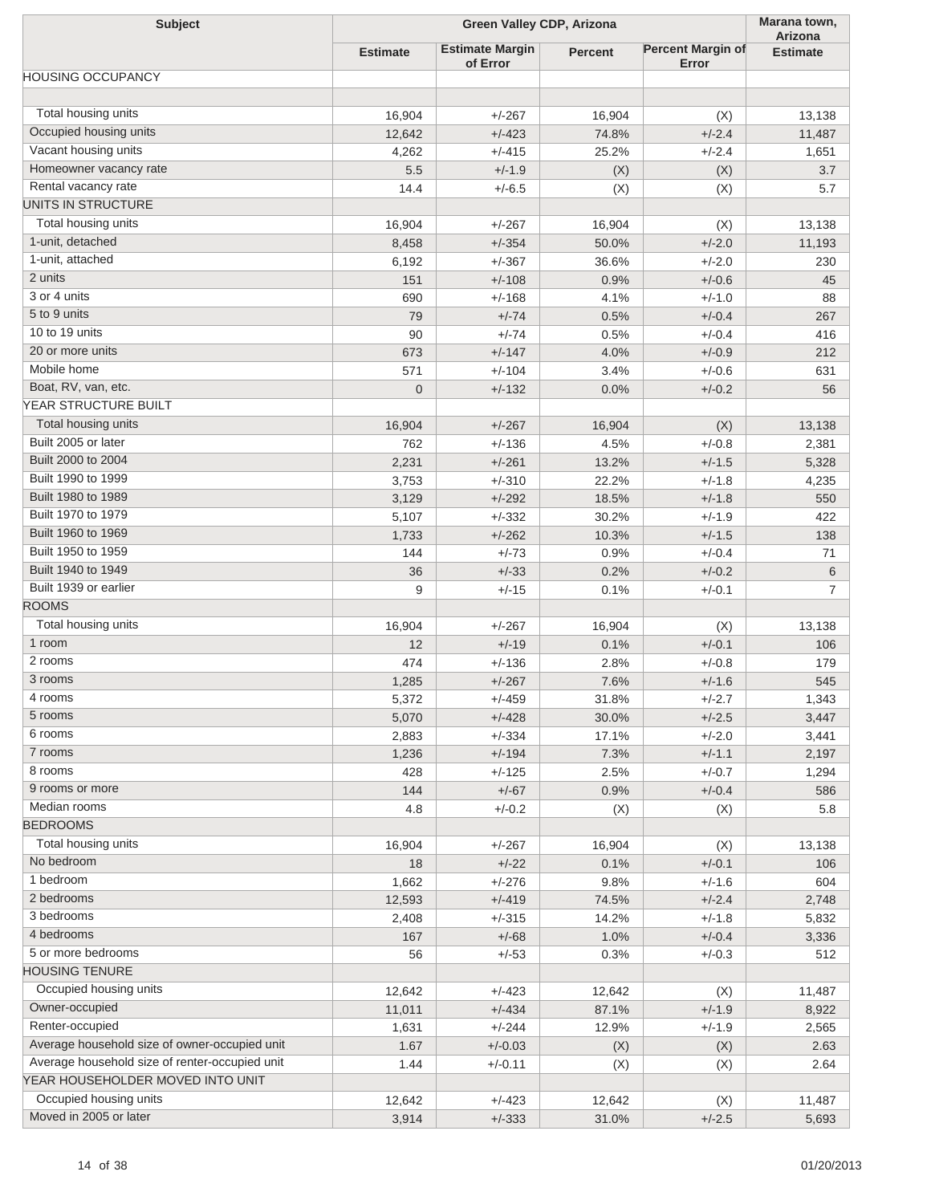| Subject | Green Valley CDP, Arizona | | | | Marana town, Arizona |
|---|---|---|---|---|---|
| | Estimate | Estimate Margin of Error | Percent | Percent Margin of Error | Estimate |
| HOUSING OCCUPANCY | | | | | |
| | | | | | |
| Total housing units | 16,904 | +/-267 | 16,904 | (X) | 13,138 |
| Occupied housing units | 12,642 | +/-423 | 74.8% | +/-2.4 | 11,487 |
| Vacant housing units | 4,262 | +/-415 | 25.2% | +/-2.4 | 1,651 |
| Homeowner vacancy rate | 5.5 | +/-1.9 | (X) | (X) | 3.7 |
| Rental vacancy rate | 14.4 | +/-6.5 | (X) | (X) | 5.7 |
| UNITS IN STRUCTURE | | | | | |
| Total housing units | 16,904 | +/-267 | 16,904 | (X) | 13,138 |
| 1-unit, detached | 8,458 | +/-354 | 50.0% | +/-2.0 | 11,193 |
| 1-unit, attached | 6,192 | +/-367 | 36.6% | +/-2.0 | 230 |
| 2 units | 151 | +/-108 | 0.9% | +/-0.6 | 45 |
| 3 or 4 units | 690 | +/-168 | 4.1% | +/-1.0 | 88 |
| 5 to 9 units | 79 | +/-74 | 0.5% | +/-0.4 | 267 |
| 10 to 19 units | 90 | +/-74 | 0.5% | +/-0.4 | 416 |
| 20 or more units | 673 | +/-147 | 4.0% | +/-0.9 | 212 |
| Mobile home | 571 | +/-104 | 3.4% | +/-0.6 | 631 |
| Boat, RV, van, etc. | 0 | +/-132 | 0.0% | +/-0.2 | 56 |
| YEAR STRUCTURE BUILT | | | | | |
| Total housing units | 16,904 | +/-267 | 16,904 | (X) | 13,138 |
| Built 2005 or later | 762 | +/-136 | 4.5% | +/-0.8 | 2,381 |
| Built 2000 to 2004 | 2,231 | +/-261 | 13.2% | +/-1.5 | 5,328 |
| Built 1990 to 1999 | 3,753 | +/-310 | 22.2% | +/-1.8 | 4,235 |
| Built 1980 to 1989 | 3,129 | +/-292 | 18.5% | +/-1.8 | 550 |
| Built 1970 to 1979 | 5,107 | +/-332 | 30.2% | +/-1.9 | 422 |
| Built 1960 to 1969 | 1,733 | +/-262 | 10.3% | +/-1.5 | 138 |
| Built 1950 to 1959 | 144 | +/-73 | 0.9% | +/-0.4 | 71 |
| Built 1940 to 1949 | 36 | +/-33 | 0.2% | +/-0.2 | 6 |
| Built 1939 or earlier | 9 | +/-15 | 0.1% | +/-0.1 | 7 |
| ROOMS | | | | | |
| Total housing units | 16,904 | +/-267 | 16,904 | (X) | 13,138 |
| 1 room | 12 | +/-19 | 0.1% | +/-0.1 | 106 |
| 2 rooms | 474 | +/-136 | 2.8% | +/-0.8 | 179 |
| 3 rooms | 1,285 | +/-267 | 7.6% | +/-1.6 | 545 |
| 4 rooms | 5,372 | +/-459 | 31.8% | +/-2.7 | 1,343 |
| 5 rooms | 5,070 | +/-428 | 30.0% | +/-2.5 | 3,447 |
| 6 rooms | 2,883 | +/-334 | 17.1% | +/-2.0 | 3,441 |
| 7 rooms | 1,236 | +/-194 | 7.3% | +/-1.1 | 2,197 |
| 8 rooms | 428 | +/-125 | 2.5% | +/-0.7 | 1,294 |
| 9 rooms or more | 144 | +/-67 | 0.9% | +/-0.4 | 586 |
| Median rooms | 4.8 | +/-0.2 | (X) | (X) | 5.8 |
| BEDROOMS | | | | | |
| Total housing units | 16,904 | +/-267 | 16,904 | (X) | 13,138 |
| No bedroom | 18 | +/-22 | 0.1% | +/-0.1 | 106 |
| 1 bedroom | 1,662 | +/-276 | 9.8% | +/-1.6 | 604 |
| 2 bedrooms | 12,593 | +/-419 | 74.5% | +/-2.4 | 2,748 |
| 3 bedrooms | 2,408 | +/-315 | 14.2% | +/-1.8 | 5,832 |
| 4 bedrooms | 167 | +/-68 | 1.0% | +/-0.4 | 3,336 |
| 5 or more bedrooms | 56 | +/-53 | 0.3% | +/-0.3 | 512 |
| HOUSING TENURE | | | | | |
| Occupied housing units | 12,642 | +/-423 | 12,642 | (X) | 11,487 |
| Owner-occupied | 11,011 | +/-434 | 87.1% | +/-1.9 | 8,922 |
| Renter-occupied | 1,631 | +/-244 | 12.9% | +/-1.9 | 2,565 |
| Average household size of owner-occupied unit | 1.67 | +/-0.03 | (X) | (X) | 2.63 |
| Average household size of renter-occupied unit | 1.44 | +/-0.11 | (X) | (X) | 2.64 |
| YEAR HOUSEHOLDER MOVED INTO UNIT | | | | | |
| Occupied housing units | 12,642 | +/-423 | 12,642 | (X) | 11,487 |
| Moved in 2005 or later | 3,914 | +/-333 | 31.0% | +/-2.5 | 5,693 |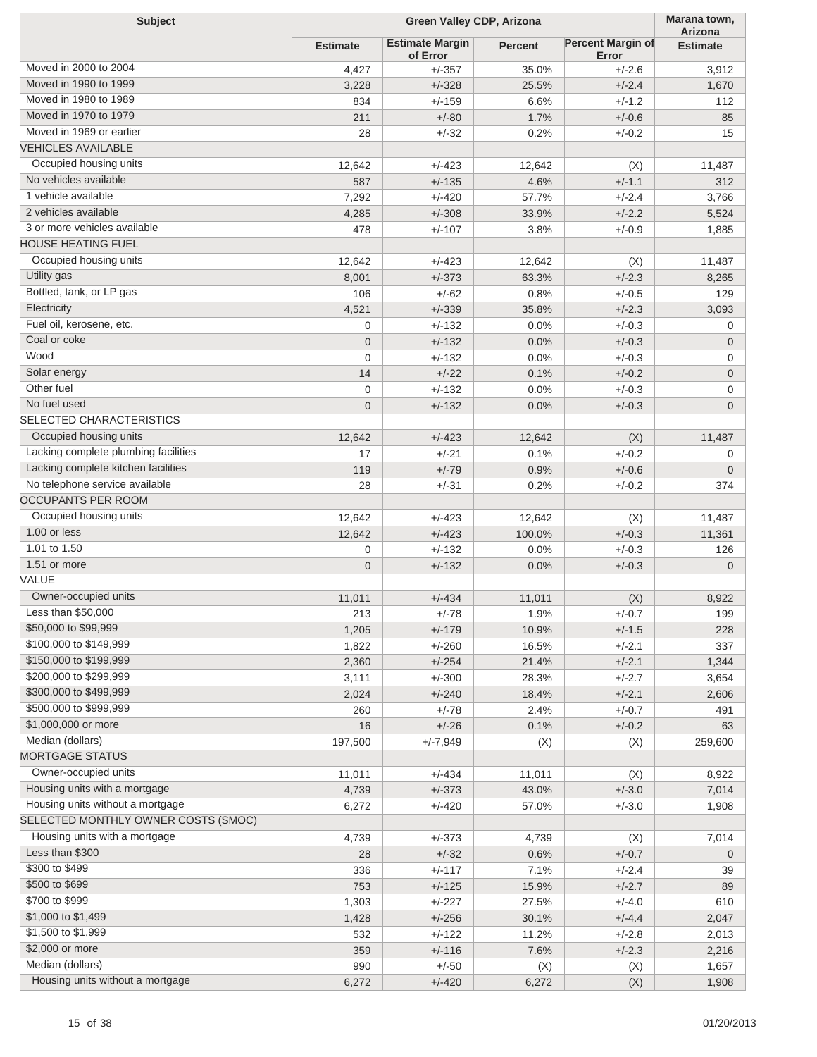| Subject | Green Valley CDP, Arizona | | | | Marana town, Arizona |
|---|---|---|---|---|---|
| | Estimate | Estimate Margin of Error | Percent | Percent Margin of Error | Estimate |
| Moved in 2000 to 2004 | 4,427 | +/-357 | 35.0% | +/-2.6 | 3,912 |
| Moved in 1990 to 1999 | 3,228 | +/-328 | 25.5% | +/-2.4 | 1,670 |
| Moved in 1980 to 1989 | 834 | +/-159 | 6.6% | +/-1.2 | 112 |
| Moved in 1970 to 1979 | 211 | +/-80 | 1.7% | +/-0.6 | 85 |
| Moved in 1969 or earlier | 28 | +/-32 | 0.2% | +/-0.2 | 15 |
| VEHICLES AVAILABLE | | | | | |
| Occupied housing units | 12,642 | +/-423 | 12,642 | (X) | 11,487 |
| No vehicles available | 587 | +/-135 | 4.6% | +/-1.1 | 312 |
| 1 vehicle available | 7,292 | +/-420 | 57.7% | +/-2.4 | 3,766 |
| 2 vehicles available | 4,285 | +/-308 | 33.9% | +/-2.2 | 5,524 |
| 3 or more vehicles available | 478 | +/-107 | 3.8% | +/-0.9 | 1,885 |
| HOUSE HEATING FUEL | | | | | |
| Occupied housing units | 12,642 | +/-423 | 12,642 | (X) | 11,487 |
| Utility gas | 8,001 | +/-373 | 63.3% | +/-2.3 | 8,265 |
| Bottled, tank, or LP gas | 106 | +/-62 | 0.8% | +/-0.5 | 129 |
| Electricity | 4,521 | +/-339 | 35.8% | +/-2.3 | 3,093 |
| Fuel oil, kerosene, etc. | 0 | +/-132 | 0.0% | +/-0.3 | 0 |
| Coal or coke | 0 | +/-132 | 0.0% | +/-0.3 | 0 |
| Wood | 0 | +/-132 | 0.0% | +/-0.3 | 0 |
| Solar energy | 14 | +/-22 | 0.1% | +/-0.2 | 0 |
| Other fuel | 0 | +/-132 | 0.0% | +/-0.3 | 0 |
| No fuel used | 0 | +/-132 | 0.0% | +/-0.3 | 0 |
| SELECTED CHARACTERISTICS | | | | | |
| Occupied housing units | 12,642 | +/-423 | 12,642 | (X) | 11,487 |
| Lacking complete plumbing facilities | 17 | +/-21 | 0.1% | +/-0.2 | 0 |
| Lacking complete kitchen facilities | 119 | +/-79 | 0.9% | +/-0.6 | 0 |
| No telephone service available | 28 | +/-31 | 0.2% | +/-0.2 | 374 |
| OCCUPANTS PER ROOM | | | | | |
| Occupied housing units | 12,642 | +/-423 | 12,642 | (X) | 11,487 |
| 1.00 or less | 12,642 | +/-423 | 100.0% | +/-0.3 | 11,361 |
| 1.01 to 1.50 | 0 | +/-132 | 0.0% | +/-0.3 | 126 |
| 1.51 or more | 0 | +/-132 | 0.0% | +/-0.3 | 0 |
| VALUE | | | | | |
| Owner-occupied units | 11,011 | +/-434 | 11,011 | (X) | 8,922 |
| Less than $50,000 | 213 | +/-78 | 1.9% | +/-0.7 | 199 |
| $50,000 to $99,999 | 1,205 | +/-179 | 10.9% | +/-1.5 | 228 |
| $100,000 to $149,999 | 1,822 | +/-260 | 16.5% | +/-2.1 | 337 |
| $150,000 to $199,999 | 2,360 | +/-254 | 21.4% | +/-2.1 | 1,344 |
| $200,000 to $299,999 | 3,111 | +/-300 | 28.3% | +/-2.7 | 3,654 |
| $300,000 to $499,999 | 2,024 | +/-240 | 18.4% | +/-2.1 | 2,606 |
| $500,000 to $999,999 | 260 | +/-78 | 2.4% | +/-0.7 | 491 |
| $1,000,000 or more | 16 | +/-26 | 0.1% | +/-0.2 | 63 |
| Median (dollars) | 197,500 | +/-7,949 | (X) | (X) | 259,600 |
| MORTGAGE STATUS | | | | | |
| Owner-occupied units | 11,011 | +/-434 | 11,011 | (X) | 8,922 |
| Housing units with a mortgage | 4,739 | +/-373 | 43.0% | +/-3.0 | 7,014 |
| Housing units without a mortgage | 6,272 | +/-420 | 57.0% | +/-3.0 | 1,908 |
| SELECTED MONTHLY OWNER COSTS (SMOC) | | | | | |
| Housing units with a mortgage | 4,739 | +/-373 | 4,739 | (X) | 7,014 |
| Less than $300 | 28 | +/-32 | 0.6% | +/-0.7 | 0 |
| $300 to $499 | 336 | +/-117 | 7.1% | +/-2.4 | 39 |
| $500 to $699 | 753 | +/-125 | 15.9% | +/-2.7 | 89 |
| $700 to $999 | 1,303 | +/-227 | 27.5% | +/-4.0 | 610 |
| $1,000 to $1,499 | 1,428 | +/-256 | 30.1% | +/-4.4 | 2,047 |
| $1,500 to $1,999 | 532 | +/-122 | 11.2% | +/-2.8 | 2,013 |
| $2,000 or more | 359 | +/-116 | 7.6% | +/-2.3 | 2,216 |
| Median (dollars) | 990 | +/-50 | (X) | (X) | 1,657 |
| Housing units without a mortgage | 6,272 | +/-420 | 6,272 | (X) | 1,908 |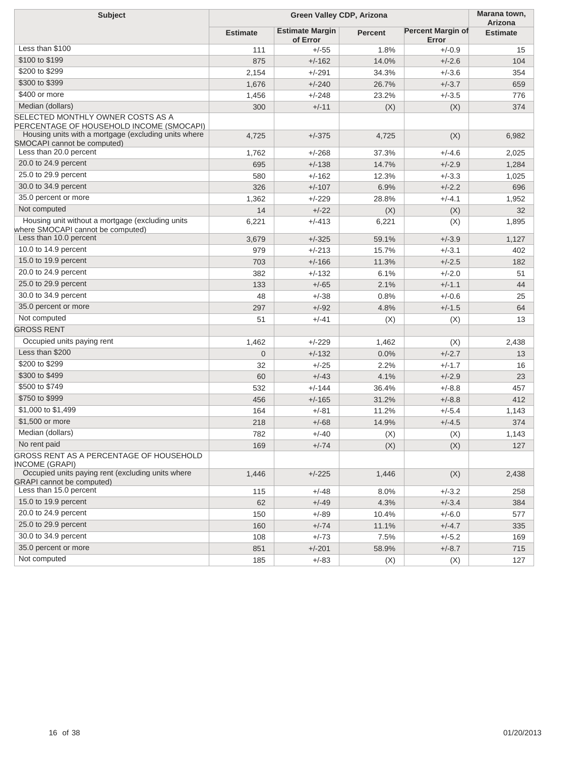| Subject | Green Valley CDP, Arizona | | | | Marana town, Arizona |
|---|---|---|---|---|---|
| | Estimate | Estimate Margin of Error | Percent | Percent Margin of Error | Estimate |
| Less than $100 | 111 | +/-55 | 1.8% | +/-0.9 | 15 |
| $100 to $199 | 875 | +/-162 | 14.0% | +/-2.6 | 104 |
| $200 to $299 | 2,154 | +/-291 | 34.3% | +/-3.6 | 354 |
| $300 to $399 | 1,676 | +/-240 | 26.7% | +/-3.7 | 659 |
| $400 or more | 1,456 | +/-248 | 23.2% | +/-3.5 | 776 |
| Median (dollars) | 300 | +/-11 | (X) | (X) | 374 |
| SELECTED MONTHLY OWNER COSTS AS A PERCENTAGE OF HOUSEHOLD INCOME (SMOCAPI) | | | | | |
| Housing units with a mortgage (excluding units where SMOCAPI cannot be computed) | 4,725 | +/-375 | 4,725 | (X) | 6,982 |
| Less than 20.0 percent | 1,762 | +/-268 | 37.3% | +/-4.6 | 2,025 |
| 20.0 to 24.9 percent | 695 | +/-138 | 14.7% | +/-2.9 | 1,284 |
| 25.0 to 29.9 percent | 580 | +/-162 | 12.3% | +/-3.3 | 1,025 |
| 30.0 to 34.9 percent | 326 | +/-107 | 6.9% | +/-2.2 | 696 |
| 35.0 percent or more | 1,362 | +/-229 | 28.8% | +/-4.1 | 1,952 |
| Not computed | 14 | +/-22 | (X) | (X) | 32 |
| Housing unit without a mortgage (excluding units where SMOCAPI cannot be computed) | 6,221 | +/-413 | 6,221 | (X) | 1,895 |
| Less than 10.0 percent | 3,679 | +/-325 | 59.1% | +/-3.9 | 1,127 |
| 10.0 to 14.9 percent | 979 | +/-213 | 15.7% | +/-3.1 | 402 |
| 15.0 to 19.9 percent | 703 | +/-166 | 11.3% | +/-2.5 | 182 |
| 20.0 to 24.9 percent | 382 | +/-132 | 6.1% | +/-2.0 | 51 |
| 25.0 to 29.9 percent | 133 | +/-65 | 2.1% | +/-1.1 | 44 |
| 30.0 to 34.9 percent | 48 | +/-38 | 0.8% | +/-0.6 | 25 |
| 35.0 percent or more | 297 | +/-92 | 4.8% | +/-1.5 | 64 |
| Not computed | 51 | +/-41 | (X) | (X) | 13 |
| GROSS RENT | | | | | |
| Occupied units paying rent | 1,462 | +/-229 | 1,462 | (X) | 2,438 |
| Less than $200 | 0 | +/-132 | 0.0% | +/-2.7 | 13 |
| $200 to $299 | 32 | +/-25 | 2.2% | +/-1.7 | 16 |
| $300 to $499 | 60 | +/-43 | 4.1% | +/-2.9 | 23 |
| $500 to $749 | 532 | +/-144 | 36.4% | +/-8.8 | 457 |
| $750 to $999 | 456 | +/-165 | 31.2% | +/-8.8 | 412 |
| $1,000 to $1,499 | 164 | +/-81 | 11.2% | +/-5.4 | 1,143 |
| $1,500 or more | 218 | +/-68 | 14.9% | +/-4.5 | 374 |
| Median (dollars) | 782 | +/-40 | (X) | (X) | 1,143 |
| No rent paid | 169 | +/-74 | (X) | (X) | 127 |
| GROSS RENT AS A PERCENTAGE OF HOUSEHOLD INCOME (GRAPI) | | | | | |
| Occupied units paying rent (excluding units where GRAPI cannot be computed) | 1,446 | +/-225 | 1,446 | (X) | 2,438 |
| Less than 15.0 percent | 115 | +/-48 | 8.0% | +/-3.2 | 258 |
| 15.0 to 19.9 percent | 62 | +/-49 | 4.3% | +/-3.4 | 384 |
| 20.0 to 24.9 percent | 150 | +/-89 | 10.4% | +/-6.0 | 577 |
| 25.0 to 29.9 percent | 160 | +/-74 | 11.1% | +/-4.7 | 335 |
| 30.0 to 34.9 percent | 108 | +/-73 | 7.5% | +/-5.2 | 169 |
| 35.0 percent or more | 851 | +/-201 | 58.9% | +/-8.7 | 715 |
| Not computed | 185 | +/-83 | (X) | (X) | 127 |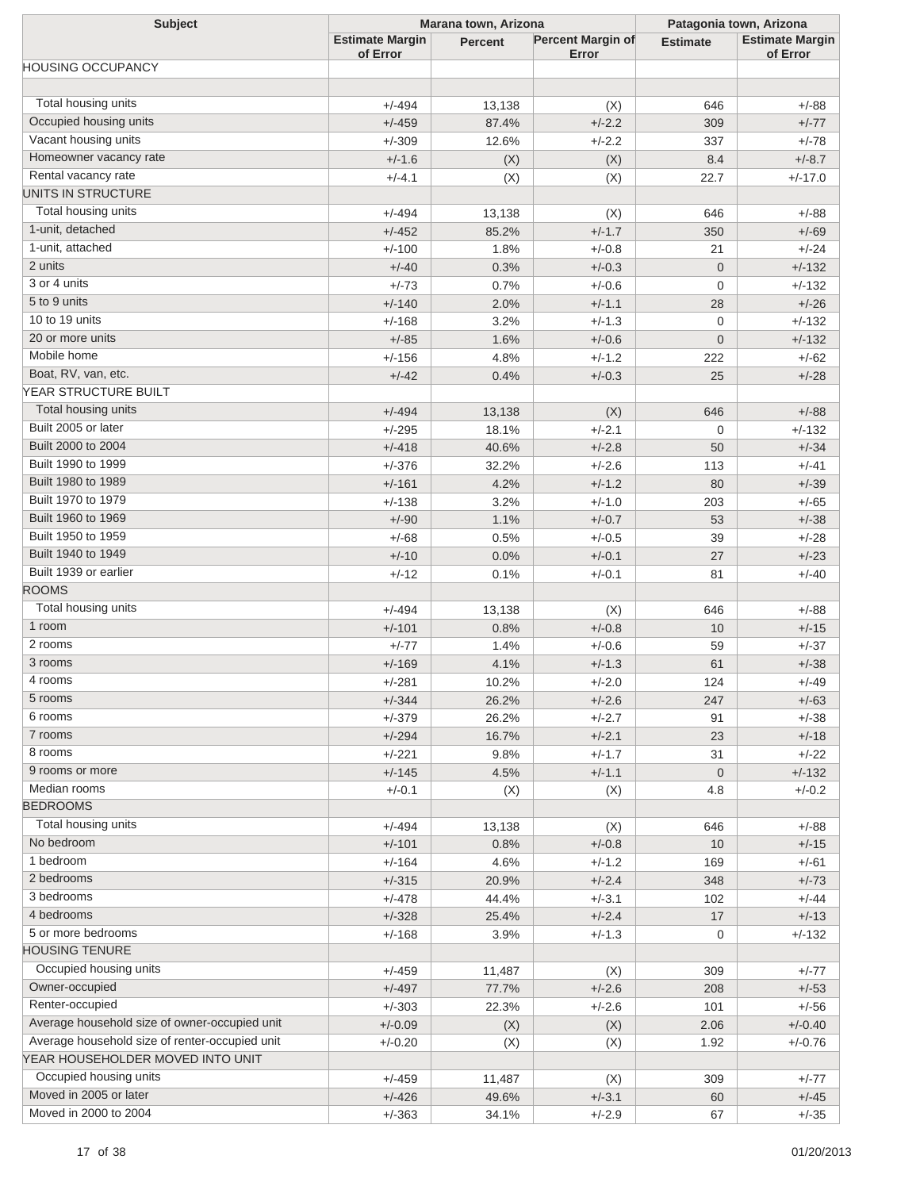| Subject | Marana town, Arizona | | | Patagonia town, Arizona | |
|---|---|---|---|---|---|
| | Estimate Margin of Error | Percent | Percent Margin of Error | Estimate | Estimate Margin of Error |
| HOUSING OCCUPANCY | | | | | |
| | | | | | |
| Total housing units | +/-494 | 13,138 | (X) | 646 | +/-88 |
| Occupied housing units | +/-459 | 87.4% | +/-2.2 | 309 | +/-77 |
| Vacant housing units | +/-309 | 12.6% | +/-2.2 | 337 | +/-78 |
| Homeowner vacancy rate | +/-1.6 | (X) | (X) | 8.4 | +/-8.7 |
| Rental vacancy rate | +/-4.1 | (X) | (X) | 22.7 | +/-17.0 |
| UNITS IN STRUCTURE | | | | | |
| Total housing units | +/-494 | 13,138 | (X) | 646 | +/-88 |
| 1-unit, detached | +/-452 | 85.2% | +/-1.7 | 350 | +/-69 |
| 1-unit, attached | +/-100 | 1.8% | +/-0.8 | 21 | +/-24 |
| 2 units | +/-40 | 0.3% | +/-0.3 | 0 | +/-132 |
| 3 or 4 units | +/-73 | 0.7% | +/-0.6 | 0 | +/-132 |
| 5 to 9 units | +/-140 | 2.0% | +/-1.1 | 28 | +/-26 |
| 10 to 19 units | +/-168 | 3.2% | +/-1.3 | 0 | +/-132 |
| 20 or more units | +/-85 | 1.6% | +/-0.6 | 0 | +/-132 |
| Mobile home | +/-156 | 4.8% | +/-1.2 | 222 | +/-62 |
| Boat, RV, van, etc. | +/-42 | 0.4% | +/-0.3 | 25 | +/-28 |
| YEAR STRUCTURE BUILT | | | | | |
| Total housing units | +/-494 | 13,138 | (X) | 646 | +/-88 |
| Built 2005 or later | +/-295 | 18.1% | +/-2.1 | 0 | +/-132 |
| Built 2000 to 2004 | +/-418 | 40.6% | +/-2.8 | 50 | +/-34 |
| Built 1990 to 1999 | +/-376 | 32.2% | +/-2.6 | 113 | +/-41 |
| Built 1980 to 1989 | +/-161 | 4.2% | +/-1.2 | 80 | +/-39 |
| Built 1970 to 1979 | +/-138 | 3.2% | +/-1.0 | 203 | +/-65 |
| Built 1960 to 1969 | +/-90 | 1.1% | +/-0.7 | 53 | +/-38 |
| Built 1950 to 1959 | +/-68 | 0.5% | +/-0.5 | 39 | +/-28 |
| Built 1940 to 1949 | +/-10 | 0.0% | +/-0.1 | 27 | +/-23 |
| Built 1939 or earlier | +/-12 | 0.1% | +/-0.1 | 81 | +/-40 |
| ROOMS | | | | | |
| Total housing units | +/-494 | 13,138 | (X) | 646 | +/-88 |
| 1 room | +/-101 | 0.8% | +/-0.8 | 10 | +/-15 |
| 2 rooms | +/-77 | 1.4% | +/-0.6 | 59 | +/-37 |
| 3 rooms | +/-169 | 4.1% | +/-1.3 | 61 | +/-38 |
| 4 rooms | +/-281 | 10.2% | +/-2.0 | 124 | +/-49 |
| 5 rooms | +/-344 | 26.2% | +/-2.6 | 247 | +/-63 |
| 6 rooms | +/-379 | 26.2% | +/-2.7 | 91 | +/-38 |
| 7 rooms | +/-294 | 16.7% | +/-2.1 | 23 | +/-18 |
| 8 rooms | +/-221 | 9.8% | +/-1.7 | 31 | +/-22 |
| 9 rooms or more | +/-145 | 4.5% | +/-1.1 | 0 | +/-132 |
| Median rooms | +/-0.1 | (X) | (X) | 4.8 | +/-0.2 |
| BEDROOMS | | | | | |
| Total housing units | +/-494 | 13,138 | (X) | 646 | +/-88 |
| No bedroom | +/-101 | 0.8% | +/-0.8 | 10 | +/-15 |
| 1 bedroom | +/-164 | 4.6% | +/-1.2 | 169 | +/-61 |
| 2 bedrooms | +/-315 | 20.9% | +/-2.4 | 348 | +/-73 |
| 3 bedrooms | +/-478 | 44.4% | +/-3.1 | 102 | +/-44 |
| 4 bedrooms | +/-328 | 25.4% | +/-2.4 | 17 | +/-13 |
| 5 or more bedrooms | +/-168 | 3.9% | +/-1.3 | 0 | +/-132 |
| HOUSING TENURE | | | | | |
| Occupied housing units | +/-459 | 11,487 | (X) | 309 | +/-77 |
| Owner-occupied | +/-497 | 77.7% | +/-2.6 | 208 | +/-53 |
| Renter-occupied | +/-303 | 22.3% | +/-2.6 | 101 | +/-56 |
| Average household size of owner-occupied unit | +/-0.09 | (X) | (X) | 2.06 | +/-0.40 |
| Average household size of renter-occupied unit | +/-0.20 | (X) | (X) | 1.92 | +/-0.76 |
| YEAR HOUSEHOLDER MOVED INTO UNIT | | | | | |
| Occupied housing units | +/-459 | 11,487 | (X) | 309 | +/-77 |
| Moved in 2005 or later | +/-426 | 49.6% | +/-3.1 | 60 | +/-45 |
| Moved in 2000 to 2004 | +/-363 | 34.1% | +/-2.9 | 67 | +/-35 |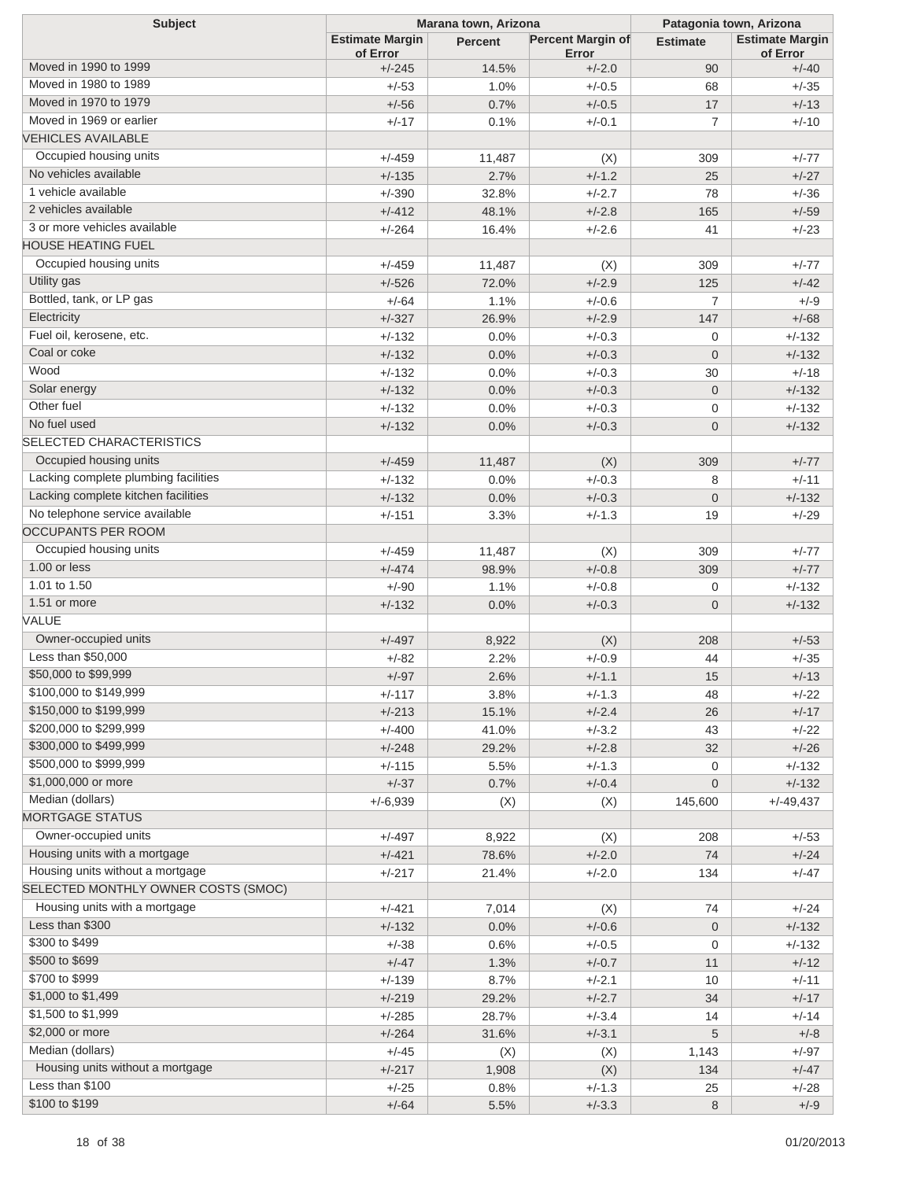| Subject | Marana town, Arizona | | | Patagonia town, Arizona | |
|---|---|---|---|---|---|
| | Estimate Margin of Error | Percent | Percent Margin of Error | Estimate | Estimate Margin of Error |
| Moved in 1990 to 1999 | +/-245 | 14.5% | +/-2.0 | 90 | +/-40 |
| Moved in 1980 to 1989 | +/-53 | 1.0% | +/-0.5 | 68 | +/-35 |
| Moved in 1970 to 1979 | +/-56 | 0.7% | +/-0.5 | 17 | +/-13 |
| Moved in 1969 or earlier | +/-17 | 0.1% | +/-0.1 | 7 | +/-10 |
| VEHICLES AVAILABLE | | | | | |
| Occupied housing units | +/-459 | 11,487 | (X) | 309 | +/-77 |
| No vehicles available | +/-135 | 2.7% | +/-1.2 | 25 | +/-27 |
| 1 vehicle available | +/-390 | 32.8% | +/-2.7 | 78 | +/-36 |
| 2 vehicles available | +/-412 | 48.1% | +/-2.8 | 165 | +/-59 |
| 3 or more vehicles available | +/-264 | 16.4% | +/-2.6 | 41 | +/-23 |
| HOUSE HEATING FUEL | | | | | |
| Occupied housing units | +/-459 | 11,487 | (X) | 309 | +/-77 |
| Utility gas | +/-526 | 72.0% | +/-2.9 | 125 | +/-42 |
| Bottled, tank, or LP gas | +/-64 | 1.1% | +/-0.6 | 7 | +/-9 |
| Electricity | +/-327 | 26.9% | +/-2.9 | 147 | +/-68 |
| Fuel oil, kerosene, etc. | +/-132 | 0.0% | +/-0.3 | 0 | +/-132 |
| Coal or coke | +/-132 | 0.0% | +/-0.3 | 0 | +/-132 |
| Wood | +/-132 | 0.0% | +/-0.3 | 30 | +/-18 |
| Solar energy | +/-132 | 0.0% | +/-0.3 | 0 | +/-132 |
| Other fuel | +/-132 | 0.0% | +/-0.3 | 0 | +/-132 |
| No fuel used | +/-132 | 0.0% | +/-0.3 | 0 | +/-132 |
| SELECTED CHARACTERISTICS | | | | | |
| Occupied housing units | +/-459 | 11,487 | (X) | 309 | +/-77 |
| Lacking complete plumbing facilities | +/-132 | 0.0% | +/-0.3 | 8 | +/-11 |
| Lacking complete kitchen facilities | +/-132 | 0.0% | +/-0.3 | 0 | +/-132 |
| No telephone service available | +/-151 | 3.3% | +/-1.3 | 19 | +/-29 |
| OCCUPANTS PER ROOM | | | | | |
| Occupied housing units | +/-459 | 11,487 | (X) | 309 | +/-77 |
| 1.00 or less | +/-474 | 98.9% | +/-0.8 | 309 | +/-77 |
| 1.01 to 1.50 | +/-90 | 1.1% | +/-0.8 | 0 | +/-132 |
| 1.51 or more | +/-132 | 0.0% | +/-0.3 | 0 | +/-132 |
| VALUE | | | | | |
| Owner-occupied units | +/-497 | 8,922 | (X) | 208 | +/-53 |
| Less than $50,000 | +/-82 | 2.2% | +/-0.9 | 44 | +/-35 |
| $50,000 to $99,999 | +/-97 | 2.6% | +/-1.1 | 15 | +/-13 |
| $100,000 to $149,999 | +/-117 | 3.8% | +/-1.3 | 48 | +/-22 |
| $150,000 to $199,999 | +/-213 | 15.1% | +/-2.4 | 26 | +/-17 |
| $200,000 to $299,999 | +/-400 | 41.0% | +/-3.2 | 43 | +/-22 |
| $300,000 to $499,999 | +/-248 | 29.2% | +/-2.8 | 32 | +/-26 |
| $500,000 to $999,999 | +/-115 | 5.5% | +/-1.3 | 0 | +/-132 |
| $1,000,000 or more | +/-37 | 0.7% | +/-0.4 | 0 | +/-132 |
| Median (dollars) | +/-6,939 | (X) | (X) | 145,600 | +/-49,437 |
| MORTGAGE STATUS | | | | | |
| Owner-occupied units | +/-497 | 8,922 | (X) | 208 | +/-53 |
| Housing units with a mortgage | +/-421 | 78.6% | +/-2.0 | 74 | +/-24 |
| Housing units without a mortgage | +/-217 | 21.4% | +/-2.0 | 134 | +/-47 |
| SELECTED MONTHLY OWNER COSTS (SMOC) | | | | | |
| Housing units with a mortgage | +/-421 | 7,014 | (X) | 74 | +/-24 |
| Less than $300 | +/-132 | 0.0% | +/-0.6 | 0 | +/-132 |
| $300 to $499 | +/-38 | 0.6% | +/-0.5 | 0 | +/-132 |
| $500 to $699 | +/-47 | 1.3% | +/-0.7 | 11 | +/-12 |
| $700 to $999 | +/-139 | 8.7% | +/-2.1 | 10 | +/-11 |
| $1,000 to $1,499 | +/-219 | 29.2% | +/-2.7 | 34 | +/-17 |
| $1,500 to $1,999 | +/-285 | 28.7% | +/-3.4 | 14 | +/-14 |
| $2,000 or more | +/-264 | 31.6% | +/-3.1 | 5 | +/-8 |
| Median (dollars) | +/-45 | (X) | (X) | 1,143 | +/-97 |
| Housing units without a mortgage | +/-217 | 1,908 | (X) | 134 | +/-47 |
| Less than $100 | +/-25 | 0.8% | +/-1.3 | 25 | +/-28 |
| $100 to $199 | +/-64 | 5.5% | +/-3.3 | 8 | +/-9 |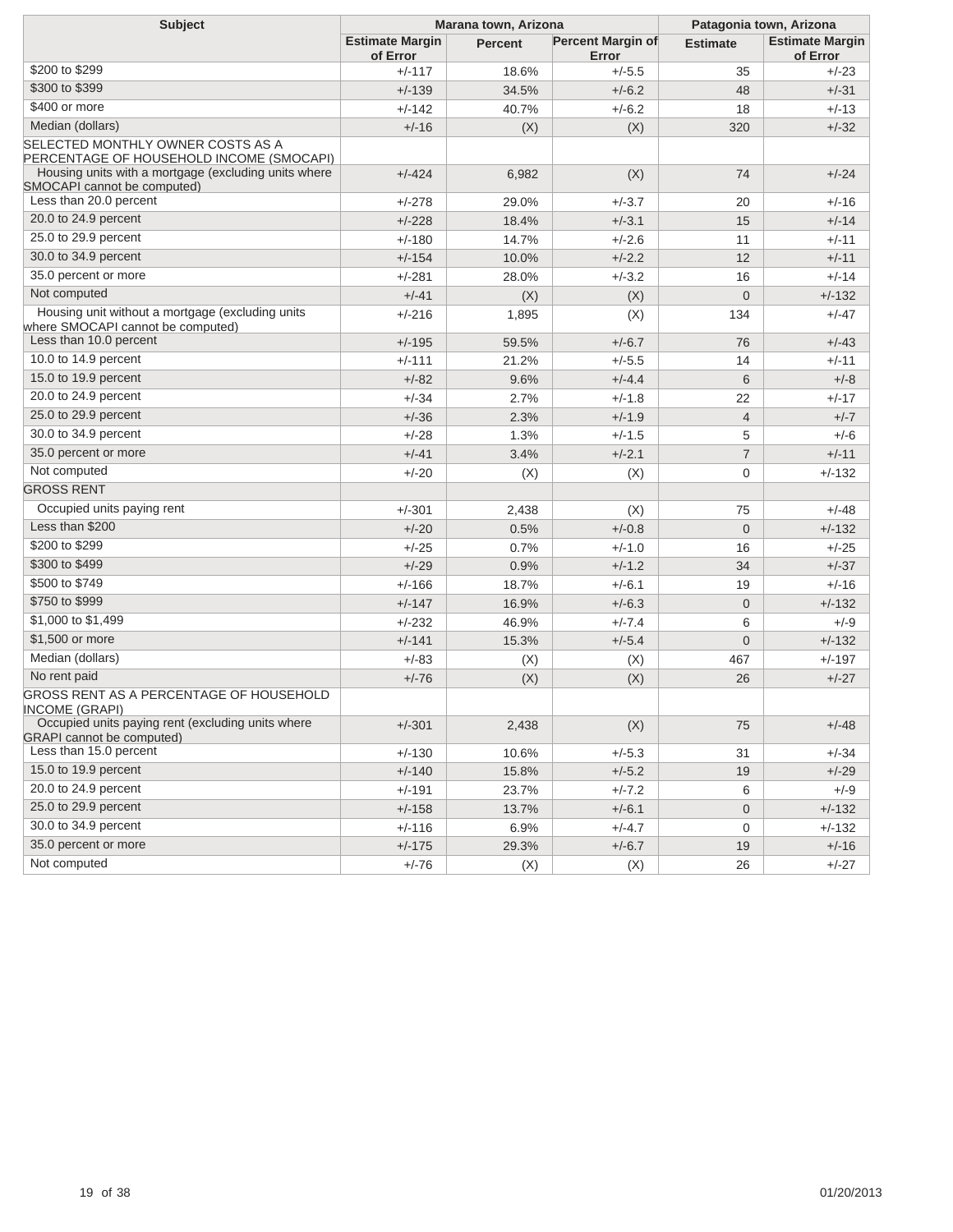| Subject | Marana town, Arizona | | | Patagonia town, Arizona | |
|---|---|---|---|---|---|
| | Estimate Margin of Error | Percent | Percent Margin of Error | Estimate | Estimate Margin of Error |
| $200 to $299 | +/-117 | 18.6% | +/-5.5 | 35 | +/-23 |
| $300 to $399 | +/-139 | 34.5% | +/-6.2 | 48 | +/-31 |
| $400 or more | +/-142 | 40.7% | +/-6.2 | 18 | +/-13 |
| Median (dollars) | +/-16 | (X) | (X) | 320 | +/-32 |
| SELECTED MONTHLY OWNER COSTS AS A PERCENTAGE OF HOUSEHOLD INCOME (SMOCAPI) | | | | | |
| Housing units with a mortgage (excluding units where SMOCAPI cannot be computed) | +/-424 | 6,982 | (X) | 74 | +/-24 |
| Less than 20.0 percent | +/-278 | 29.0% | +/-3.7 | 20 | +/-16 |
| 20.0 to 24.9 percent | +/-228 | 18.4% | +/-3.1 | 15 | +/-14 |
| 25.0 to 29.9 percent | +/-180 | 14.7% | +/-2.6 | 11 | +/-11 |
| 30.0 to 34.9 percent | +/-154 | 10.0% | +/-2.2 | 12 | +/-11 |
| 35.0 percent or more | +/-281 | 28.0% | +/-3.2 | 16 | +/-14 |
| Not computed | +/-41 | (X) | (X) | 0 | +/-132 |
| Housing unit without a mortgage (excluding units where SMOCAPI cannot be computed) | +/-216 | 1,895 | (X) | 134 | +/-47 |
| Less than 10.0 percent | +/-195 | 59.5% | +/-6.7 | 76 | +/-43 |
| 10.0 to 14.9 percent | +/-111 | 21.2% | +/-5.5 | 14 | +/-11 |
| 15.0 to 19.9 percent | +/-82 | 9.6% | +/-4.4 | 6 | +/-8 |
| 20.0 to 24.9 percent | +/-34 | 2.7% | +/-1.8 | 22 | +/-17 |
| 25.0 to 29.9 percent | +/-36 | 2.3% | +/-1.9 | 4 | +/-7 |
| 30.0 to 34.9 percent | +/-28 | 1.3% | +/-1.5 | 5 | +/-6 |
| 35.0 percent or more | +/-41 | 3.4% | +/-2.1 | 7 | +/-11 |
| Not computed | +/-20 | (X) | (X) | 0 | +/-132 |
| GROSS RENT | | | | | |
| Occupied units paying rent | +/-301 | 2,438 | (X) | 75 | +/-48 |
| Less than $200 | +/-20 | 0.5% | +/-0.8 | 0 | +/-132 |
| $200 to $299 | +/-25 | 0.7% | +/-1.0 | 16 | +/-25 |
| $300 to $499 | +/-29 | 0.9% | +/-1.2 | 34 | +/-37 |
| $500 to $749 | +/-166 | 18.7% | +/-6.1 | 19 | +/-16 |
| $750 to $999 | +/-147 | 16.9% | +/-6.3 | 0 | +/-132 |
| $1,000 to $1,499 | +/-232 | 46.9% | +/-7.4 | 6 | +/-9 |
| $1,500 or more | +/-141 | 15.3% | +/-5.4 | 0 | +/-132 |
| Median (dollars) | +/-83 | (X) | (X) | 467 | +/-197 |
| No rent paid | +/-76 | (X) | (X) | 26 | +/-27 |
| GROSS RENT AS A PERCENTAGE OF HOUSEHOLD INCOME (GRAPI) | | | | | |
| Occupied units paying rent (excluding units where GRAPI cannot be computed) | +/-301 | 2,438 | (X) | 75 | +/-48 |
| Less than 15.0 percent | +/-130 | 10.6% | +/-5.3 | 31 | +/-34 |
| 15.0 to 19.9 percent | +/-140 | 15.8% | +/-5.2 | 19 | +/-29 |
| 20.0 to 24.9 percent | +/-191 | 23.7% | +/-7.2 | 6 | +/-9 |
| 25.0 to 29.9 percent | +/-158 | 13.7% | +/-6.1 | 0 | +/-132 |
| 30.0 to 34.9 percent | +/-116 | 6.9% | +/-4.7 | 0 | +/-132 |
| 35.0 percent or more | +/-175 | 29.3% | +/-6.7 | 19 | +/-16 |
| Not computed | +/-76 | (X) | (X) | 26 | +/-27 |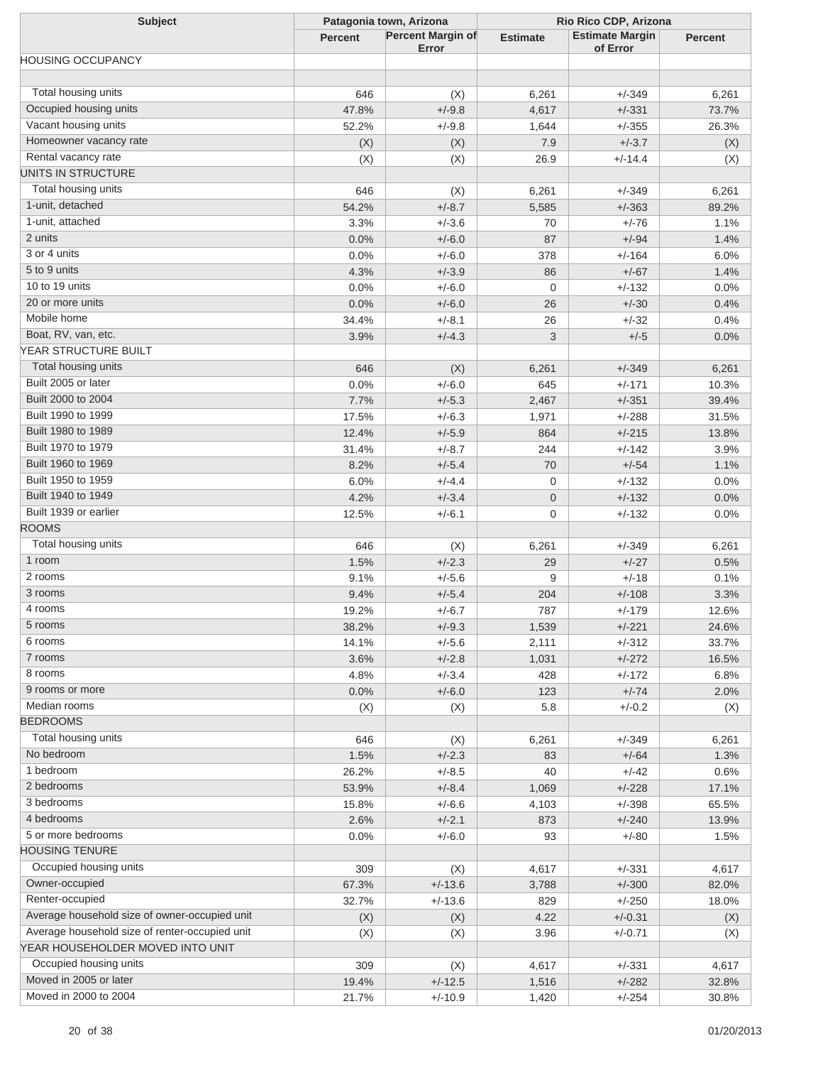| Subject | Patagonia town, Arizona | | Rio Rico CDP, Arizona | | |
|---|---|---|---|---|---|
| | Percent | Percent Margin of Error | Estimate | Estimate Margin of Error | Percent |
| HOUSING OCCUPANCY | | | | | |
| | | | | | |
| Total housing units | 646 | (X) | 6,261 | +/-349 | 6,261 |
| Occupied housing units | 47.8% | +/-9.8 | 4,617 | +/-331 | 73.7% |
| Vacant housing units | 52.2% | +/-9.8 | 1,644 | +/-355 | 26.3% |
| Homeowner vacancy rate | (X) | (X) | 7.9 | +/-3.7 | (X) |
| Rental vacancy rate | (X) | (X) | 26.9 | +/-14.4 | (X) |
| UNITS IN STRUCTURE | | | | | |
| Total housing units | 646 | (X) | 6,261 | +/-349 | 6,261 |
| 1-unit, detached | 54.2% | +/-8.7 | 5,585 | +/-363 | 89.2% |
| 1-unit, attached | 3.3% | +/-3.6 | 70 | +/-76 | 1.1% |
| 2 units | 0.0% | +/-6.0 | 87 | +/-94 | 1.4% |
| 3 or 4 units | 0.0% | +/-6.0 | 378 | +/-164 | 6.0% |
| 5 to 9 units | 4.3% | +/-3.9 | 86 | +/-67 | 1.4% |
| 10 to 19 units | 0.0% | +/-6.0 | 0 | +/-132 | 0.0% |
| 20 or more units | 0.0% | +/-6.0 | 26 | +/-30 | 0.4% |
| Mobile home | 34.4% | +/-8.1 | 26 | +/-32 | 0.4% |
| Boat, RV, van, etc. | 3.9% | +/-4.3 | 3 | +/-5 | 0.0% |
| YEAR STRUCTURE BUILT | | | | | |
| Total housing units | 646 | (X) | 6,261 | +/-349 | 6,261 |
| Built 2005 or later | 0.0% | +/-6.0 | 645 | +/-171 | 10.3% |
| Built 2000 to 2004 | 7.7% | +/-5.3 | 2,467 | +/-351 | 39.4% |
| Built 1990 to 1999 | 17.5% | +/-6.3 | 1,971 | +/-288 | 31.5% |
| Built 1980 to 1989 | 12.4% | +/-5.9 | 864 | +/-215 | 13.8% |
| Built 1970 to 1979 | 31.4% | +/-8.7 | 244 | +/-142 | 3.9% |
| Built 1960 to 1969 | 8.2% | +/-5.4 | 70 | +/-54 | 1.1% |
| Built 1950 to 1959 | 6.0% | +/-4.4 | 0 | +/-132 | 0.0% |
| Built 1940 to 1949 | 4.2% | +/-3.4 | 0 | +/-132 | 0.0% |
| Built 1939 or earlier | 12.5% | +/-6.1 | 0 | +/-132 | 0.0% |
| ROOMS | | | | | |
| Total housing units | 646 | (X) | 6,261 | +/-349 | 6,261 |
| 1 room | 1.5% | +/-2.3 | 29 | +/-27 | 0.5% |
| 2 rooms | 9.1% | +/-5.6 | 9 | +/-18 | 0.1% |
| 3 rooms | 9.4% | +/-5.4 | 204 | +/-108 | 3.3% |
| 4 rooms | 19.2% | +/-6.7 | 787 | +/-179 | 12.6% |
| 5 rooms | 38.2% | +/-9.3 | 1,539 | +/-221 | 24.6% |
| 6 rooms | 14.1% | +/-5.6 | 2,111 | +/-312 | 33.7% |
| 7 rooms | 3.6% | +/-2.8 | 1,031 | +/-272 | 16.5% |
| 8 rooms | 4.8% | +/-3.4 | 428 | +/-172 | 6.8% |
| 9 rooms or more | 0.0% | +/-6.0 | 123 | +/-74 | 2.0% |
| Median rooms | (X) | (X) | 5.8 | +/-0.2 | (X) |
| BEDROOMS | | | | | |
| Total housing units | 646 | (X) | 6,261 | +/-349 | 6,261 |
| No bedroom | 1.5% | +/-2.3 | 83 | +/-64 | 1.3% |
| 1 bedroom | 26.2% | +/-8.5 | 40 | +/-42 | 0.6% |
| 2 bedrooms | 53.9% | +/-8.4 | 1,069 | +/-228 | 17.1% |
| 3 bedrooms | 15.8% | +/-6.6 | 4,103 | +/-398 | 65.5% |
| 4 bedrooms | 2.6% | +/-2.1 | 873 | +/-240 | 13.9% |
| 5 or more bedrooms | 0.0% | +/-6.0 | 93 | +/-80 | 1.5% |
| HOUSING TENURE | | | | | |
| Occupied housing units | 309 | (X) | 4,617 | +/-331 | 4,617 |
| Owner-occupied | 67.3% | +/-13.6 | 3,788 | +/-300 | 82.0% |
| Renter-occupied | 32.7% | +/-13.6 | 829 | +/-250 | 18.0% |
| Average household size of owner-occupied unit | (X) | (X) | 4.22 | +/-0.31 | (X) |
| Average household size of renter-occupied unit | (X) | (X) | 3.96 | +/-0.71 | (X) |
| YEAR HOUSEHOLDER MOVED INTO UNIT | | | | | |
| Occupied housing units | 309 | (X) | 4,617 | +/-331 | 4,617 |
| Moved in 2005 or later | 19.4% | +/-12.5 | 1,516 | +/-282 | 32.8% |
| Moved in 2000 to 2004 | 21.7% | +/-10.9 | 1,420 | +/-254 | 30.8% |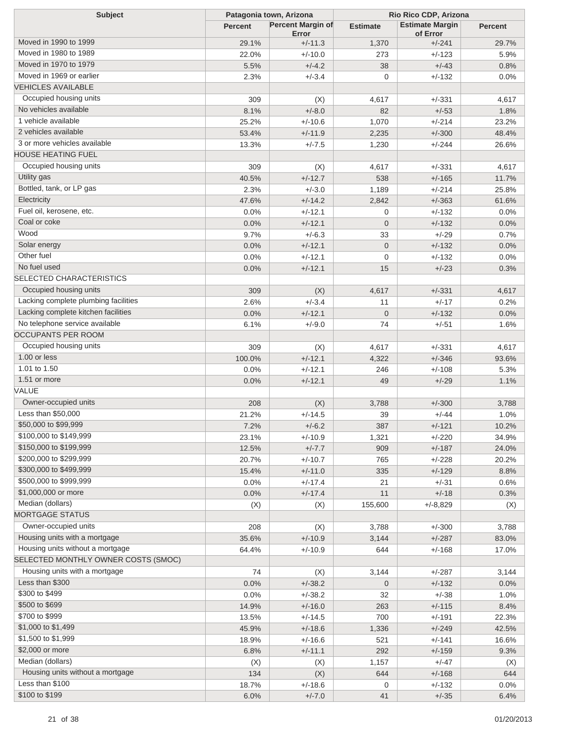| Subject | Patagonia town, Arizona | | Rio Rico CDP, Arizona | | |
|---|---|---|---|---|---|
| | Percent | Percent Margin of Error | Estimate | Estimate Margin of Error | Percent |
| Moved in 1990 to 1999 | 29.1% | +/-11.3 | 1,370 | +/-241 | 29.7% |
| Moved in 1980 to 1989 | 22.0% | +/-10.0 | 273 | +/-123 | 5.9% |
| Moved in 1970 to 1979 | 5.5% | +/-4.2 | 38 | +/-43 | 0.8% |
| Moved in 1969 or earlier | 2.3% | +/-3.4 | 0 | +/-132 | 0.0% |
| VEHICLES AVAILABLE | | | | | |
| Occupied housing units | 309 | (X) | 4,617 | +/-331 | 4,617 |
| No vehicles available | 8.1% | +/-8.0 | 82 | +/-53 | 1.8% |
| 1 vehicle available | 25.2% | +/-10.6 | 1,070 | +/-214 | 23.2% |
| 2 vehicles available | 53.4% | +/-11.9 | 2,235 | +/-300 | 48.4% |
| 3 or more vehicles available | 13.3% | +/-7.5 | 1,230 | +/-244 | 26.6% |
| HOUSE HEATING FUEL | | | | | |
| Occupied housing units | 309 | (X) | 4,617 | +/-331 | 4,617 |
| Utility gas | 40.5% | +/-12.7 | 538 | +/-165 | 11.7% |
| Bottled, tank, or LP gas | 2.3% | +/-3.0 | 1,189 | +/-214 | 25.8% |
| Electricity | 47.6% | +/-14.2 | 2,842 | +/-363 | 61.6% |
| Fuel oil, kerosene, etc. | 0.0% | +/-12.1 | 0 | +/-132 | 0.0% |
| Coal or coke | 0.0% | +/-12.1 | 0 | +/-132 | 0.0% |
| Wood | 9.7% | +/-6.3 | 33 | +/-29 | 0.7% |
| Solar energy | 0.0% | +/-12.1 | 0 | +/-132 | 0.0% |
| Other fuel | 0.0% | +/-12.1 | 0 | +/-132 | 0.0% |
| No fuel used | 0.0% | +/-12.1 | 15 | +/-23 | 0.3% |
| SELECTED CHARACTERISTICS | | | | | |
| Occupied housing units | 309 | (X) | 4,617 | +/-331 | 4,617 |
| Lacking complete plumbing facilities | 2.6% | +/-3.4 | 11 | +/-17 | 0.2% |
| Lacking complete kitchen facilities | 0.0% | +/-12.1 | 0 | +/-132 | 0.0% |
| No telephone service available | 6.1% | +/-9.0 | 74 | +/-51 | 1.6% |
| OCCUPANTS PER ROOM | | | | | |
| Occupied housing units | 309 | (X) | 4,617 | +/-331 | 4,617 |
| 1.00 or less | 100.0% | +/-12.1 | 4,322 | +/-346 | 93.6% |
| 1.01 to 1.50 | 0.0% | +/-12.1 | 246 | +/-108 | 5.3% |
| 1.51 or more | 0.0% | +/-12.1 | 49 | +/-29 | 1.1% |
| VALUE | | | | | |
| Owner-occupied units | 208 | (X) | 3,788 | +/-300 | 3,788 |
| Less than $50,000 | 21.2% | +/-14.5 | 39 | +/-44 | 1.0% |
| $50,000 to $99,999 | 7.2% | +/-6.2 | 387 | +/-121 | 10.2% |
| $100,000 to $149,999 | 23.1% | +/-10.9 | 1,321 | +/-220 | 34.9% |
| $150,000 to $199,999 | 12.5% | +/-7.7 | 909 | +/-187 | 24.0% |
| $200,000 to $299,999 | 20.7% | +/-10.7 | 765 | +/-228 | 20.2% |
| $300,000 to $499,999 | 15.4% | +/-11.0 | 335 | +/-129 | 8.8% |
| $500,000 to $999,999 | 0.0% | +/-17.4 | 21 | +/-31 | 0.6% |
| $1,000,000 or more | 0.0% | +/-17.4 | 11 | +/-18 | 0.3% |
| Median (dollars) | (X) | (X) | 155,600 | +/-8,829 | (X) |
| MORTGAGE STATUS | | | | | |
| Owner-occupied units | 208 | (X) | 3,788 | +/-300 | 3,788 |
| Housing units with a mortgage | 35.6% | +/-10.9 | 3,144 | +/-287 | 83.0% |
| Housing units without a mortgage | 64.4% | +/-10.9 | 644 | +/-168 | 17.0% |
| SELECTED MONTHLY OWNER COSTS (SMOC) | | | | | |
| Housing units with a mortgage | 74 | (X) | 3,144 | +/-287 | 3,144 |
| Less than $300 | 0.0% | +/-38.2 | 0 | +/-132 | 0.0% |
| $300 to $499 | 0.0% | +/-38.2 | 32 | +/-38 | 1.0% |
| $500 to $699 | 14.9% | +/-16.0 | 263 | +/-115 | 8.4% |
| $700 to $999 | 13.5% | +/-14.5 | 700 | +/-191 | 22.3% |
| $1,000 to $1,499 | 45.9% | +/-18.6 | 1,336 | +/-249 | 42.5% |
| $1,500 to $1,999 | 18.9% | +/-16.6 | 521 | +/-141 | 16.6% |
| $2,000 or more | 6.8% | +/-11.1 | 292 | +/-159 | 9.3% |
| Median (dollars) | (X) | (X) | 1,157 | +/-47 | (X) |
| Housing units without a mortgage | 134 | (X) | 644 | +/-168 | 644 |
| Less than $100 | 18.7% | +/-18.6 | 0 | +/-132 | 0.0% |
| $100 to $199 | 6.0% | +/-7.0 | 41 | +/-35 | 6.4% |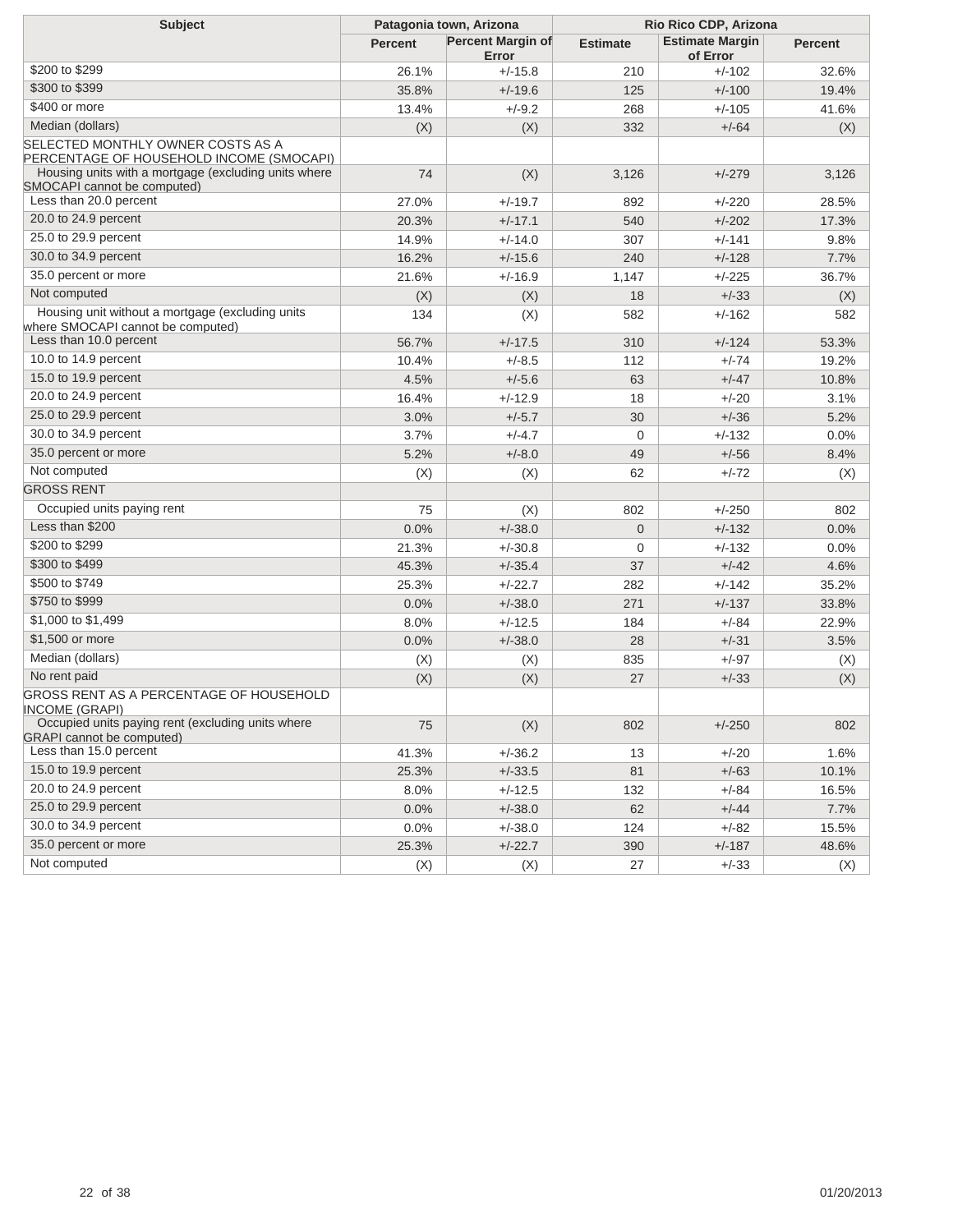| Subject | Patagonia town, Arizona | | Rio Rico CDP, Arizona | | |
|---|---|---|---|---|---|
| | Percent | Percent Margin of Error | Estimate | Estimate Margin of Error | Percent |
| $200 to $299 | 26.1% | +/-15.8 | 210 | +/-102 | 32.6% |
| $300 to $399 | 35.8% | +/-19.6 | 125 | +/-100 | 19.4% |
| $400 or more | 13.4% | +/-9.2 | 268 | +/-105 | 41.6% |
| Median (dollars) | (X) | (X) | 332 | +/-64 | (X) |
| SELECTED MONTHLY OWNER COSTS AS A PERCENTAGE OF HOUSEHOLD INCOME (SMOCAPI) | | | | | |
| Housing units with a mortgage (excluding units where SMOCAPI cannot be computed) | 74 | (X) | 3,126 | +/-279 | 3,126 |
| Less than 20.0 percent | 27.0% | +/-19.7 | 892 | +/-220 | 28.5% |
| 20.0 to 24.9 percent | 20.3% | +/-17.1 | 540 | +/-202 | 17.3% |
| 25.0 to 29.9 percent | 14.9% | +/-14.0 | 307 | +/-141 | 9.8% |
| 30.0 to 34.9 percent | 16.2% | +/-15.6 | 240 | +/-128 | 7.7% |
| 35.0 percent or more | 21.6% | +/-16.9 | 1,147 | +/-225 | 36.7% |
| Not computed | (X) | (X) | 18 | +/-33 | (X) |
| Housing unit without a mortgage (excluding units where SMOCAPI cannot be computed) | 134 | (X) | 582 | +/-162 | 582 |
| Less than 10.0 percent | 56.7% | +/-17.5 | 310 | +/-124 | 53.3% |
| 10.0 to 14.9 percent | 10.4% | +/-8.5 | 112 | +/-74 | 19.2% |
| 15.0 to 19.9 percent | 4.5% | +/-5.6 | 63 | +/-47 | 10.8% |
| 20.0 to 24.9 percent | 16.4% | +/-12.9 | 18 | +/-20 | 3.1% |
| 25.0 to 29.9 percent | 3.0% | +/-5.7 | 30 | +/-36 | 5.2% |
| 30.0 to 34.9 percent | 3.7% | +/-4.7 | 0 | +/-132 | 0.0% |
| 35.0 percent or more | 5.2% | +/-8.0 | 49 | +/-56 | 8.4% |
| Not computed | (X) | (X) | 62 | +/-72 | (X) |
| GROSS RENT | | | | | |
| Occupied units paying rent | 75 | (X) | 802 | +/-250 | 802 |
| Less than $200 | 0.0% | +/-38.0 | 0 | +/-132 | 0.0% |
| $200 to $299 | 21.3% | +/-30.8 | 0 | +/-132 | 0.0% |
| $300 to $499 | 45.3% | +/-35.4 | 37 | +/-42 | 4.6% |
| $500 to $749 | 25.3% | +/-22.7 | 282 | +/-142 | 35.2% |
| $750 to $999 | 0.0% | +/-38.0 | 271 | +/-137 | 33.8% |
| $1,000 to $1,499 | 8.0% | +/-12.5 | 184 | +/-84 | 22.9% |
| $1,500 or more | 0.0% | +/-38.0 | 28 | +/-31 | 3.5% |
| Median (dollars) | (X) | (X) | 835 | +/-97 | (X) |
| No rent paid | (X) | (X) | 27 | +/-33 | (X) |
| GROSS RENT AS A PERCENTAGE OF HOUSEHOLD INCOME (GRAPI) | | | | | |
| Occupied units paying rent (excluding units where GRAPI cannot be computed) | 75 | (X) | 802 | +/-250 | 802 |
| Less than 15.0 percent | 41.3% | +/-36.2 | 13 | +/-20 | 1.6% |
| 15.0 to 19.9 percent | 25.3% | +/-33.5 | 81 | +/-63 | 10.1% |
| 20.0 to 24.9 percent | 8.0% | +/-12.5 | 132 | +/-84 | 16.5% |
| 25.0 to 29.9 percent | 0.0% | +/-38.0 | 62 | +/-44 | 7.7% |
| 30.0 to 34.9 percent | 0.0% | +/-38.0 | 124 | +/-82 | 15.5% |
| 35.0 percent or more | 25.3% | +/-22.7 | 390 | +/-187 | 48.6% |
| Not computed | (X) | (X) | 27 | +/-33 | (X) |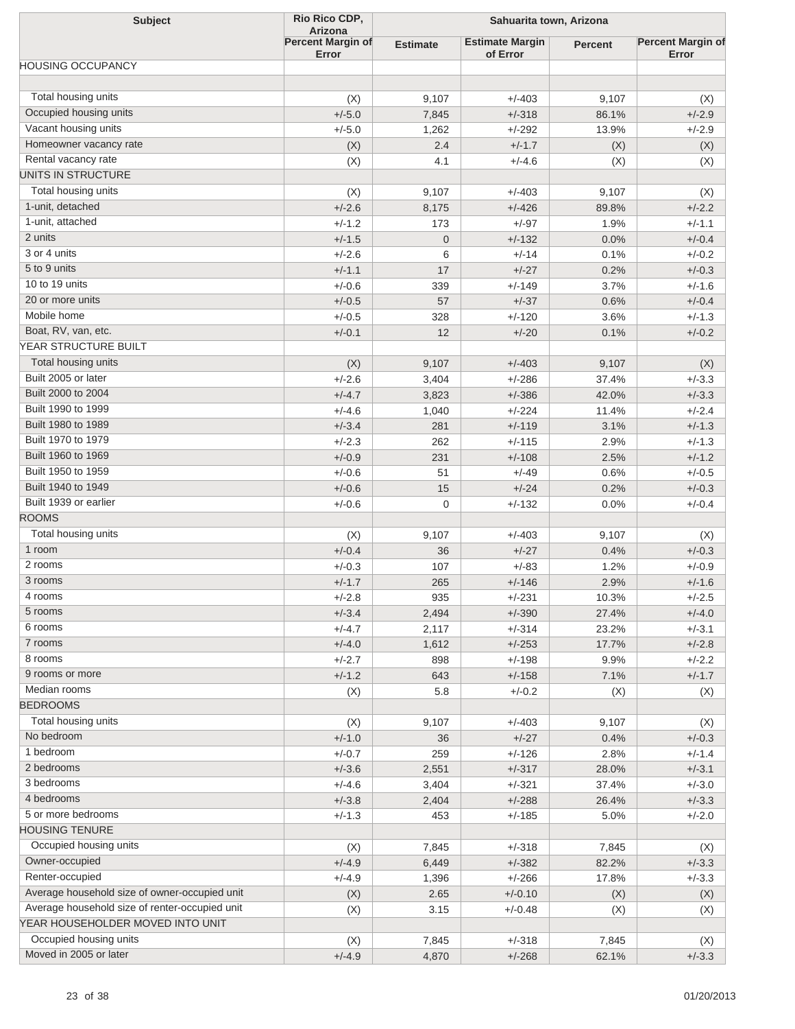| Subject | Rio Rico CDP, Arizona | Sahuarita town, Arizona | | | |
|---|---|---|---|---|---|
| | Percent Margin of Error | Estimate | Estimate Margin of Error | Percent | Percent Margin of Error |
| HOUSING OCCUPANCY | | | | | |
| | | | | | |
| Total housing units | (X) | 9,107 | +/-403 | 9,107 | (X) |
| Occupied housing units | +/-5.0 | 7,845 | +/-318 | 86.1% | +/-2.9 |
| Vacant housing units | +/-5.0 | 1,262 | +/-292 | 13.9% | +/-2.9 |
| Homeowner vacancy rate | (X) | 2.4 | +/-1.7 | (X) | (X) |
| Rental vacancy rate | (X) | 4.1 | +/-4.6 | (X) | (X) |
| UNITS IN STRUCTURE | | | | | |
| Total housing units | (X) | 9,107 | +/-403 | 9,107 | (X) |
| 1-unit, detached | +/-2.6 | 8,175 | +/-426 | 89.8% | +/-2.2 |
| 1-unit, attached | +/-1.2 | 173 | +/-97 | 1.9% | +/-1.1 |
| 2 units | +/-1.5 | 0 | +/-132 | 0.0% | +/-0.4 |
| 3 or 4 units | +/-2.6 | 6 | +/-14 | 0.1% | +/-0.2 |
| 5 to 9 units | +/-1.1 | 17 | +/-27 | 0.2% | +/-0.3 |
| 10 to 19 units | +/-0.6 | 339 | +/-149 | 3.7% | +/-1.6 |
| 20 or more units | +/-0.5 | 57 | +/-37 | 0.6% | +/-0.4 |
| Mobile home | +/-0.5 | 328 | +/-120 | 3.6% | +/-1.3 |
| Boat, RV, van, etc. | +/-0.1 | 12 | +/-20 | 0.1% | +/-0.2 |
| YEAR STRUCTURE BUILT | | | | | |
| Total housing units | (X) | 9,107 | +/-403 | 9,107 | (X) |
| Built 2005 or later | +/-2.6 | 3,404 | +/-286 | 37.4% | +/-3.3 |
| Built 2000 to 2004 | +/-4.7 | 3,823 | +/-386 | 42.0% | +/-3.3 |
| Built 1990 to 1999 | +/-4.6 | 1,040 | +/-224 | 11.4% | +/-2.4 |
| Built 1980 to 1989 | +/-3.4 | 281 | +/-119 | 3.1% | +/-1.3 |
| Built 1970 to 1979 | +/-2.3 | 262 | +/-115 | 2.9% | +/-1.3 |
| Built 1960 to 1969 | +/-0.9 | 231 | +/-108 | 2.5% | +/-1.2 |
| Built 1950 to 1959 | +/-0.6 | 51 | +/-49 | 0.6% | +/-0.5 |
| Built 1940 to 1949 | +/-0.6 | 15 | +/-24 | 0.2% | +/-0.3 |
| Built 1939 or earlier | +/-0.6 | 0 | +/-132 | 0.0% | +/-0.4 |
| ROOMS | | | | | |
| Total housing units | (X) | 9,107 | +/-403 | 9,107 | (X) |
| 1 room | +/-0.4 | 36 | +/-27 | 0.4% | +/-0.3 |
| 2 rooms | +/-0.3 | 107 | +/-83 | 1.2% | +/-0.9 |
| 3 rooms | +/-1.7 | 265 | +/-146 | 2.9% | +/-1.6 |
| 4 rooms | +/-2.8 | 935 | +/-231 | 10.3% | +/-2.5 |
| 5 rooms | +/-3.4 | 2,494 | +/-390 | 27.4% | +/-4.0 |
| 6 rooms | +/-4.7 | 2,117 | +/-314 | 23.2% | +/-3.1 |
| 7 rooms | +/-4.0 | 1,612 | +/-253 | 17.7% | +/-2.8 |
| 8 rooms | +/-2.7 | 898 | +/-198 | 9.9% | +/-2.2 |
| 9 rooms or more | +/-1.2 | 643 | +/-158 | 7.1% | +/-1.7 |
| Median rooms | (X) | 5.8 | +/-0.2 | (X) | (X) |
| BEDROOMS | | | | | |
| Total housing units | (X) | 9,107 | +/-403 | 9,107 | (X) |
| No bedroom | +/-1.0 | 36 | +/-27 | 0.4% | +/-0.3 |
| 1 bedroom | +/-0.7 | 259 | +/-126 | 2.8% | +/-1.4 |
| 2 bedrooms | +/-3.6 | 2,551 | +/-317 | 28.0% | +/-3.1 |
| 3 bedrooms | +/-4.6 | 3,404 | +/-321 | 37.4% | +/-3.0 |
| 4 bedrooms | +/-3.8 | 2,404 | +/-288 | 26.4% | +/-3.3 |
| 5 or more bedrooms | +/-1.3 | 453 | +/-185 | 5.0% | +/-2.0 |
| HOUSING TENURE | | | | | |
| Occupied housing units | (X) | 7,845 | +/-318 | 7,845 | (X) |
| Owner-occupied | +/-4.9 | 6,449 | +/-382 | 82.2% | +/-3.3 |
| Renter-occupied | +/-4.9 | 1,396 | +/-266 | 17.8% | +/-3.3 |
| Average household size of owner-occupied unit | (X) | 2.65 | +/-0.10 | (X) | (X) |
| Average household size of renter-occupied unit | (X) | 3.15 | +/-0.48 | (X) | (X) |
| YEAR HOUSEHOLDER MOVED INTO UNIT | | | | | |
| Occupied housing units | (X) | 7,845 | +/-318 | 7,845 | (X) |
| Moved in 2005 or later | +/-4.9 | 4,870 | +/-268 | 62.1% | +/-3.3 |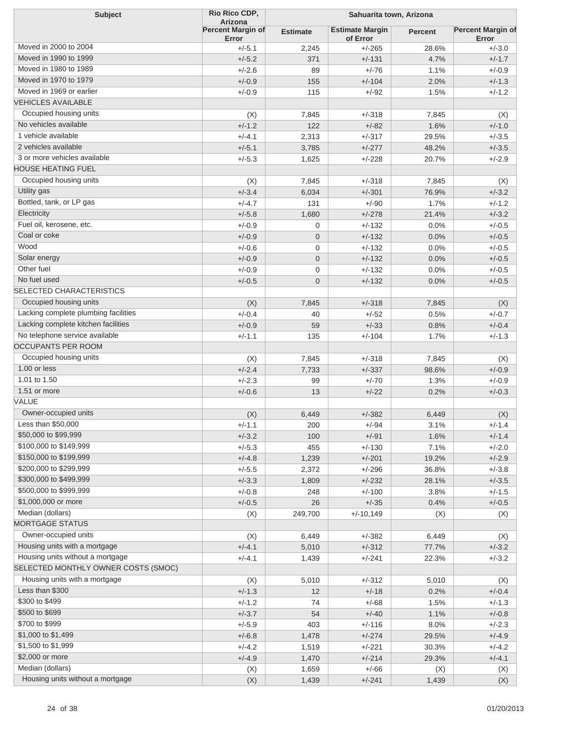| Subject | Rio Rico CDP, Arizona | Sahuarita town, Arizona | | | |
|---|---|---|---|---|---|
| | Percent Margin of Error | Estimate | Estimate Margin of Error | Percent | Percent Margin of Error |
| Moved in 2000 to 2004 | +/-5.1 | 2,245 | +/-265 | 28.6% | +/-3.0 |
| Moved in 1990 to 1999 | +/-5.2 | 371 | +/-131 | 4.7% | +/-1.7 |
| Moved in 1980 to 1989 | +/-2.6 | 89 | +/-76 | 1.1% | +/-0.9 |
| Moved in 1970 to 1979 | +/-0.9 | 155 | +/-104 | 2.0% | +/-1.3 |
| Moved in 1969 or earlier | +/-0.9 | 115 | +/-92 | 1.5% | +/-1.2 |
| VEHICLES AVAILABLE | | | | | |
| Occupied housing units | (X) | 7,845 | +/-318 | 7,845 | (X) |
| No vehicles available | +/-1.2 | 122 | +/-82 | 1.6% | +/-1.0 |
| 1 vehicle available | +/-4.1 | 2,313 | +/-317 | 29.5% | +/-3.5 |
| 2 vehicles available | +/-5.1 | 3,785 | +/-277 | 48.2% | +/-3.5 |
| 3 or more vehicles available | +/-5.3 | 1,625 | +/-228 | 20.7% | +/-2.9 |
| HOUSE HEATING FUEL | | | | | |
| Occupied housing units | (X) | 7,845 | +/-318 | 7,845 | (X) |
| Utility gas | +/-3.4 | 6,034 | +/-301 | 76.9% | +/-3.2 |
| Bottled, tank, or LP gas | +/-4.7 | 131 | +/-90 | 1.7% | +/-1.2 |
| Electricity | +/-5.8 | 1,680 | +/-278 | 21.4% | +/-3.2 |
| Fuel oil, kerosene, etc. | +/-0.9 | 0 | +/-132 | 0.0% | +/-0.5 |
| Coal or coke | +/-0.9 | 0 | +/-132 | 0.0% | +/-0.5 |
| Wood | +/-0.6 | 0 | +/-132 | 0.0% | +/-0.5 |
| Solar energy | +/-0.9 | 0 | +/-132 | 0.0% | +/-0.5 |
| Other fuel | +/-0.9 | 0 | +/-132 | 0.0% | +/-0.5 |
| No fuel used | +/-0.5 | 0 | +/-132 | 0.0% | +/-0.5 |
| SELECTED CHARACTERISTICS | | | | | |
| Occupied housing units | (X) | 7,845 | +/-318 | 7,845 | (X) |
| Lacking complete plumbing facilities | +/-0.4 | 40 | +/-52 | 0.5% | +/-0.7 |
| Lacking complete kitchen facilities | +/-0.9 | 59 | +/-33 | 0.8% | +/-0.4 |
| No telephone service available | +/-1.1 | 135 | +/-104 | 1.7% | +/-1.3 |
| OCCUPANTS PER ROOM | | | | | |
| Occupied housing units | (X) | 7,845 | +/-318 | 7,845 | (X) |
| 1.00 or less | +/-2.4 | 7,733 | +/-337 | 98.6% | +/-0.9 |
| 1.01 to 1.50 | +/-2.3 | 99 | +/-70 | 1.3% | +/-0.9 |
| 1.51 or more | +/-0.6 | 13 | +/-22 | 0.2% | +/-0.3 |
| VALUE | | | | | |
| Owner-occupied units | (X) | 6,449 | +/-382 | 6,449 | (X) |
| Less than $50,000 | +/-1.1 | 200 | +/-94 | 3.1% | +/-1.4 |
| $50,000 to $99,999 | +/-3.2 | 100 | +/-91 | 1.6% | +/-1.4 |
| $100,000 to $149,999 | +/-5.3 | 455 | +/-130 | 7.1% | +/-2.0 |
| $150,000 to $199,999 | +/-4.8 | 1,239 | +/-201 | 19.2% | +/-2.9 |
| $200,000 to $299,999 | +/-5.5 | 2,372 | +/-296 | 36.8% | +/-3.8 |
| $300,000 to $499,999 | +/-3.3 | 1,809 | +/-232 | 28.1% | +/-3.5 |
| $500,000 to $999,999 | +/-0.8 | 248 | +/-100 | 3.8% | +/-1.5 |
| $1,000,000 or more | +/-0.5 | 26 | +/-35 | 0.4% | +/-0.5 |
| Median (dollars) | (X) | 249,700 | +/-10,149 | (X) | (X) |
| MORTGAGE STATUS | | | | | |
| Owner-occupied units | (X) | 6,449 | +/-382 | 6,449 | (X) |
| Housing units with a mortgage | +/-4.1 | 5,010 | +/-312 | 77.7% | +/-3.2 |
| Housing units without a mortgage | +/-4.1 | 1,439 | +/-241 | 22.3% | +/-3.2 |
| SELECTED MONTHLY OWNER COSTS (SMOC) | | | | | |
| Housing units with a mortgage | (X) | 5,010 | +/-312 | 5,010 | (X) |
| Less than $300 | +/-1.3 | 12 | +/-18 | 0.2% | +/-0.4 |
| $300 to $499 | +/-1.2 | 74 | +/-68 | 1.5% | +/-1.3 |
| $500 to $699 | +/-3.7 | 54 | +/-40 | 1.1% | +/-0.8 |
| $700 to $999 | +/-5.9 | 403 | +/-116 | 8.0% | +/-2.3 |
| $1,000 to $1,499 | +/-6.8 | 1,478 | +/-274 | 29.5% | +/-4.9 |
| $1,500 to $1,999 | +/-4.2 | 1,519 | +/-221 | 30.3% | +/-4.2 |
| $2,000 or more | +/-4.9 | 1,470 | +/-214 | 29.3% | +/-4.1 |
| Median (dollars) | (X) | 1,659 | +/-66 | (X) | (X) |
| Housing units without a mortgage | (X) | 1,439 | +/-241 | 1,439 | (X) |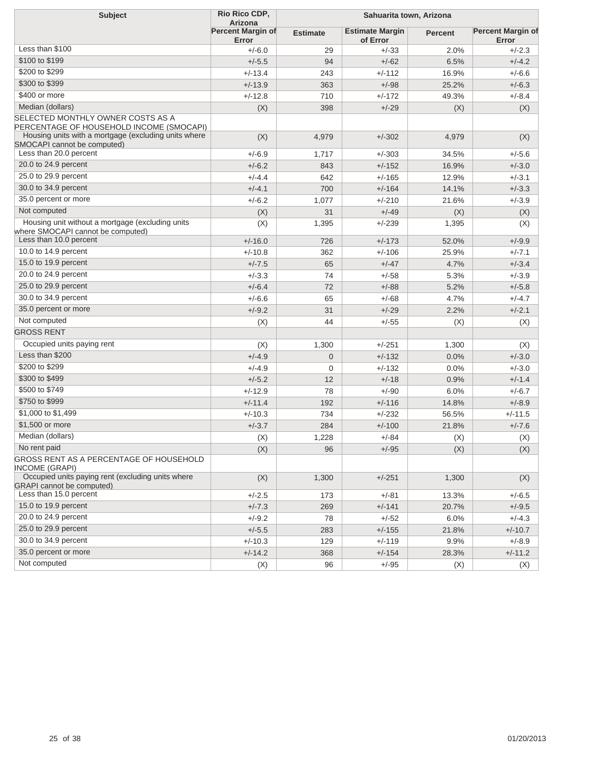| Subject | Rio Rico CDP, Arizona | Sahuarita town, Arizona | | | |
|---|---|---|---|---|---|
| | Percent Margin of Error | Estimate | Estimate Margin of Error | Percent | Percent Margin of Error |
| Less than $100 | +/-6.0 | 29 | +/-33 | 2.0% | +/-2.3 |
| $100 to $199 | +/-5.5 | 94 | +/-62 | 6.5% | +/-4.2 |
| $200 to $299 | +/-13.4 | 243 | +/-112 | 16.9% | +/-6.6 |
| $300 to $399 | +/-13.9 | 363 | +/-98 | 25.2% | +/-6.3 |
| $400 or more | +/-12.8 | 710 | +/-172 | 49.3% | +/-8.4 |
| Median (dollars) | (X) | 398 | +/-29 | (X) | (X) |
| SELECTED MONTHLY OWNER COSTS AS A PERCENTAGE OF HOUSEHOLD INCOME (SMOCAPI) | | | | | |
| Housing units with a mortgage (excluding units where SMOCAPI cannot be computed) | (X) | 4,979 | +/-302 | 4,979 | (X) |
| Less than 20.0 percent | +/-6.9 | 1,717 | +/-303 | 34.5% | +/-5.6 |
| 20.0 to 24.9 percent | +/-6.2 | 843 | +/-152 | 16.9% | +/-3.0 |
| 25.0 to 29.9 percent | +/-4.4 | 642 | +/-165 | 12.9% | +/-3.1 |
| 30.0 to 34.9 percent | +/-4.1 | 700 | +/-164 | 14.1% | +/-3.3 |
| 35.0 percent or more | +/-6.2 | 1,077 | +/-210 | 21.6% | +/-3.9 |
| Not computed | (X) | 31 | +/-49 | (X) | (X) |
| Housing unit without a mortgage (excluding units where SMOCAPI cannot be computed) | (X) | 1,395 | +/-239 | 1,395 | (X) |
| Less than 10.0 percent | +/-16.0 | 726 | +/-173 | 52.0% | +/-9.9 |
| 10.0 to 14.9 percent | +/-10.8 | 362 | +/-106 | 25.9% | +/-7.1 |
| 15.0 to 19.9 percent | +/-7.5 | 65 | +/-47 | 4.7% | +/-3.4 |
| 20.0 to 24.9 percent | +/-3.3 | 74 | +/-58 | 5.3% | +/-3.9 |
| 25.0 to 29.9 percent | +/-6.4 | 72 | +/-88 | 5.2% | +/-5.8 |
| 30.0 to 34.9 percent | +/-6.6 | 65 | +/-68 | 4.7% | +/-4.7 |
| 35.0 percent or more | +/-9.2 | 31 | +/-29 | 2.2% | +/-2.1 |
| Not computed | (X) | 44 | +/-55 | (X) | (X) |
| GROSS RENT | | | | | |
| Occupied units paying rent | (X) | 1,300 | +/-251 | 1,300 | (X) |
| Less than $200 | +/-4.9 | 0 | +/-132 | 0.0% | +/-3.0 |
| $200 to $299 | +/-4.9 | 0 | +/-132 | 0.0% | +/-3.0 |
| $300 to $499 | +/-5.2 | 12 | +/-18 | 0.9% | +/-1.4 |
| $500 to $749 | +/-12.9 | 78 | +/-90 | 6.0% | +/-6.7 |
| $750 to $999 | +/-11.4 | 192 | +/-116 | 14.8% | +/-8.9 |
| $1,000 to $1,499 | +/-10.3 | 734 | +/-232 | 56.5% | +/-11.5 |
| $1,500 or more | +/-3.7 | 284 | +/-100 | 21.8% | +/-7.6 |
| Median (dollars) | (X) | 1,228 | +/-84 | (X) | (X) |
| No rent paid | (X) | 96 | +/-95 | (X) | (X) |
| GROSS RENT AS A PERCENTAGE OF HOUSEHOLD INCOME (GRAPI) | | | | | |
| Occupied units paying rent (excluding units where GRAPI cannot be computed) | (X) | 1,300 | +/-251 | 1,300 | (X) |
| Less than 15.0 percent | +/-2.5 | 173 | +/-81 | 13.3% | +/-6.5 |
| 15.0 to 19.9 percent | +/-7.3 | 269 | +/-141 | 20.7% | +/-9.5 |
| 20.0 to 24.9 percent | +/-9.2 | 78 | +/-52 | 6.0% | +/-4.3 |
| 25.0 to 29.9 percent | +/-5.5 | 283 | +/-155 | 21.8% | +/-10.7 |
| 30.0 to 34.9 percent | +/-10.3 | 129 | +/-119 | 9.9% | +/-8.9 |
| 35.0 percent or more | +/-14.2 | 368 | +/-154 | 28.3% | +/-11.2 |
| Not computed | (X) | 96 | +/-95 | (X) | (X) |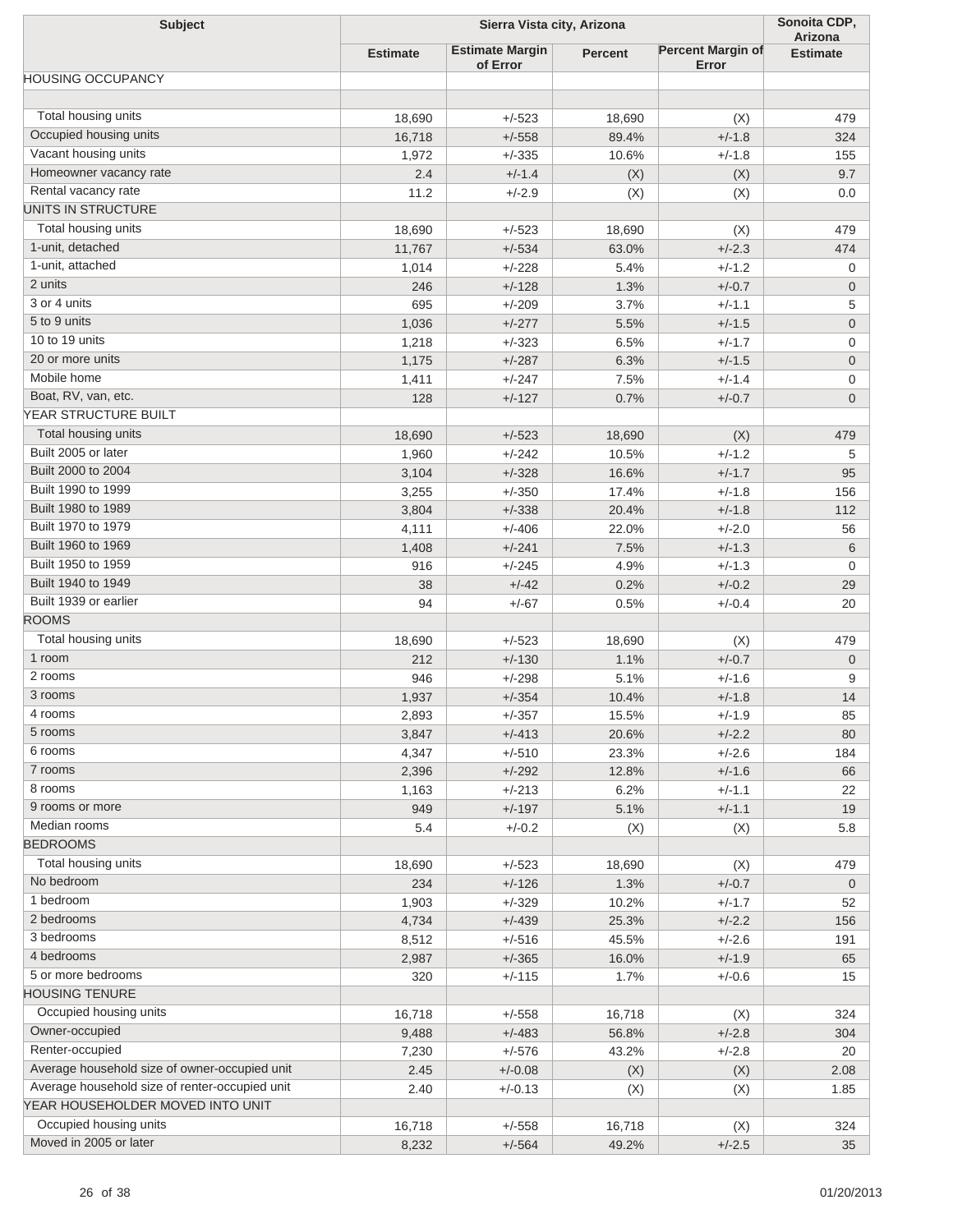| Subject | Sierra Vista city, Arizona | | | | Sonoita CDP, Arizona |
|---|---|---|---|---|---|
| | Estimate | Estimate Margin of Error | Percent | Percent Margin of Error | Estimate |
| HOUSING OCCUPANCY | | | | | |
| | | | | | |
| Total housing units | 18,690 | +/-523 | 18,690 | (X) | 479 |
| Occupied housing units | 16,718 | +/-558 | 89.4% | +/-1.8 | 324 |
| Vacant housing units | 1,972 | +/-335 | 10.6% | +/-1.8 | 155 |
| Homeowner vacancy rate | 2.4 | +/-1.4 | (X) | (X) | 9.7 |
| Rental vacancy rate | 11.2 | +/-2.9 | (X) | (X) | 0.0 |
| UNITS IN STRUCTURE | | | | | |
| Total housing units | 18,690 | +/-523 | 18,690 | (X) | 479 |
| 1-unit, detached | 11,767 | +/-534 | 63.0% | +/-2.3 | 474 |
| 1-unit, attached | 1,014 | +/-228 | 5.4% | +/-1.2 | 0 |
| 2 units | 246 | +/-128 | 1.3% | +/-0.7 | 0 |
| 3 or 4 units | 695 | +/-209 | 3.7% | +/-1.1 | 5 |
| 5 to 9 units | 1,036 | +/-277 | 5.5% | +/-1.5 | 0 |
| 10 to 19 units | 1,218 | +/-323 | 6.5% | +/-1.7 | 0 |
| 20 or more units | 1,175 | +/-287 | 6.3% | +/-1.5 | 0 |
| Mobile home | 1,411 | +/-247 | 7.5% | +/-1.4 | 0 |
| Boat, RV, van, etc. | 128 | +/-127 | 0.7% | +/-0.7 | 0 |
| YEAR STRUCTURE BUILT | | | | | |
| Total housing units | 18,690 | +/-523 | 18,690 | (X) | 479 |
| Built 2005 or later | 1,960 | +/-242 | 10.5% | +/-1.2 | 5 |
| Built 2000 to 2004 | 3,104 | +/-328 | 16.6% | +/-1.7 | 95 |
| Built 1990 to 1999 | 3,255 | +/-350 | 17.4% | +/-1.8 | 156 |
| Built 1980 to 1989 | 3,804 | +/-338 | 20.4% | +/-1.8 | 112 |
| Built 1970 to 1979 | 4,111 | +/-406 | 22.0% | +/-2.0 | 56 |
| Built 1960 to 1969 | 1,408 | +/-241 | 7.5% | +/-1.3 | 6 |
| Built 1950 to 1959 | 916 | +/-245 | 4.9% | +/-1.3 | 0 |
| Built 1940 to 1949 | 38 | +/-42 | 0.2% | +/-0.2 | 29 |
| Built 1939 or earlier | 94 | +/-67 | 0.5% | +/-0.4 | 20 |
| ROOMS | | | | | |
| Total housing units | 18,690 | +/-523 | 18,690 | (X) | 479 |
| 1 room | 212 | +/-130 | 1.1% | +/-0.7 | 0 |
| 2 rooms | 946 | +/-298 | 5.1% | +/-1.6 | 9 |
| 3 rooms | 1,937 | +/-354 | 10.4% | +/-1.8 | 14 |
| 4 rooms | 2,893 | +/-357 | 15.5% | +/-1.9 | 85 |
| 5 rooms | 3,847 | +/-413 | 20.6% | +/-2.2 | 80 |
| 6 rooms | 4,347 | +/-510 | 23.3% | +/-2.6 | 184 |
| 7 rooms | 2,396 | +/-292 | 12.8% | +/-1.6 | 66 |
| 8 rooms | 1,163 | +/-213 | 6.2% | +/-1.1 | 22 |
| 9 rooms or more | 949 | +/-197 | 5.1% | +/-1.1 | 19 |
| Median rooms | 5.4 | +/-0.2 | (X) | (X) | 5.8 |
| BEDROOMS | | | | | |
| Total housing units | 18,690 | +/-523 | 18,690 | (X) | 479 |
| No bedroom | 234 | +/-126 | 1.3% | +/-0.7 | 0 |
| 1 bedroom | 1,903 | +/-329 | 10.2% | +/-1.7 | 52 |
| 2 bedrooms | 4,734 | +/-439 | 25.3% | +/-2.2 | 156 |
| 3 bedrooms | 8,512 | +/-516 | 45.5% | +/-2.6 | 191 |
| 4 bedrooms | 2,987 | +/-365 | 16.0% | +/-1.9 | 65 |
| 5 or more bedrooms | 320 | +/-115 | 1.7% | +/-0.6 | 15 |
| HOUSING TENURE | | | | | |
| Occupied housing units | 16,718 | +/-558 | 16,718 | (X) | 324 |
| Owner-occupied | 9,488 | +/-483 | 56.8% | +/-2.8 | 304 |
| Renter-occupied | 7,230 | +/-576 | 43.2% | +/-2.8 | 20 |
| Average household size of owner-occupied unit | 2.45 | +/-0.08 | (X) | (X) | 2.08 |
| Average household size of renter-occupied unit | 2.40 | +/-0.13 | (X) | (X) | 1.85 |
| YEAR HOUSEHOLDER MOVED INTO UNIT | | | | | |
| Occupied housing units | 16,718 | +/-558 | 16,718 | (X) | 324 |
| Moved in 2005 or later | 8,232 | +/-564 | 49.2% | +/-2.5 | 35 |

01/20/2013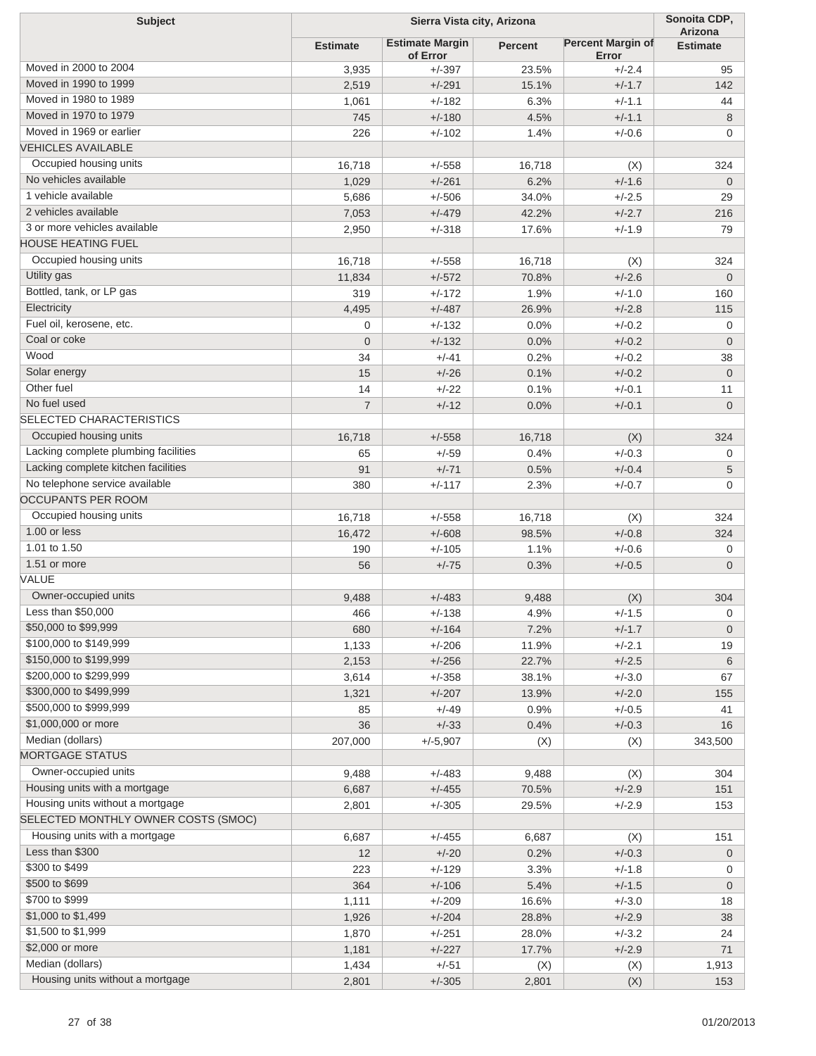| Subject | Sierra Vista city, Arizona | | | | Sonoita CDP, Arizona |
|---|---|---|---|---|---|
| | Estimate | Estimate Margin of Error | Percent | Percent Margin of Error | Estimate |
| Moved in 2000 to 2004 | 3,935 | +/-397 | 23.5% | +/-2.4 | 95 |
| Moved in 1990 to 1999 | 2,519 | +/-291 | 15.1% | +/-1.7 | 142 |
| Moved in 1980 to 1989 | 1,061 | +/-182 | 6.3% | +/-1.1 | 44 |
| Moved in 1970 to 1979 | 745 | +/-180 | 4.5% | +/-1.1 | 8 |
| Moved in 1969 or earlier | 226 | +/-102 | 1.4% | +/-0.6 | 0 |
| VEHICLES AVAILABLE | | | | | |
| Occupied housing units | 16,718 | +/-558 | 16,718 | (X) | 324 |
| No vehicles available | 1,029 | +/-261 | 6.2% | +/-1.6 | 0 |
| 1 vehicle available | 5,686 | +/-506 | 34.0% | +/-2.5 | 29 |
| 2 vehicles available | 7,053 | +/-479 | 42.2% | +/-2.7 | 216 |
| 3 or more vehicles available | 2,950 | +/-318 | 17.6% | +/-1.9 | 79 |
| HOUSE HEATING FUEL | | | | | |
| Occupied housing units | 16,718 | +/-558 | 16,718 | (X) | 324 |
| Utility gas | 11,834 | +/-572 | 70.8% | +/-2.6 | 0 |
| Bottled, tank, or LP gas | 319 | +/-172 | 1.9% | +/-1.0 | 160 |
| Electricity | 4,495 | +/-487 | 26.9% | +/-2.8 | 115 |
| Fuel oil, kerosene, etc. | 0 | +/-132 | 0.0% | +/-0.2 | 0 |
| Coal or coke | 0 | +/-132 | 0.0% | +/-0.2 | 0 |
| Wood | 34 | +/-41 | 0.2% | +/-0.2 | 38 |
| Solar energy | 15 | +/-26 | 0.1% | +/-0.2 | 0 |
| Other fuel | 14 | +/-22 | 0.1% | +/-0.1 | 11 |
| No fuel used | 7 | +/-12 | 0.0% | +/-0.1 | 0 |
| SELECTED CHARACTERISTICS | | | | | |
| Occupied housing units | 16,718 | +/-558 | 16,718 | (X) | 324 |
| Lacking complete plumbing facilities | 65 | +/-59 | 0.4% | +/-0.3 | 0 |
| Lacking complete kitchen facilities | 91 | +/-71 | 0.5% | +/-0.4 | 5 |
| No telephone service available | 380 | +/-117 | 2.3% | +/-0.7 | 0 |
| OCCUPANTS PER ROOM | | | | | |
| Occupied housing units | 16,718 | +/-558 | 16,718 | (X) | 324 |
| 1.00 or less | 16,472 | +/-608 | 98.5% | +/-0.8 | 324 |
| 1.01 to 1.50 | 190 | +/-105 | 1.1% | +/-0.6 | 0 |
| 1.51 or more | 56 | +/-75 | 0.3% | +/-0.5 | 0 |
| VALUE | | | | | |
| Owner-occupied units | 9,488 | +/-483 | 9,488 | (X) | 304 |
| Less than $50,000 | 466 | +/-138 | 4.9% | +/-1.5 | 0 |
| $50,000 to $99,999 | 680 | +/-164 | 7.2% | +/-1.7 | 0 |
| $100,000 to $149,999 | 1,133 | +/-206 | 11.9% | +/-2.1 | 19 |
| $150,000 to $199,999 | 2,153 | +/-256 | 22.7% | +/-2.5 | 6 |
| $200,000 to $299,999 | 3,614 | +/-358 | 38.1% | +/-3.0 | 67 |
| $300,000 to $499,999 | 1,321 | +/-207 | 13.9% | +/-2.0 | 155 |
| $500,000 to $999,999 | 85 | +/-49 | 0.9% | +/-0.5 | 41 |
| $1,000,000 or more | 36 | +/-33 | 0.4% | +/-0.3 | 16 |
| Median (dollars) | 207,000 | +/-5,907 | (X) | (X) | 343,500 |
| MORTGAGE STATUS | | | | | |
| Owner-occupied units | 9,488 | +/-483 | 9,488 | (X) | 304 |
| Housing units with a mortgage | 6,687 | +/-455 | 70.5% | +/-2.9 | 151 |
| Housing units without a mortgage | 2,801 | +/-305 | 29.5% | +/-2.9 | 153 |
| SELECTED MONTHLY OWNER COSTS (SMOC) | | | | | |
| Housing units with a mortgage | 6,687 | +/-455 | 6,687 | (X) | 151 |
| Less than $300 | 12 | +/-20 | 0.2% | +/-0.3 | 0 |
| $300 to $499 | 223 | +/-129 | 3.3% | +/-1.8 | 0 |
| $500 to $699 | 364 | +/-106 | 5.4% | +/-1.5 | 0 |
| $700 to $999 | 1,111 | +/-209 | 16.6% | +/-3.0 | 18 |
| $1,000 to $1,499 | 1,926 | +/-204 | 28.8% | +/-2.9 | 38 |
| $1,500 to $1,999 | 1,870 | +/-251 | 28.0% | +/-3.2 | 24 |
| $2,000 or more | 1,181 | +/-227 | 17.7% | +/-2.9 | 71 |
| Median (dollars) | 1,434 | +/-51 | (X) | (X) | 1,913 |
| Housing units without a mortgage | 2,801 | +/-305 | 2,801 | (X) | 153 |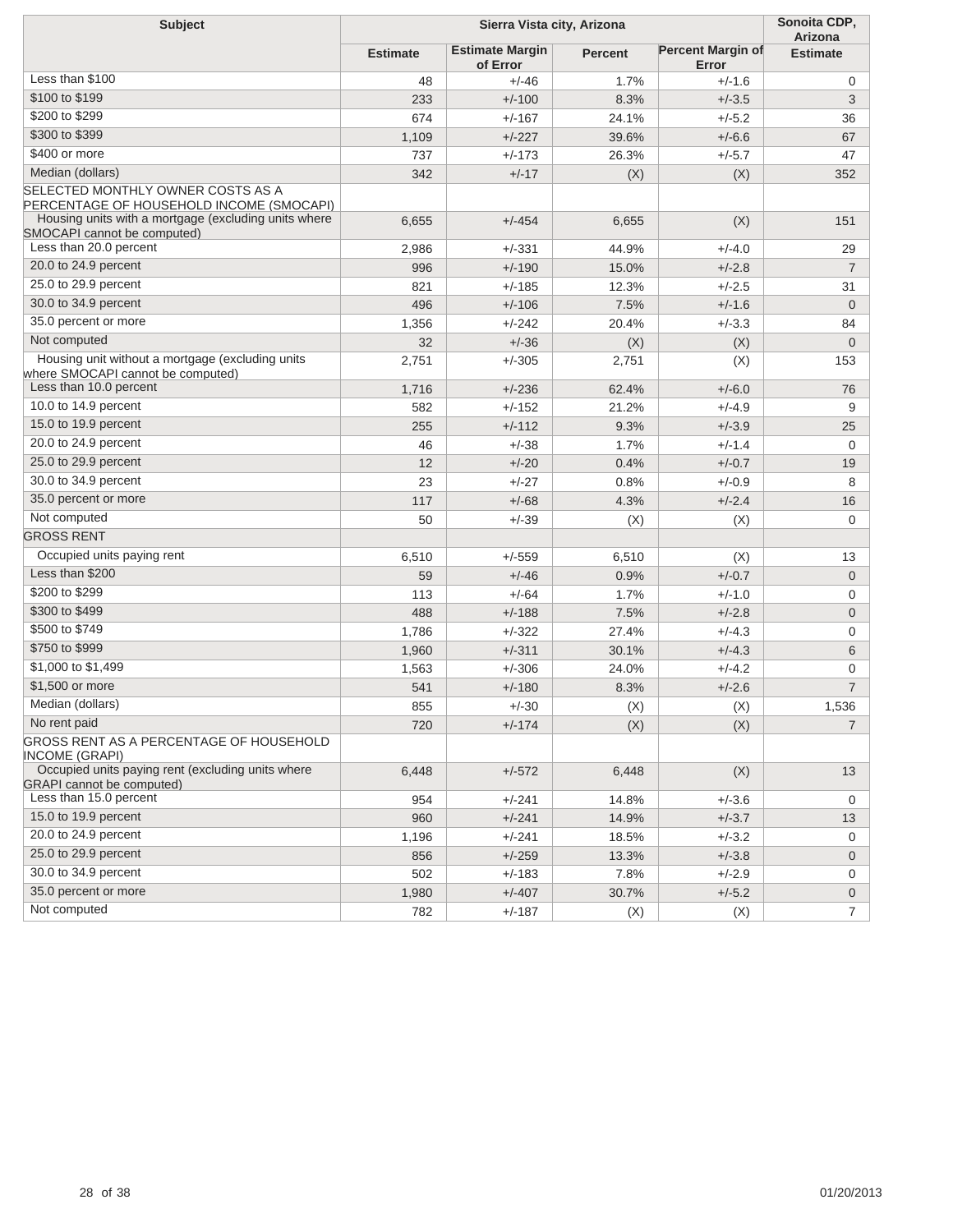| Subject | Sierra Vista city, Arizona | | | | Sonoita CDP, Arizona |
|---|---|---|---|---|---|
| | Estimate | Estimate Margin of Error | Percent | Percent Margin of Error | Estimate |
| Less than $100 | 48 | +/-46 | 1.7% | +/-1.6 | 0 |
| $100 to $199 | 233 | +/-100 | 8.3% | +/-3.5 | 3 |
| $200 to $299 | 674 | +/-167 | 24.1% | +/-5.2 | 36 |
| $300 to $399 | 1,109 | +/-227 | 39.6% | +/-6.6 | 67 |
| $400 or more | 737 | +/-173 | 26.3% | +/-5.7 | 47 |
| Median (dollars) | 342 | +/-17 | (X) | (X) | 352 |
| SELECTED MONTHLY OWNER COSTS AS A PERCENTAGE OF HOUSEHOLD INCOME (SMOCAPI) | | | | | |
| Housing units with a mortgage (excluding units where SMOCAPI cannot be computed) | 6,655 | +/-454 | 6,655 | (X) | 151 |
| Less than 20.0 percent | 2,986 | +/-331 | 44.9% | +/-4.0 | 29 |
| 20.0 to 24.9 percent | 996 | +/-190 | 15.0% | +/-2.8 | 7 |
| 25.0 to 29.9 percent | 821 | +/-185 | 12.3% | +/-2.5 | 31 |
| 30.0 to 34.9 percent | 496 | +/-106 | 7.5% | +/-1.6 | 0 |
| 35.0 percent or more | 1,356 | +/-242 | 20.4% | +/-3.3 | 84 |
| Not computed | 32 | +/-36 | (X) | (X) | 0 |
| Housing unit without a mortgage (excluding units where SMOCAPI cannot be computed) | 2,751 | +/-305 | 2,751 | (X) | 153 |
| Less than 10.0 percent | 1,716 | +/-236 | 62.4% | +/-6.0 | 76 |
| 10.0 to 14.9 percent | 582 | +/-152 | 21.2% | +/-4.9 | 9 |
| 15.0 to 19.9 percent | 255 | +/-112 | 9.3% | +/-3.9 | 25 |
| 20.0 to 24.9 percent | 46 | +/-38 | 1.7% | +/-1.4 | 0 |
| 25.0 to 29.9 percent | 12 | +/-20 | 0.4% | +/-0.7 | 19 |
| 30.0 to 34.9 percent | 23 | +/-27 | 0.8% | +/-0.9 | 8 |
| 35.0 percent or more | 117 | +/-68 | 4.3% | +/-2.4 | 16 |
| Not computed | 50 | +/-39 | (X) | (X) | 0 |
| GROSS RENT | | | | | |
| Occupied units paying rent | 6,510 | +/-559 | 6,510 | (X) | 13 |
| Less than $200 | 59 | +/-46 | 0.9% | +/-0.7 | 0 |
| $200 to $299 | 113 | +/-64 | 1.7% | +/-1.0 | 0 |
| $300 to $499 | 488 | +/-188 | 7.5% | +/-2.8 | 0 |
| $500 to $749 | 1,786 | +/-322 | 27.4% | +/-4.3 | 0 |
| $750 to $999 | 1,960 | +/-311 | 30.1% | +/-4.3 | 6 |
| $1,000 to $1,499 | 1,563 | +/-306 | 24.0% | +/-4.2 | 0 |
| $1,500 or more | 541 | +/-180 | 8.3% | +/-2.6 | 7 |
| Median (dollars) | 855 | +/-30 | (X) | (X) | 1,536 |
| No rent paid | 720 | +/-174 | (X) | (X) | 7 |
| GROSS RENT AS A PERCENTAGE OF HOUSEHOLD INCOME (GRAPI) | | | | | |
| Occupied units paying rent (excluding units where GRAPI cannot be computed) | 6,448 | +/-572 | 6,448 | (X) | 13 |
| Less than 15.0 percent | 954 | +/-241 | 14.8% | +/-3.6 | 0 |
| 15.0 to 19.9 percent | 960 | +/-241 | 14.9% | +/-3.7 | 13 |
| 20.0 to 24.9 percent | 1,196 | +/-241 | 18.5% | +/-3.2 | 0 |
| 25.0 to 29.9 percent | 856 | +/-259 | 13.3% | +/-3.8 | 0 |
| 30.0 to 34.9 percent | 502 | +/-183 | 7.8% | +/-2.9 | 0 |
| 35.0 percent or more | 1,980 | +/-407 | 30.7% | +/-5.2 | 0 |
| Not computed | 782 | +/-187 | (X) | (X) | 7 |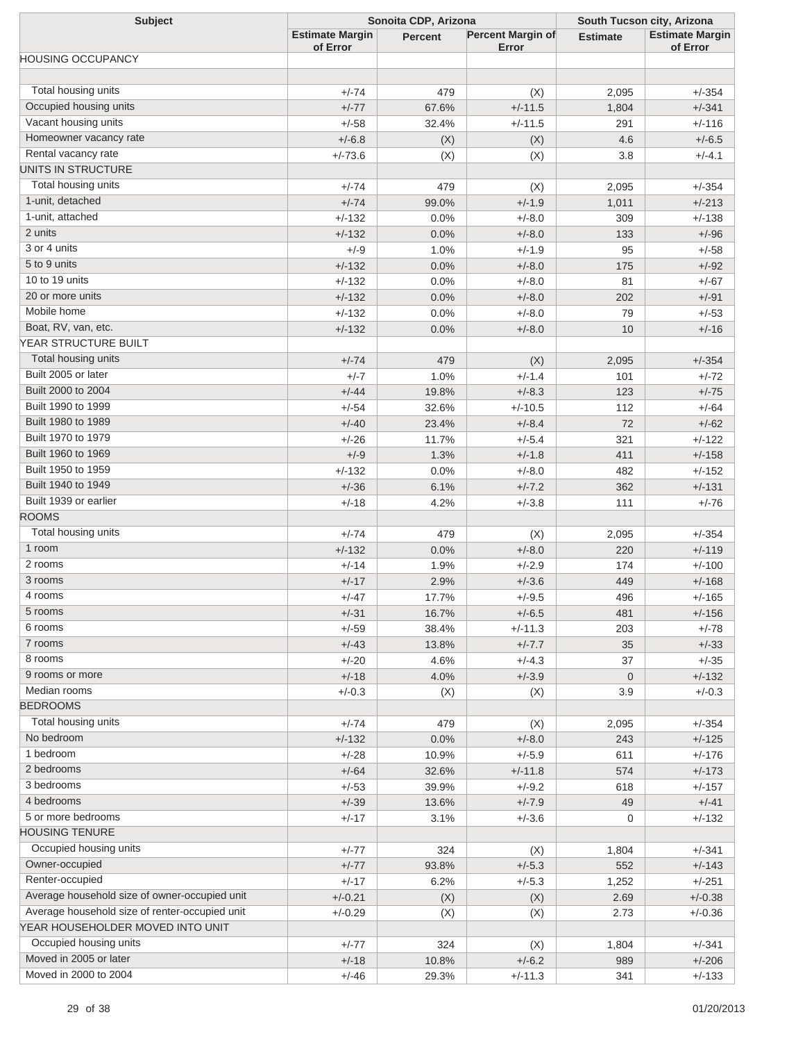| Subject | Sonoita CDP, Arizona | | | South Tucson city, Arizona | |
|---|---|---|---|---|---|
| | Estimate Margin of Error | Percent | Percent Margin of Error | Estimate | Estimate Margin of Error |
| HOUSING OCCUPANCY | | | | | |
| | | | | | |
| Total housing units | +/-74 | 479 | (X) | 2,095 | +/-354 |
| Occupied housing units | +/-77 | 67.6% | +/-11.5 | 1,804 | +/-341 |
| Vacant housing units | +/-58 | 32.4% | +/-11.5 | 291 | +/-116 |
| Homeowner vacancy rate | +/-6.8 | (X) | (X) | 4.6 | +/-6.5 |
| Rental vacancy rate | +/-73.6 | (X) | (X) | 3.8 | +/-4.1 |
| UNITS IN STRUCTURE | | | | | |
| Total housing units | +/-74 | 479 | (X) | 2,095 | +/-354 |
| 1-unit, detached | +/-74 | 99.0% | +/-1.9 | 1,011 | +/-213 |
| 1-unit, attached | +/-132 | 0.0% | +/-8.0 | 309 | +/-138 |
| 2 units | +/-132 | 0.0% | +/-8.0 | 133 | +/-96 |
| 3 or 4 units | +/-9 | 1.0% | +/-1.9 | 95 | +/-58 |
| 5 to 9 units | +/-132 | 0.0% | +/-8.0 | 175 | +/-92 |
| 10 to 19 units | +/-132 | 0.0% | +/-8.0 | 81 | +/-67 |
| 20 or more units | +/-132 | 0.0% | +/-8.0 | 202 | +/-91 |
| Mobile home | +/-132 | 0.0% | +/-8.0 | 79 | +/-53 |
| Boat, RV, van, etc. | +/-132 | 0.0% | +/-8.0 | 10 | +/-16 |
| YEAR STRUCTURE BUILT | | | | | |
| Total housing units | +/-74 | 479 | (X) | 2,095 | +/-354 |
| Built 2005 or later | +/-7 | 1.0% | +/-1.4 | 101 | +/-72 |
| Built 2000 to 2004 | +/-44 | 19.8% | +/-8.3 | 123 | +/-75 |
| Built 1990 to 1999 | +/-54 | 32.6% | +/-10.5 | 112 | +/-64 |
| Built 1980 to 1989 | +/-40 | 23.4% | +/-8.4 | 72 | +/-62 |
| Built 1970 to 1979 | +/-26 | 11.7% | +/-5.4 | 321 | +/-122 |
| Built 1960 to 1969 | +/-9 | 1.3% | +/-1.8 | 411 | +/-158 |
| Built 1950 to 1959 | +/-132 | 0.0% | +/-8.0 | 482 | +/-152 |
| Built 1940 to 1949 | +/-36 | 6.1% | +/-7.2 | 362 | +/-131 |
| Built 1939 or earlier | +/-18 | 4.2% | +/-3.8 | 111 | +/-76 |
| ROOMS | | | | | |
| Total housing units | +/-74 | 479 | (X) | 2,095 | +/-354 |
| 1 room | +/-132 | 0.0% | +/-8.0 | 220 | +/-119 |
| 2 rooms | +/-14 | 1.9% | +/-2.9 | 174 | +/-100 |
| 3 rooms | +/-17 | 2.9% | +/-3.6 | 449 | +/-168 |
| 4 rooms | +/-47 | 17.7% | +/-9.5 | 496 | +/-165 |
| 5 rooms | +/-31 | 16.7% | +/-6.5 | 481 | +/-156 |
| 6 rooms | +/-59 | 38.4% | +/-11.3 | 203 | +/-78 |
| 7 rooms | +/-43 | 13.8% | +/-7.7 | 35 | +/-33 |
| 8 rooms | +/-20 | 4.6% | +/-4.3 | 37 | +/-35 |
| 9 rooms or more | +/-18 | 4.0% | +/-3.9 | 0 | +/-132 |
| Median rooms | +/-0.3 | (X) | (X) | 3.9 | +/-0.3 |
| BEDROOMS | | | | | |
| Total housing units | +/-74 | 479 | (X) | 2,095 | +/-354 |
| No bedroom | +/-132 | 0.0% | +/-8.0 | 243 | +/-125 |
| 1 bedroom | +/-28 | 10.9% | +/-5.9 | 611 | +/-176 |
| 2 bedrooms | +/-64 | 32.6% | +/-11.8 | 574 | +/-173 |
| 3 bedrooms | +/-53 | 39.9% | +/-9.2 | 618 | +/-157 |
| 4 bedrooms | +/-39 | 13.6% | +/-7.9 | 49 | +/-41 |
| 5 or more bedrooms | +/-17 | 3.1% | +/-3.6 | 0 | +/-132 |
| HOUSING TENURE | | | | | |
| Occupied housing units | +/-77 | 324 | (X) | 1,804 | +/-341 |
| Owner-occupied | +/-77 | 93.8% | +/-5.3 | 552 | +/-143 |
| Renter-occupied | +/-17 | 6.2% | +/-5.3 | 1,252 | +/-251 |
| Average household size of owner-occupied unit | +/-0.21 | (X) | (X) | 2.69 | +/-0.38 |
| Average household size of renter-occupied unit | +/-0.29 | (X) | (X) | 2.73 | +/-0.36 |
| YEAR HOUSEHOLDER MOVED INTO UNIT | | | | | |
| Occupied housing units | +/-77 | 324 | (X) | 1,804 | +/-341 |
| Moved in 2005 or later | +/-18 | 10.8% | +/-6.2 | 989 | +/-206 |
| Moved in 2000 to 2004 | +/-46 | 29.3% | +/-11.3 | 341 | +/-133 |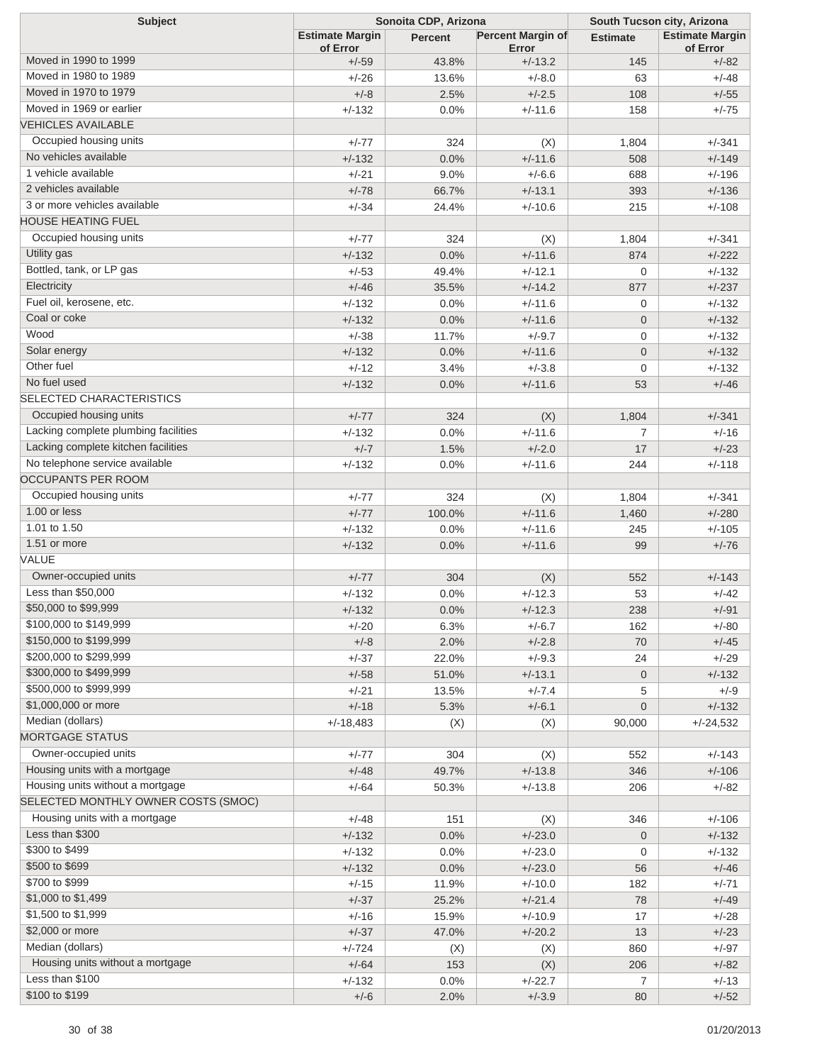| Subject | Sonoita CDP, Arizona | | | South Tucson city, Arizona | |
|---|---|---|---|---|---|
| | Estimate Margin of Error | Percent | Percent Margin of Error | Estimate | Estimate Margin of Error |
| Moved in 1990 to 1999 | +/-59 | 43.8% | +/-13.2 | 145 | +/-82 |
| Moved in 1980 to 1989 | +/-26 | 13.6% | +/-8.0 | 63 | +/-48 |
| Moved in 1970 to 1979 | +/-8 | 2.5% | +/-2.5 | 108 | +/-55 |
| Moved in 1969 or earlier | +/-132 | 0.0% | +/-11.6 | 158 | +/-75 |
| VEHICLES AVAILABLE | | | | | |
| Occupied housing units | +/-77 | 324 | (X) | 1,804 | +/-341 |
| No vehicles available | +/-132 | 0.0% | +/-11.6 | 508 | +/-149 |
| 1 vehicle available | +/-21 | 9.0% | +/-6.6 | 688 | +/-196 |
| 2 vehicles available | +/-78 | 66.7% | +/-13.1 | 393 | +/-136 |
| 3 or more vehicles available | +/-34 | 24.4% | +/-10.6 | 215 | +/-108 |
| HOUSE HEATING FUEL | | | | | |
| Occupied housing units | +/-77 | 324 | (X) | 1,804 | +/-341 |
| Utility gas | +/-132 | 0.0% | +/-11.6 | 874 | +/-222 |
| Bottled, tank, or LP gas | +/-53 | 49.4% | +/-12.1 | 0 | +/-132 |
| Electricity | +/-46 | 35.5% | +/-14.2 | 877 | +/-237 |
| Fuel oil, kerosene, etc. | +/-132 | 0.0% | +/-11.6 | 0 | +/-132 |
| Coal or coke | +/-132 | 0.0% | +/-11.6 | 0 | +/-132 |
| Wood | +/-38 | 11.7% | +/-9.7 | 0 | +/-132 |
| Solar energy | +/-132 | 0.0% | +/-11.6 | 0 | +/-132 |
| Other fuel | +/-12 | 3.4% | +/-3.8 | 0 | +/-132 |
| No fuel used | +/-132 | 0.0% | +/-11.6 | 53 | +/-46 |
| SELECTED CHARACTERISTICS | | | | | |
| Occupied housing units | +/-77 | 324 | (X) | 1,804 | +/-341 |
| Lacking complete plumbing facilities | +/-132 | 0.0% | +/-11.6 | 7 | +/-16 |
| Lacking complete kitchen facilities | +/-7 | 1.5% | +/-2.0 | 17 | +/-23 |
| No telephone service available | +/-132 | 0.0% | +/-11.6 | 244 | +/-118 |
| OCCUPANTS PER ROOM | | | | | |
| Occupied housing units | +/-77 | 324 | (X) | 1,804 | +/-341 |
| 1.00 or less | +/-77 | 100.0% | +/-11.6 | 1,460 | +/-280 |
| 1.01 to 1.50 | +/-132 | 0.0% | +/-11.6 | 245 | +/-105 |
| 1.51 or more | +/-132 | 0.0% | +/-11.6 | 99 | +/-76 |
| VALUE | | | | | |
| Owner-occupied units | +/-77 | 304 | (X) | 552 | +/-143 |
| Less than $50,000 | +/-132 | 0.0% | +/-12.3 | 53 | +/-42 |
| $50,000 to $99,999 | +/-132 | 0.0% | +/-12.3 | 238 | +/-91 |
| $100,000 to $149,999 | +/-20 | 6.3% | +/-6.7 | 162 | +/-80 |
| $150,000 to $199,999 | +/-8 | 2.0% | +/-2.8 | 70 | +/-45 |
| $200,000 to $299,999 | +/-37 | 22.0% | +/-9.3 | 24 | +/-29 |
| $300,000 to $499,999 | +/-58 | 51.0% | +/-13.1 | 0 | +/-132 |
| $500,000 to $999,999 | +/-21 | 13.5% | +/-7.4 | 5 | +/-9 |
| $1,000,000 or more | +/-18 | 5.3% | +/-6.1 | 0 | +/-132 |
| Median (dollars) | +/-18,483 | (X) | (X) | 90,000 | +/-24,532 |
| MORTGAGE STATUS | | | | | |
| Owner-occupied units | +/-77 | 304 | (X) | 552 | +/-143 |
| Housing units with a mortgage | +/-48 | 49.7% | +/-13.8 | 346 | +/-106 |
| Housing units without a mortgage | +/-64 | 50.3% | +/-13.8 | 206 | +/-82 |
| SELECTED MONTHLY OWNER COSTS (SMOC) | | | | | |
| Housing units with a mortgage | +/-48 | 151 | (X) | 346 | +/-106 |
| Less than $300 | +/-132 | 0.0% | +/-23.0 | 0 | +/-132 |
| $300 to $499 | +/-132 | 0.0% | +/-23.0 | 0 | +/-132 |
| $500 to $699 | +/-132 | 0.0% | +/-23.0 | 56 | +/-46 |
| $700 to $999 | +/-15 | 11.9% | +/-10.0 | 182 | +/-71 |
| $1,000 to $1,499 | +/-37 | 25.2% | +/-21.4 | 78 | +/-49 |
| $1,500 to $1,999 | +/-16 | 15.9% | +/-10.9 | 17 | +/-28 |
| $2,000 or more | +/-37 | 47.0% | +/-20.2 | 13 | +/-23 |
| Median (dollars) | +/-724 | (X) | (X) | 860 | +/-97 |
| Housing units without a mortgage | +/-64 | 153 | (X) | 206 | +/-82 |
| Less than $100 | +/-132 | 0.0% | +/-22.7 | 7 | +/-13 |
| $100 to $199 | +/-6 | 2.0% | +/-3.9 | 80 | +/-52 |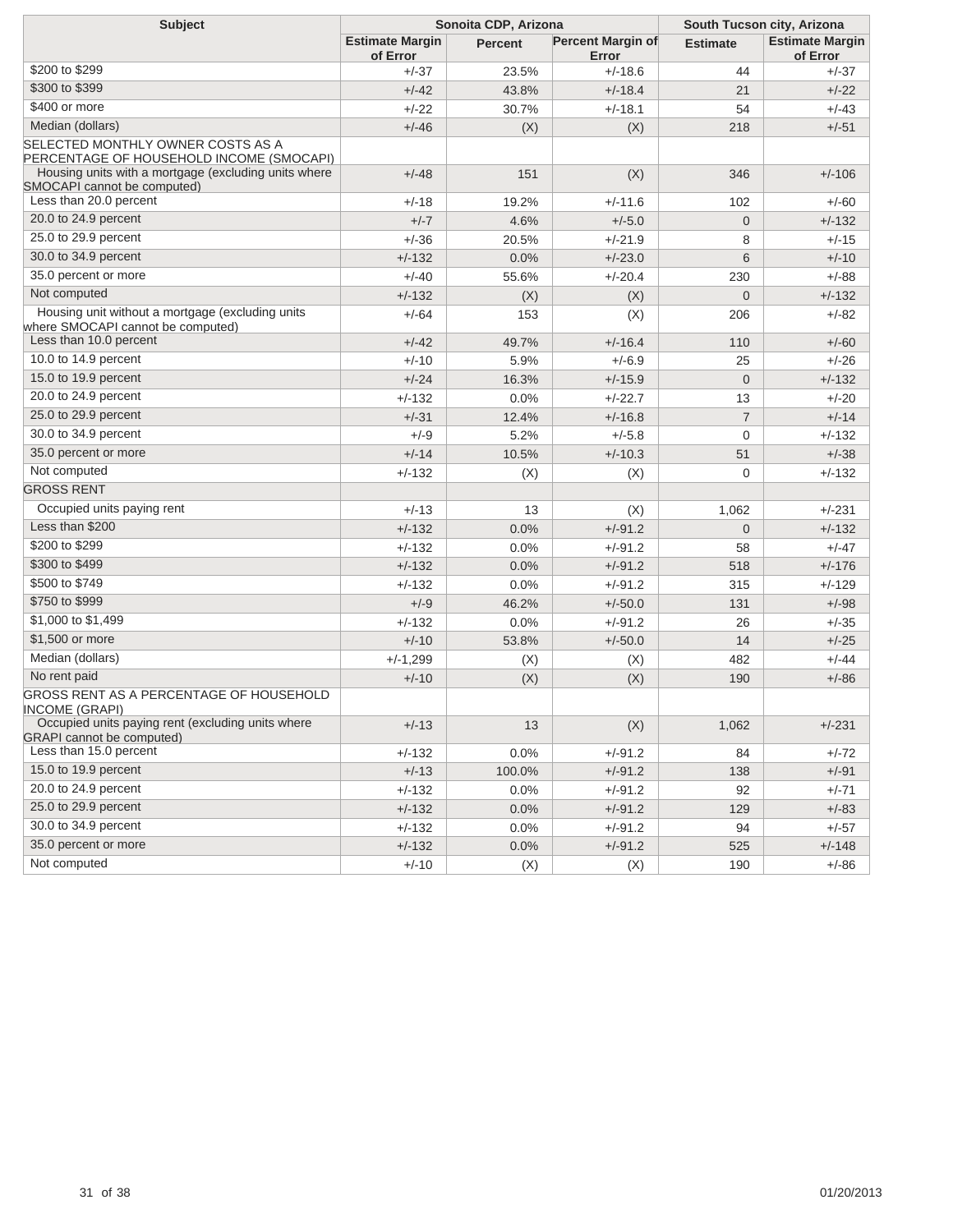| Subject | Sonoita CDP, Arizona | | | South Tucson city, Arizona | |
|---|---|---|---|---|---|
| | Estimate Margin of Error | Percent | Percent Margin of Error | Estimate | Estimate Margin of Error |
| $200 to $299 | +/-37 | 23.5% | +/-18.6 | 44 | +/-37 |
| $300 to $399 | +/-42 | 43.8% | +/-18.4 | 21 | +/-22 |
| $400 or more | +/-22 | 30.7% | +/-18.1 | 54 | +/-43 |
| Median (dollars) | +/-46 | (X) | (X) | 218 | +/-51 |
| SELECTED MONTHLY OWNER COSTS AS A PERCENTAGE OF HOUSEHOLD INCOME (SMOCAPI) | | | | | |
| Housing units with a mortgage (excluding units where SMOCAPI cannot be computed) | +/-48 | 151 | (X) | 346 | +/-106 |
| Less than 20.0 percent | +/-18 | 19.2% | +/-11.6 | 102 | +/-60 |
| 20.0 to 24.9 percent | +/-7 | 4.6% | +/-5.0 | 0 | +/-132 |
| 25.0 to 29.9 percent | +/-36 | 20.5% | +/-21.9 | 8 | +/-15 |
| 30.0 to 34.9 percent | +/-132 | 0.0% | +/-23.0 | 6 | +/-10 |
| 35.0 percent or more | +/-40 | 55.6% | +/-20.4 | 230 | +/-88 |
| Not computed | +/-132 | (X) | (X) | 0 | +/-132 |
| Housing unit without a mortgage (excluding units where SMOCAPI cannot be computed) | +/-64 | 153 | (X) | 206 | +/-82 |
| Less than 10.0 percent | +/-42 | 49.7% | +/-16.4 | 110 | +/-60 |
| 10.0 to 14.9 percent | +/-10 | 5.9% | +/-6.9 | 25 | +/-26 |
| 15.0 to 19.9 percent | +/-24 | 16.3% | +/-15.9 | 0 | +/-132 |
| 20.0 to 24.9 percent | +/-132 | 0.0% | +/-22.7 | 13 | +/-20 |
| 25.0 to 29.9 percent | +/-31 | 12.4% | +/-16.8 | 7 | +/-14 |
| 30.0 to 34.9 percent | +/-9 | 5.2% | +/-5.8 | 0 | +/-132 |
| 35.0 percent or more | +/-14 | 10.5% | +/-10.3 | 51 | +/-38 |
| Not computed | +/-132 | (X) | (X) | 0 | +/-132 |
| GROSS RENT | | | | | |
| Occupied units paying rent | +/-13 | 13 | (X) | 1,062 | +/-231 |
| Less than $200 | +/-132 | 0.0% | +/-91.2 | 0 | +/-132 |
| $200 to $299 | +/-132 | 0.0% | +/-91.2 | 58 | +/-47 |
| $300 to $499 | +/-132 | 0.0% | +/-91.2 | 518 | +/-176 |
| $500 to $749 | +/-132 | 0.0% | +/-91.2 | 315 | +/-129 |
| $750 to $999 | +/-9 | 46.2% | +/-50.0 | 131 | +/-98 |
| $1,000 to $1,499 | +/-132 | 0.0% | +/-91.2 | 26 | +/-35 |
| $1,500 or more | +/-10 | 53.8% | +/-50.0 | 14 | +/-25 |
| Median (dollars) | +/-1,299 | (X) | (X) | 482 | +/-44 |
| No rent paid | +/-10 | (X) | (X) | 190 | +/-86 |
| GROSS RENT AS A PERCENTAGE OF HOUSEHOLD INCOME (GRAPI) | | | | | |
| Occupied units paying rent (excluding units where GRAPI cannot be computed) | +/-13 | 13 | (X) | 1,062 | +/-231 |
| Less than 15.0 percent | +/-132 | 0.0% | +/-91.2 | 84 | +/-72 |
| 15.0 to 19.9 percent | +/-13 | 100.0% | +/-91.2 | 138 | +/-91 |
| 20.0 to 24.9 percent | +/-132 | 0.0% | +/-91.2 | 92 | +/-71 |
| 25.0 to 29.9 percent | +/-132 | 0.0% | +/-91.2 | 129 | +/-83 |
| 30.0 to 34.9 percent | +/-132 | 0.0% | +/-91.2 | 94 | +/-57 |
| 35.0 percent or more | +/-132 | 0.0% | +/-91.2 | 525 | +/-148 |
| Not computed | +/-10 | (X) | (X) | 190 | +/-86 |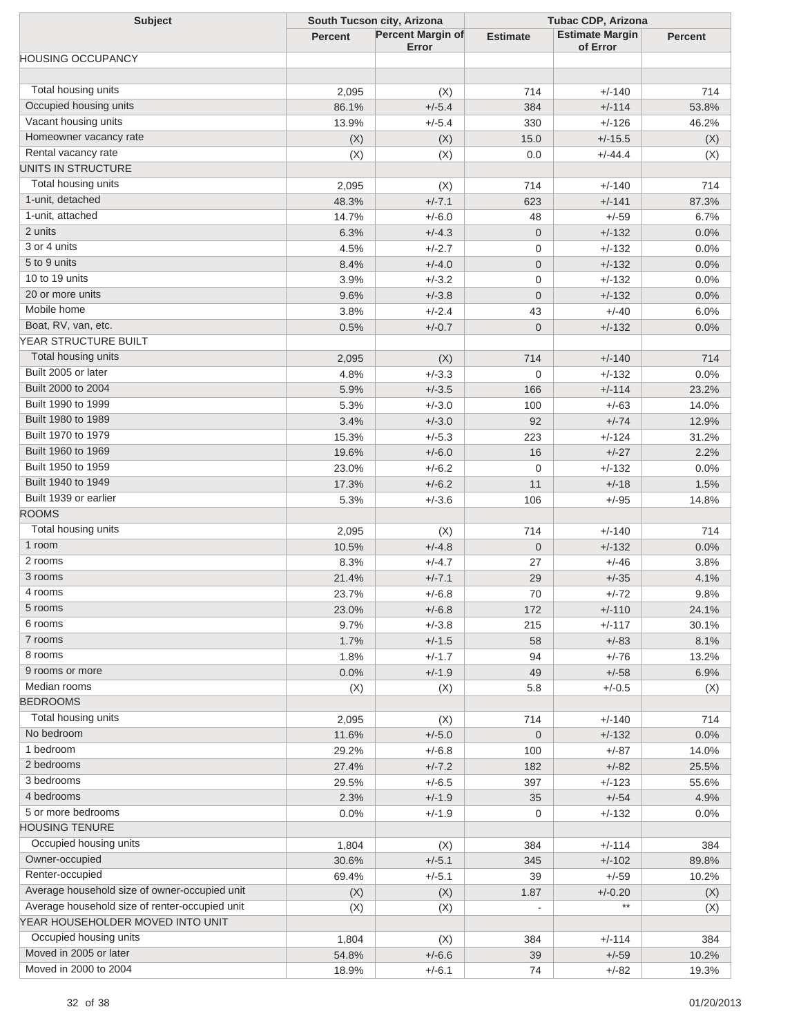| Subject | South Tucson city, Arizona | | Tubac CDP, Arizona | | |
|---|---|---|---|---|---|
| | Percent | Percent Margin of Error | Estimate | Estimate Margin of Error | Percent |
| HOUSING OCCUPANCY | | | | | |
| | | | | | |
| Total housing units | 2,095 | (X) | 714 | +/-140 | 714 |
| Occupied housing units | 86.1% | +/-5.4 | 384 | +/-114 | 53.8% |
| Vacant housing units | 13.9% | +/-5.4 | 330 | +/-126 | 46.2% |
| Homeowner vacancy rate | (X) | (X) | 15.0 | +/-15.5 | (X) |
| Rental vacancy rate | (X) | (X) | 0.0 | +/-44.4 | (X) |
| UNITS IN STRUCTURE | | | | | |
| Total housing units | 2,095 | (X) | 714 | +/-140 | 714 |
| 1-unit, detached | 48.3% | +/-7.1 | 623 | +/-141 | 87.3% |
| 1-unit, attached | 14.7% | +/-6.0 | 48 | +/-59 | 6.7% |
| 2 units | 6.3% | +/-4.3 | 0 | +/-132 | 0.0% |
| 3 or 4 units | 4.5% | +/-2.7 | 0 | +/-132 | 0.0% |
| 5 to 9 units | 8.4% | +/-4.0 | 0 | +/-132 | 0.0% |
| 10 to 19 units | 3.9% | +/-3.2 | 0 | +/-132 | 0.0% |
| 20 or more units | 9.6% | +/-3.8 | 0 | +/-132 | 0.0% |
| Mobile home | 3.8% | +/-2.4 | 43 | +/-40 | 6.0% |
| Boat, RV, van, etc. | 0.5% | +/-0.7 | 0 | +/-132 | 0.0% |
| YEAR STRUCTURE BUILT | | | | | |
| Total housing units | 2,095 | (X) | 714 | +/-140 | 714 |
| Built 2005 or later | 4.8% | +/-3.3 | 0 | +/-132 | 0.0% |
| Built 2000 to 2004 | 5.9% | +/-3.5 | 166 | +/-114 | 23.2% |
| Built 1990 to 1999 | 5.3% | +/-3.0 | 100 | +/-63 | 14.0% |
| Built 1980 to 1989 | 3.4% | +/-3.0 | 92 | +/-74 | 12.9% |
| Built 1970 to 1979 | 15.3% | +/-5.3 | 223 | +/-124 | 31.2% |
| Built 1960 to 1969 | 19.6% | +/-6.0 | 16 | +/-27 | 2.2% |
| Built 1950 to 1959 | 23.0% | +/-6.2 | 0 | +/-132 | 0.0% |
| Built 1940 to 1949 | 17.3% | +/-6.2 | 11 | +/-18 | 1.5% |
| Built 1939 or earlier | 5.3% | +/-3.6 | 106 | +/-95 | 14.8% |
| ROOMS | | | | | |
| Total housing units | 2,095 | (X) | 714 | +/-140 | 714 |
| 1 room | 10.5% | +/-4.8 | 0 | +/-132 | 0.0% |
| 2 rooms | 8.3% | +/-4.7 | 27 | +/-46 | 3.8% |
| 3 rooms | 21.4% | +/-7.1 | 29 | +/-35 | 4.1% |
| 4 rooms | 23.7% | +/-6.8 | 70 | +/-72 | 9.8% |
| 5 rooms | 23.0% | +/-6.8 | 172 | +/-110 | 24.1% |
| 6 rooms | 9.7% | +/-3.8 | 215 | +/-117 | 30.1% |
| 7 rooms | 1.7% | +/-1.5 | 58 | +/-83 | 8.1% |
| 8 rooms | 1.8% | +/-1.7 | 94 | +/-76 | 13.2% |
| 9 rooms or more | 0.0% | +/-1.9 | 49 | +/-58 | 6.9% |
| Median rooms | (X) | (X) | 5.8 | +/-0.5 | (X) |
| BEDROOMS | | | | | |
| Total housing units | 2,095 | (X) | 714 | +/-140 | 714 |
| No bedroom | 11.6% | +/-5.0 | 0 | +/-132 | 0.0% |
| 1 bedroom | 29.2% | +/-6.8 | 100 | +/-87 | 14.0% |
| 2 bedrooms | 27.4% | +/-7.2 | 182 | +/-82 | 25.5% |
| 3 bedrooms | 29.5% | +/-6.5 | 397 | +/-123 | 55.6% |
| 4 bedrooms | 2.3% | +/-1.9 | 35 | +/-54 | 4.9% |
| 5 or more bedrooms | 0.0% | +/-1.9 | 0 | +/-132 | 0.0% |
| HOUSING TENURE | | | | | |
| Occupied housing units | 1,804 | (X) | 384 | +/-114 | 384 |
| Owner-occupied | 30.6% | +/-5.1 | 345 | +/-102 | 89.8% |
| Renter-occupied | 69.4% | +/-5.1 | 39 | +/-59 | 10.2% |
| Average household size of owner-occupied unit | (X) | (X) | 1.87 | +/-0.20 | (X) |
| Average household size of renter-occupied unit | (X) | (X) | - | ** | (X) |
| YEAR HOUSEHOLDER MOVED INTO UNIT | | | | | |
| Occupied housing units | 1,804 | (X) | 384 | +/-114 | 384 |
| Moved in 2005 or later | 54.8% | +/-6.6 | 39 | +/-59 | 10.2% |
| Moved in 2000 to 2004 | 18.9% | +/-6.1 | 74 | +/-82 | 19.3% |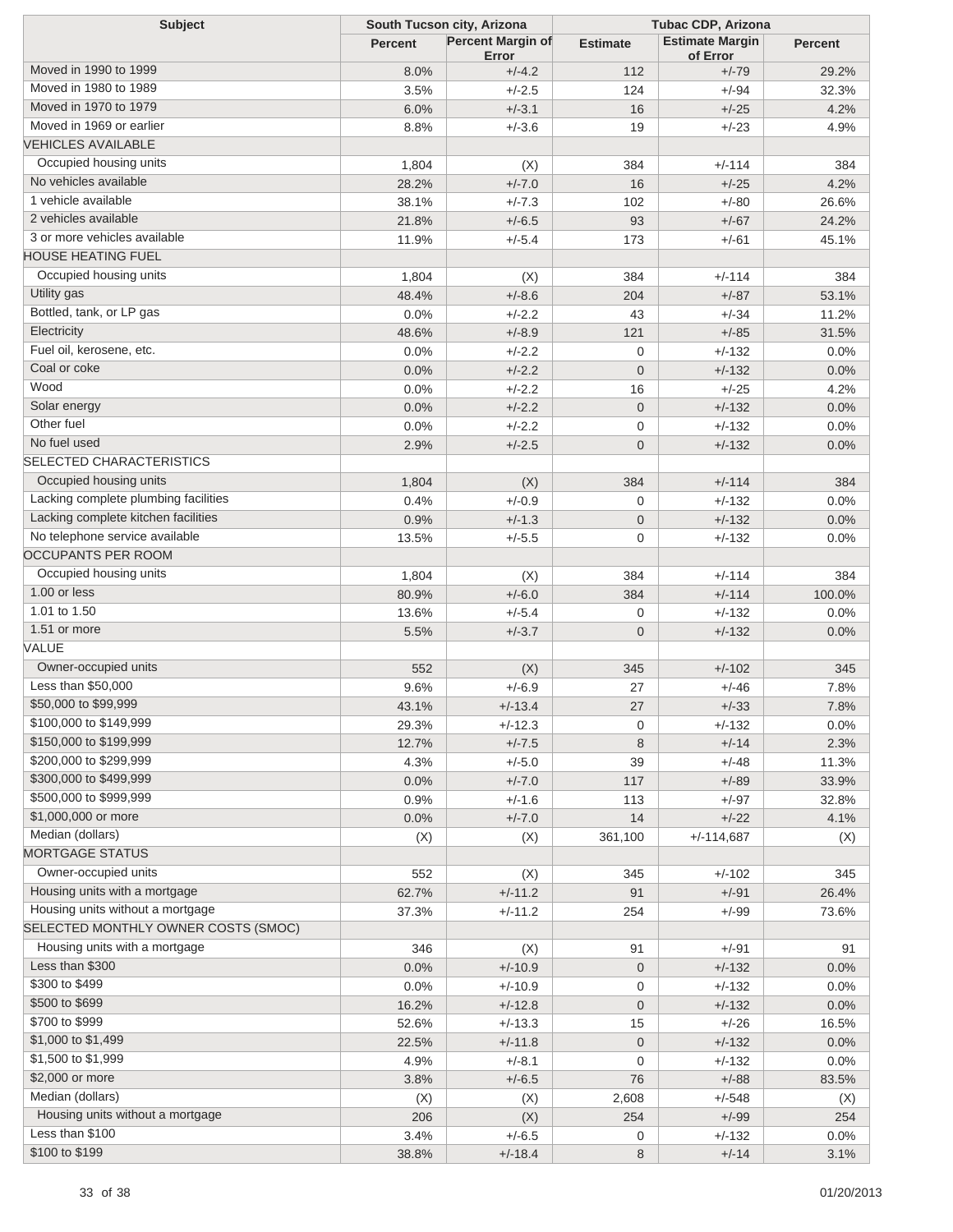| Subject | South Tucson city, Arizona | | Tubac CDP, Arizona | | |
|---|---|---|---|---|---|
| | Percent | Percent Margin of Error | Estimate | Estimate Margin of Error | Percent |
| Moved in 1990 to 1999 | 8.0% | +/-4.2 | 112 | +/-79 | 29.2% |
| Moved in 1980 to 1989 | 3.5% | +/-2.5 | 124 | +/-94 | 32.3% |
| Moved in 1970 to 1979 | 6.0% | +/-3.1 | 16 | +/-25 | 4.2% |
| Moved in 1969 or earlier | 8.8% | +/-3.6 | 19 | +/-23 | 4.9% |
| VEHICLES AVAILABLE | | | | | |
| Occupied housing units | 1,804 | (X) | 384 | +/-114 | 384 |
| No vehicles available | 28.2% | +/-7.0 | 16 | +/-25 | 4.2% |
| 1 vehicle available | 38.1% | +/-7.3 | 102 | +/-80 | 26.6% |
| 2 vehicles available | 21.8% | +/-6.5 | 93 | +/-67 | 24.2% |
| 3 or more vehicles available | 11.9% | +/-5.4 | 173 | +/-61 | 45.1% |
| HOUSE HEATING FUEL | | | | | |
| Occupied housing units | 1,804 | (X) | 384 | +/-114 | 384 |
| Utility gas | 48.4% | +/-8.6 | 204 | +/-87 | 53.1% |
| Bottled, tank, or LP gas | 0.0% | +/-2.2 | 43 | +/-34 | 11.2% |
| Electricity | 48.6% | +/-8.9 | 121 | +/-85 | 31.5% |
| Fuel oil, kerosene, etc. | 0.0% | +/-2.2 | 0 | +/-132 | 0.0% |
| Coal or coke | 0.0% | +/-2.2 | 0 | +/-132 | 0.0% |
| Wood | 0.0% | +/-2.2 | 16 | +/-25 | 4.2% |
| Solar energy | 0.0% | +/-2.2 | 0 | +/-132 | 0.0% |
| Other fuel | 0.0% | +/-2.2 | 0 | +/-132 | 0.0% |
| No fuel used | 2.9% | +/-2.5 | 0 | +/-132 | 0.0% |
| SELECTED CHARACTERISTICS | | | | | |
| Occupied housing units | 1,804 | (X) | 384 | +/-114 | 384 |
| Lacking complete plumbing facilities | 0.4% | +/-0.9 | 0 | +/-132 | 0.0% |
| Lacking complete kitchen facilities | 0.9% | +/-1.3 | 0 | +/-132 | 0.0% |
| No telephone service available | 13.5% | +/-5.5 | 0 | +/-132 | 0.0% |
| OCCUPANTS PER ROOM | | | | | |
| Occupied housing units | 1,804 | (X) | 384 | +/-114 | 384 |
| 1.00 or less | 80.9% | +/-6.0 | 384 | +/-114 | 100.0% |
| 1.01 to 1.50 | 13.6% | +/-5.4 | 0 | +/-132 | 0.0% |
| 1.51 or more | 5.5% | +/-3.7 | 0 | +/-132 | 0.0% |
| VALUE | | | | | |
| Owner-occupied units | 552 | (X) | 345 | +/-102 | 345 |
| Less than $50,000 | 9.6% | +/-6.9 | 27 | +/-46 | 7.8% |
| $50,000 to $99,999 | 43.1% | +/-13.4 | 27 | +/-33 | 7.8% |
| $100,000 to $149,999 | 29.3% | +/-12.3 | 0 | +/-132 | 0.0% |
| $150,000 to $199,999 | 12.7% | +/-7.5 | 8 | +/-14 | 2.3% |
| $200,000 to $299,999 | 4.3% | +/-5.0 | 39 | +/-48 | 11.3% |
| $300,000 to $499,999 | 0.0% | +/-7.0 | 117 | +/-89 | 33.9% |
| $500,000 to $999,999 | 0.9% | +/-1.6 | 113 | +/-97 | 32.8% |
| $1,000,000 or more | 0.0% | +/-7.0 | 14 | +/-22 | 4.1% |
| Median (dollars) | (X) | (X) | 361,100 | +/-114,687 | (X) |
| MORTGAGE STATUS | | | | | |
| Owner-occupied units | 552 | (X) | 345 | +/-102 | 345 |
| Housing units with a mortgage | 62.7% | +/-11.2 | 91 | +/-91 | 26.4% |
| Housing units without a mortgage | 37.3% | +/-11.2 | 254 | +/-99 | 73.6% |
| SELECTED MONTHLY OWNER COSTS (SMOC) | | | | | |
| Housing units with a mortgage | 346 | (X) | 91 | +/-91 | 91 |
| Less than $300 | 0.0% | +/-10.9 | 0 | +/-132 | 0.0% |
| $300 to $499 | 0.0% | +/-10.9 | 0 | +/-132 | 0.0% |
| $500 to $699 | 16.2% | +/-12.8 | 0 | +/-132 | 0.0% |
| $700 to $999 | 52.6% | +/-13.3 | 15 | +/-26 | 16.5% |
| $1,000 to $1,499 | 22.5% | +/-11.8 | 0 | +/-132 | 0.0% |
| $1,500 to $1,999 | 4.9% | +/-8.1 | 0 | +/-132 | 0.0% |
| $2,000 or more | 3.8% | +/-6.5 | 76 | +/-88 | 83.5% |
| Median (dollars) | (X) | (X) | 2,608 | +/-548 | (X) |
| Housing units without a mortgage | 206 | (X) | 254 | +/-99 | 254 |
| Less than $100 | 3.4% | +/-6.5 | 0 | +/-132 | 0.0% |
| $100 to $199 | 38.8% | +/-18.4 | 8 | +/-14 | 3.1% |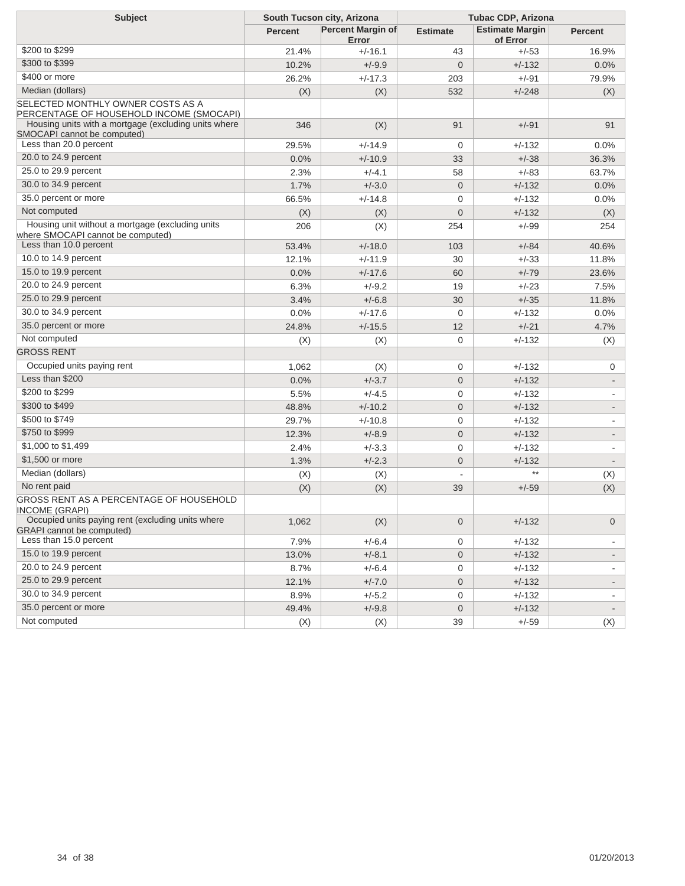| Subject | South Tucson city, Arizona | | Tubac CDP, Arizona | | |
|---|---|---|---|---|---|
| | Percent | Percent Margin of Error | Estimate | Estimate Margin of Error | Percent |
| $200 to $299 | 21.4% | +/-16.1 | 43 | +/-53 | 16.9% |
| $300 to $399 | 10.2% | +/-9.9 | 0 | +/-132 | 0.0% |
| $400 or more | 26.2% | +/-17.3 | 203 | +/-91 | 79.9% |
| Median (dollars) | (X) | (X) | 532 | +/-248 | (X) |
| SELECTED MONTHLY OWNER COSTS AS A PERCENTAGE OF HOUSEHOLD INCOME (SMOCAPI) | | | | | |
| Housing units with a mortgage (excluding units where SMOCAPI cannot be computed) | 346 | (X) | 91 | +/-91 | 91 |
| Less than 20.0 percent | 29.5% | +/-14.9 | 0 | +/-132 | 0.0% |
| 20.0 to 24.9 percent | 0.0% | +/-10.9 | 33 | +/-38 | 36.3% |
| 25.0 to 29.9 percent | 2.3% | +/-4.1 | 58 | +/-83 | 63.7% |
| 30.0 to 34.9 percent | 1.7% | +/-3.0 | 0 | +/-132 | 0.0% |
| 35.0 percent or more | 66.5% | +/-14.8 | 0 | +/-132 | 0.0% |
| Not computed | (X) | (X) | 0 | +/-132 | (X) |
| Housing unit without a mortgage (excluding units where SMOCAPI cannot be computed) | 206 | (X) | 254 | +/-99 | 254 |
| Less than 10.0 percent | 53.4% | +/-18.0 | 103 | +/-84 | 40.6% |
| 10.0 to 14.9 percent | 12.1% | +/-11.9 | 30 | +/-33 | 11.8% |
| 15.0 to 19.9 percent | 0.0% | +/-17.6 | 60 | +/-79 | 23.6% |
| 20.0 to 24.9 percent | 6.3% | +/-9.2 | 19 | +/-23 | 7.5% |
| 25.0 to 29.9 percent | 3.4% | +/-6.8 | 30 | +/-35 | 11.8% |
| 30.0 to 34.9 percent | 0.0% | +/-17.6 | 0 | +/-132 | 0.0% |
| 35.0 percent or more | 24.8% | +/-15.5 | 12 | +/-21 | 4.7% |
| Not computed | (X) | (X) | 0 | +/-132 | (X) |
| GROSS RENT | | | | | |
| Occupied units paying rent | 1,062 | (X) | 0 | +/-132 | 0 |
| Less than $200 | 0.0% | +/-3.7 | 0 | +/-132 | - |
| $200 to $299 | 5.5% | +/-4.5 | 0 | +/-132 | - |
| $300 to $499 | 48.8% | +/-10.2 | 0 | +/-132 | - |
| $500 to $749 | 29.7% | +/-10.8 | 0 | +/-132 | - |
| $750 to $999 | 12.3% | +/-8.9 | 0 | +/-132 | - |
| $1,000 to $1,499 | 2.4% | +/-3.3 | 0 | +/-132 | - |
| $1,500 or more | 1.3% | +/-2.3 | 0 | +/-132 | - |
| Median (dollars) | (X) | (X) | - | ** | (X) |
| No rent paid | (X) | (X) | 39 | +/-59 | (X) |
| GROSS RENT AS A PERCENTAGE OF HOUSEHOLD INCOME (GRAPI) | | | | | |
| Occupied units paying rent (excluding units where GRAPI cannot be computed) | 1,062 | (X) | 0 | +/-132 | 0 |
| Less than 15.0 percent | 7.9% | +/-6.4 | 0 | +/-132 | - |
| 15.0 to 19.9 percent | 13.0% | +/-8.1 | 0 | +/-132 | - |
| 20.0 to 24.9 percent | 8.7% | +/-6.4 | 0 | +/-132 | - |
| 25.0 to 29.9 percent | 12.1% | +/-7.0 | 0 | +/-132 | - |
| 30.0 to 34.9 percent | 8.9% | +/-5.2 | 0 | +/-132 | - |
| 35.0 percent or more | 49.4% | +/-9.8 | 0 | +/-132 | - |
| Not computed | (X) | (X) | 39 | +/-59 | (X) |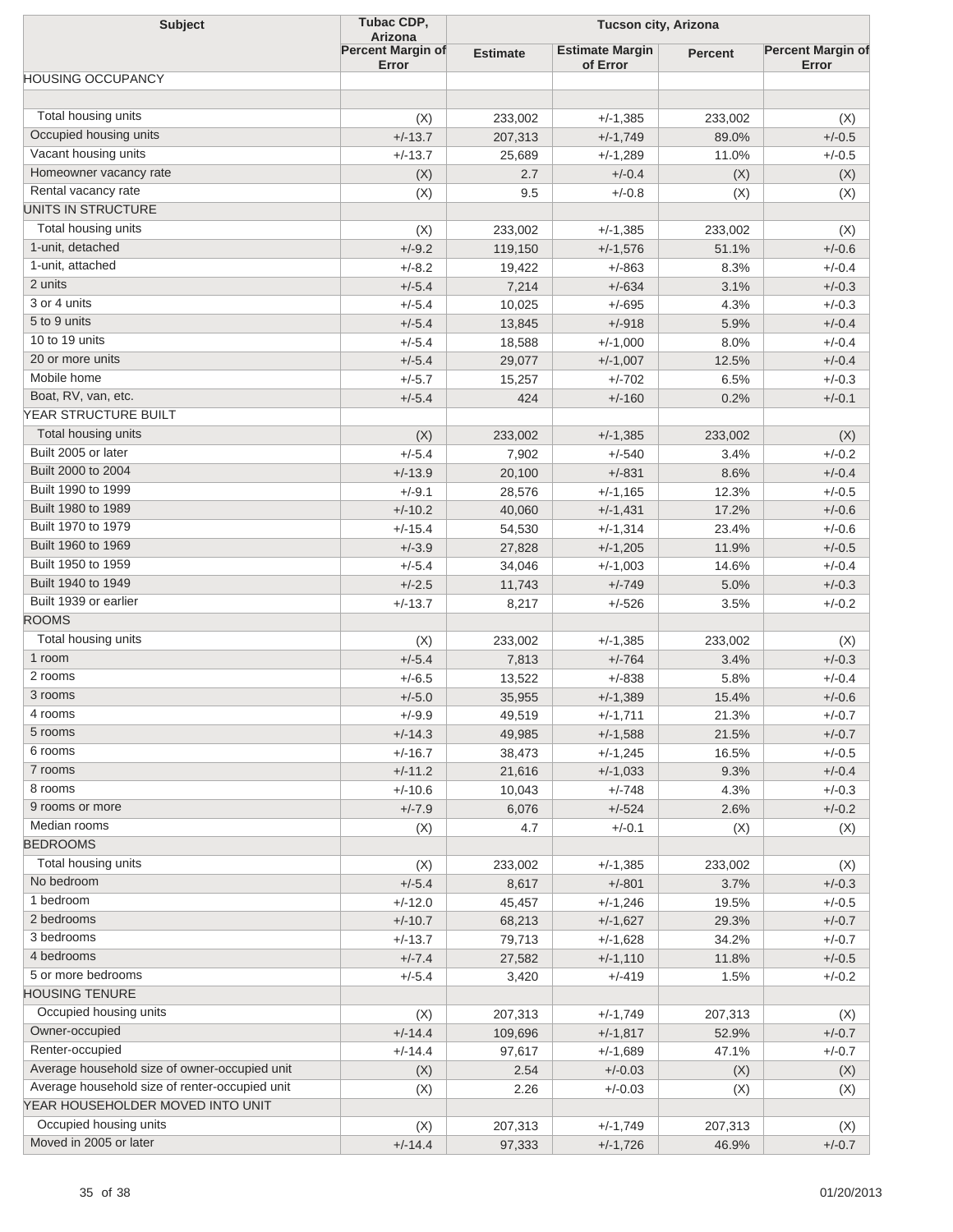| Subject | Tubac CDP, Arizona | Tucson city, Arizona | | | |
|---|---|---|---|---|---|
| | Percent Margin of Error | Estimate | Estimate Margin of Error | Percent | Percent Margin of Error |
| HOUSING OCCUPANCY | | | | | |
| | | | | | |
| Total housing units | (X) | 233,002 | +/-1,385 | 233,002 | (X) |
| Occupied housing units | +/-13.7 | 207,313 | +/-1,749 | 89.0% | +/-0.5 |
| Vacant housing units | +/-13.7 | 25,689 | +/-1,289 | 11.0% | +/-0.5 |
| Homeowner vacancy rate | (X) | 2.7 | +/-0.4 | (X) | (X) |
| Rental vacancy rate | (X) | 9.5 | +/-0.8 | (X) | (X) |
| UNITS IN STRUCTURE | | | | | |
| Total housing units | (X) | 233,002 | +/-1,385 | 233,002 | (X) |
| 1-unit, detached | +/-9.2 | 119,150 | +/-1,576 | 51.1% | +/-0.6 |
| 1-unit, attached | +/-8.2 | 19,422 | +/-863 | 8.3% | +/-0.4 |
| 2 units | +/-5.4 | 7,214 | +/-634 | 3.1% | +/-0.3 |
| 3 or 4 units | +/-5.4 | 10,025 | +/-695 | 4.3% | +/-0.3 |
| 5 to 9 units | +/-5.4 | 13,845 | +/-918 | 5.9% | +/-0.4 |
| 10 to 19 units | +/-5.4 | 18,588 | +/-1,000 | 8.0% | +/-0.4 |
| 20 or more units | +/-5.4 | 29,077 | +/-1,007 | 12.5% | +/-0.4 |
| Mobile home | +/-5.7 | 15,257 | +/-702 | 6.5% | +/-0.3 |
| Boat, RV, van, etc. | +/-5.4 | 424 | +/-160 | 0.2% | +/-0.1 |
| YEAR STRUCTURE BUILT | | | | | |
| Total housing units | (X) | 233,002 | +/-1,385 | 233,002 | (X) |
| Built 2005 or later | +/-5.4 | 7,902 | +/-540 | 3.4% | +/-0.2 |
| Built 2000 to 2004 | +/-13.9 | 20,100 | +/-831 | 8.6% | +/-0.4 |
| Built 1990 to 1999 | +/-9.1 | 28,576 | +/-1,165 | 12.3% | +/-0.5 |
| Built 1980 to 1989 | +/-10.2 | 40,060 | +/-1,431 | 17.2% | +/-0.6 |
| Built 1970 to 1979 | +/-15.4 | 54,530 | +/-1,314 | 23.4% | +/-0.6 |
| Built 1960 to 1969 | +/-3.9 | 27,828 | +/-1,205 | 11.9% | +/-0.5 |
| Built 1950 to 1959 | +/-5.4 | 34,046 | +/-1,003 | 14.6% | +/-0.4 |
| Built 1940 to 1949 | +/-2.5 | 11,743 | +/-749 | 5.0% | +/-0.3 |
| Built 1939 or earlier | +/-13.7 | 8,217 | +/-526 | 3.5% | +/-0.2 |
| ROOMS | | | | | |
| Total housing units | (X) | 233,002 | +/-1,385 | 233,002 | (X) |
| 1 room | +/-5.4 | 7,813 | +/-764 | 3.4% | +/-0.3 |
| 2 rooms | +/-6.5 | 13,522 | +/-838 | 5.8% | +/-0.4 |
| 3 rooms | +/-5.0 | 35,955 | +/-1,389 | 15.4% | +/-0.6 |
| 4 rooms | +/-9.9 | 49,519 | +/-1,711 | 21.3% | +/-0.7 |
| 5 rooms | +/-14.3 | 49,985 | +/-1,588 | 21.5% | +/-0.7 |
| 6 rooms | +/-16.7 | 38,473 | +/-1,245 | 16.5% | +/-0.5 |
| 7 rooms | +/-11.2 | 21,616 | +/-1,033 | 9.3% | +/-0.4 |
| 8 rooms | +/-10.6 | 10,043 | +/-748 | 4.3% | +/-0.3 |
| 9 rooms or more | +/-7.9 | 6,076 | +/-524 | 2.6% | +/-0.2 |
| Median rooms | (X) | 4.7 | +/-0.1 | (X) | (X) |
| BEDROOMS | | | | | |
| Total housing units | (X) | 233,002 | +/-1,385 | 233,002 | (X) |
| No bedroom | +/-5.4 | 8,617 | +/-801 | 3.7% | +/-0.3 |
| 1 bedroom | +/-12.0 | 45,457 | +/-1,246 | 19.5% | +/-0.5 |
| 2 bedrooms | +/-10.7 | 68,213 | +/-1,627 | 29.3% | +/-0.7 |
| 3 bedrooms | +/-13.7 | 79,713 | +/-1,628 | 34.2% | +/-0.7 |
| 4 bedrooms | +/-7.4 | 27,582 | +/-1,110 | 11.8% | +/-0.5 |
| 5 or more bedrooms | +/-5.4 | 3,420 | +/-419 | 1.5% | +/-0.2 |
| HOUSING TENURE | | | | | |
| Occupied housing units | (X) | 207,313 | +/-1,749 | 207,313 | (X) |
| Owner-occupied | +/-14.4 | 109,696 | +/-1,817 | 52.9% | +/-0.7 |
| Renter-occupied | +/-14.4 | 97,617 | +/-1,689 | 47.1% | +/-0.7 |
| Average household size of owner-occupied unit | (X) | 2.54 | +/-0.03 | (X) | (X) |
| Average household size of renter-occupied unit | (X) | 2.26 | +/-0.03 | (X) | (X) |
| YEAR HOUSEHOLDER MOVED INTO UNIT | | | | | |
| Occupied housing units | (X) | 207,313 | +/-1,749 | 207,313 | (X) |
| Moved in 2005 or later | +/-14.4 | 97,333 | +/-1,726 | 46.9% | +/-0.7 |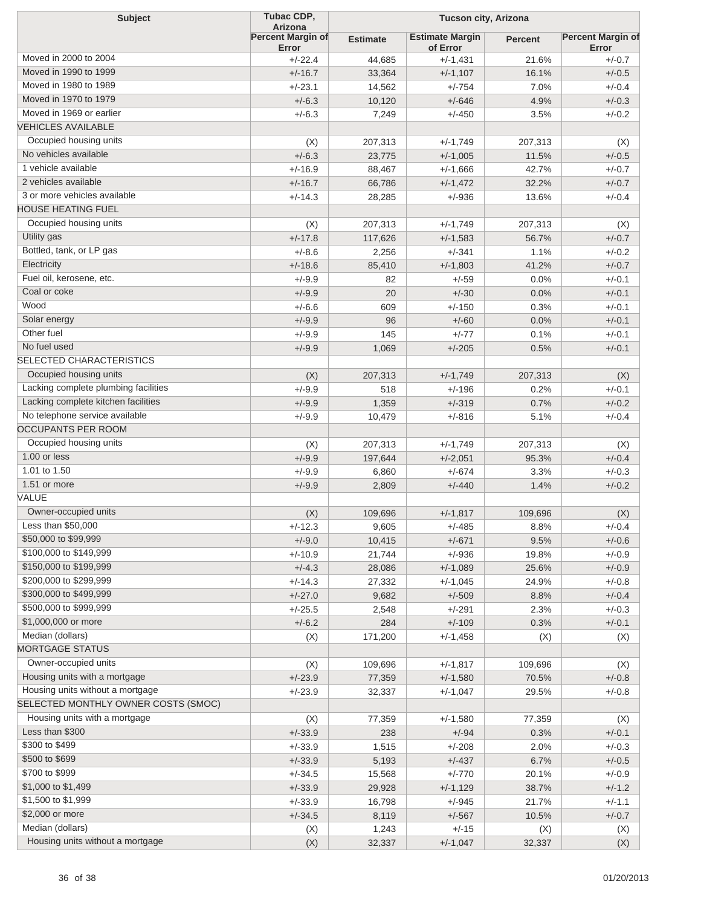| Subject | Tubac CDP, Arizona | Tucson city, Arizona | | | |
|---|---|---|---|---|---|
| | Percent Margin of Error | Estimate | Estimate Margin of Error | Percent | Percent Margin of Error |
| Moved in 2000 to 2004 | +/-22.4 | 44,685 | +/-1,431 | 21.6% | +/-0.7 |
| Moved in 1990 to 1999 | +/-16.7 | 33,364 | +/-1,107 | 16.1% | +/-0.5 |
| Moved in 1980 to 1989 | +/-23.1 | 14,562 | +/-754 | 7.0% | +/-0.4 |
| Moved in 1970 to 1979 | +/-6.3 | 10,120 | +/-646 | 4.9% | +/-0.3 |
| Moved in 1969 or earlier | +/-6.3 | 7,249 | +/-450 | 3.5% | +/-0.2 |
| VEHICLES AVAILABLE | | | | | |
| Occupied housing units | (X) | 207,313 | +/-1,749 | 207,313 | (X) |
| No vehicles available | +/-6.3 | 23,775 | +/-1,005 | 11.5% | +/-0.5 |
| 1 vehicle available | +/-16.9 | 88,467 | +/-1,666 | 42.7% | +/-0.7 |
| 2 vehicles available | +/-16.7 | 66,786 | +/-1,472 | 32.2% | +/-0.7 |
| 3 or more vehicles available | +/-14.3 | 28,285 | +/-936 | 13.6% | +/-0.4 |
| HOUSE HEATING FUEL | | | | | |
| Occupied housing units | (X) | 207,313 | +/-1,749 | 207,313 | (X) |
| Utility gas | +/-17.8 | 117,626 | +/-1,583 | 56.7% | +/-0.7 |
| Bottled, tank, or LP gas | +/-8.6 | 2,256 | +/-341 | 1.1% | +/-0.2 |
| Electricity | +/-18.6 | 85,410 | +/-1,803 | 41.2% | +/-0.7 |
| Fuel oil, kerosene, etc. | +/-9.9 | 82 | +/-59 | 0.0% | +/-0.1 |
| Coal or coke | +/-9.9 | 20 | +/-30 | 0.0% | +/-0.1 |
| Wood | +/-6.6 | 609 | +/-150 | 0.3% | +/-0.1 |
| Solar energy | +/-9.9 | 96 | +/-60 | 0.0% | +/-0.1 |
| Other fuel | +/-9.9 | 145 | +/-77 | 0.1% | +/-0.1 |
| No fuel used | +/-9.9 | 1,069 | +/-205 | 0.5% | +/-0.1 |
| SELECTED CHARACTERISTICS | | | | | |
| Occupied housing units | (X) | 207,313 | +/-1,749 | 207,313 | (X) |
| Lacking complete plumbing facilities | +/-9.9 | 518 | +/-196 | 0.2% | +/-0.1 |
| Lacking complete kitchen facilities | +/-9.9 | 1,359 | +/-319 | 0.7% | +/-0.2 |
| No telephone service available | +/-9.9 | 10,479 | +/-816 | 5.1% | +/-0.4 |
| OCCUPANTS PER ROOM | | | | | |
| Occupied housing units | (X) | 207,313 | +/-1,749 | 207,313 | (X) |
| 1.00 or less | +/-9.9 | 197,644 | +/-2,051 | 95.3% | +/-0.4 |
| 1.01 to 1.50 | +/-9.9 | 6,860 | +/-674 | 3.3% | +/-0.3 |
| 1.51 or more | +/-9.9 | 2,809 | +/-440 | 1.4% | +/-0.2 |
| VALUE | | | | | |
| Owner-occupied units | (X) | 109,696 | +/-1,817 | 109,696 | (X) |
| Less than $50,000 | +/-12.3 | 9,605 | +/-485 | 8.8% | +/-0.4 |
| $50,000 to $99,999 | +/-9.0 | 10,415 | +/-671 | 9.5% | +/-0.6 |
| $100,000 to $149,999 | +/-10.9 | 21,744 | +/-936 | 19.8% | +/-0.9 |
| $150,000 to $199,999 | +/-4.3 | 28,086 | +/-1,089 | 25.6% | +/-0.9 |
| $200,000 to $299,999 | +/-14.3 | 27,332 | +/-1,045 | 24.9% | +/-0.8 |
| $300,000 to $499,999 | +/-27.0 | 9,682 | +/-509 | 8.8% | +/-0.4 |
| $500,000 to $999,999 | +/-25.5 | 2,548 | +/-291 | 2.3% | +/-0.3 |
| $1,000,000 or more | +/-6.2 | 284 | +/-109 | 0.3% | +/-0.1 |
| Median (dollars) | (X) | 171,200 | +/-1,458 | (X) | (X) |
| MORTGAGE STATUS | | | | | |
| Owner-occupied units | (X) | 109,696 | +/-1,817 | 109,696 | (X) |
| Housing units with a mortgage | +/-23.9 | 77,359 | +/-1,580 | 70.5% | +/-0.8 |
| Housing units without a mortgage | +/-23.9 | 32,337 | +/-1,047 | 29.5% | +/-0.8 |
| SELECTED MONTHLY OWNER COSTS (SMOC) | | | | | |
| Housing units with a mortgage | (X) | 77,359 | +/-1,580 | 77,359 | (X) |
| Less than $300 | +/-33.9 | 238 | +/-94 | 0.3% | +/-0.1 |
| $300 to $499 | +/-33.9 | 1,515 | +/-208 | 2.0% | +/-0.3 |
| $500 to $699 | +/-33.9 | 5,193 | +/-437 | 6.7% | +/-0.5 |
| $700 to $999 | +/-34.5 | 15,568 | +/-770 | 20.1% | +/-0.9 |
| $1,000 to $1,499 | +/-33.9 | 29,928 | +/-1,129 | 38.7% | +/-1.2 |
| $1,500 to $1,999 | +/-33.9 | 16,798 | +/-945 | 21.7% | +/-1.1 |
| $2,000 or more | +/-34.5 | 8,119 | +/-567 | 10.5% | +/-0.7 |
| Median (dollars) | (X) | 1,243 | +/-15 | (X) | (X) |
| Housing units without a mortgage | (X) | 32,337 | +/-1,047 | 32,337 | (X) |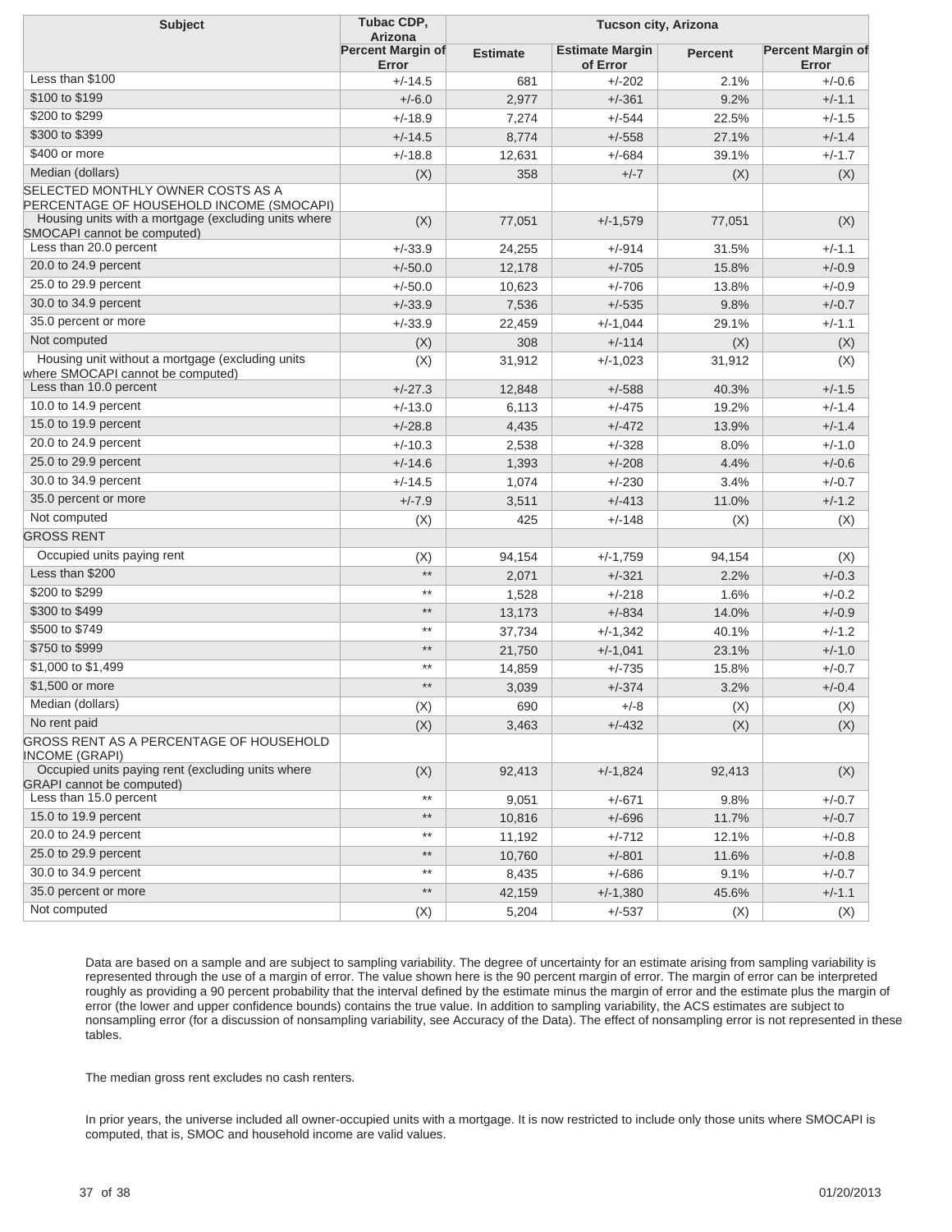| Subject | Tubac CDP, Arizona | Tucson city, Arizona | | | |
|---|---|---|---|---|---|
| | Percent Margin of Error | Estimate | Estimate Margin of Error | Percent | Percent Margin of Error |
| Less than $100 | +/-14.5 | 681 | +/-202 | 2.1% | +/-0.6 |
| $100 to $199 | +/-6.0 | 2,977 | +/-361 | 9.2% | +/-1.1 |
| $200 to $299 | +/-18.9 | 7,274 | +/-544 | 22.5% | +/-1.5 |
| $300 to $399 | +/-14.5 | 8,774 | +/-558 | 27.1% | +/-1.4 |
| $400 or more | +/-18.8 | 12,631 | +/-684 | 39.1% | +/-1.7 |
| Median (dollars) | (X) | 358 | +/-7 | (X) | (X) |
| SELECTED MONTHLY OWNER COSTS AS A PERCENTAGE OF HOUSEHOLD INCOME (SMOCAPI) | | | | | |
| Housing units with a mortgage (excluding units where SMOCAPI cannot be computed) | (X) | 77,051 | +/-1,579 | 77,051 | (X) |
| Less than 20.0 percent | +/-33.9 | 24,255 | +/-914 | 31.5% | +/-1.1 |
| 20.0 to 24.9 percent | +/-50.0 | 12,178 | +/-705 | 15.8% | +/-0.9 |
| 25.0 to 29.9 percent | +/-50.0 | 10,623 | +/-706 | 13.8% | +/-0.9 |
| 30.0 to 34.9 percent | +/-33.9 | 7,536 | +/-535 | 9.8% | +/-0.7 |
| 35.0 percent or more | +/-33.9 | 22,459 | +/-1,044 | 29.1% | +/-1.1 |
| Not computed | (X) | 308 | +/-114 | (X) | (X) |
| Housing unit without a mortgage (excluding units where SMOCAPI cannot be computed) | (X) | 31,912 | +/-1,023 | 31,912 | (X) |
| Less than 10.0 percent | +/-27.3 | 12,848 | +/-588 | 40.3% | +/-1.5 |
| 10.0 to 14.9 percent | +/-13.0 | 6,113 | +/-475 | 19.2% | +/-1.4 |
| 15.0 to 19.9 percent | +/-28.8 | 4,435 | +/-472 | 13.9% | +/-1.4 |
| 20.0 to 24.9 percent | +/-10.3 | 2,538 | +/-328 | 8.0% | +/-1.0 |
| 25.0 to 29.9 percent | +/-14.6 | 1,393 | +/-208 | 4.4% | +/-0.6 |
| 30.0 to 34.9 percent | +/-14.5 | 1,074 | +/-230 | 3.4% | +/-0.7 |
| 35.0 percent or more | +/-7.9 | 3,511 | +/-413 | 11.0% | +/-1.2 |
| Not computed | (X) | 425 | +/-148 | (X) | (X) |
| GROSS RENT | | | | | |
| Occupied units paying rent | (X) | 94,154 | +/-1,759 | 94,154 | (X) |
| Less than $200 | ** | 2,071 | +/-321 | 2.2% | +/-0.3 |
| $200 to $299 | ** | 1,528 | +/-218 | 1.6% | +/-0.2 |
| $300 to $499 | ** | 13,173 | +/-834 | 14.0% | +/-0.9 |
| $500 to $749 | ** | 37,734 | +/-1,342 | 40.1% | +/-1.2 |
| $750 to $999 | ** | 21,750 | +/-1,041 | 23.1% | +/-1.0 |
| $1,000 to $1,499 | ** | 14,859 | +/-735 | 15.8% | +/-0.7 |
| $1,500 or more | ** | 3,039 | +/-374 | 3.2% | +/-0.4 |
| Median (dollars) | (X) | 690 | +/-8 | (X) | (X) |
| No rent paid | (X) | 3,463 | +/-432 | (X) | (X) |
| GROSS RENT AS A PERCENTAGE OF HOUSEHOLD INCOME (GRAPI) | | | | | |
| Occupied units paying rent (excluding units where GRAPI cannot be computed) | (X) | 92,413 | +/-1,824 | 92,413 | (X) |
| Less than 15.0 percent | ** | 9,051 | +/-671 | 9.8% | +/-0.7 |
| 15.0 to 19.9 percent | ** | 10,816 | +/-696 | 11.7% | +/-0.7 |
| 20.0 to 24.9 percent | ** | 11,192 | +/-712 | 12.1% | +/-0.8 |
| 25.0 to 29.9 percent | ** | 10,760 | +/-801 | 11.6% | +/-0.8 |
| 30.0 to 34.9 percent | ** | 8,435 | +/-686 | 9.1% | +/-0.7 |
| 35.0 percent or more | ** | 42,159 | +/-1,380 | 45.6% | +/-1.1 |
| Not computed | (X) | 5,204 | +/-537 | (X) | (X) |

Data are based on a sample and are subject to sampling variability. The degree of uncertainty for an estimate arising from sampling variability is represented through the use of a margin of error. The value shown here is the 90 percent margin of error. The margin of error can be interpreted roughly as providing a 90 percent probability that the interval defined by the estimate minus the margin of error and the estimate plus the margin of error (the lower and upper confidence bounds) contains the true value. In addition to sampling variability, the ACS estimates are subject to nonsampling error (for a discussion of nonsampling variability, see Accuracy of the Data). The effect of nonsampling error is not represented in these tables.

The median gross rent excludes no cash renters.

In prior years, the universe included all owner-occupied units with a mortgage. It is now restricted to include only those units where SMOCAPI is computed, that is, SMOC and household income are valid values.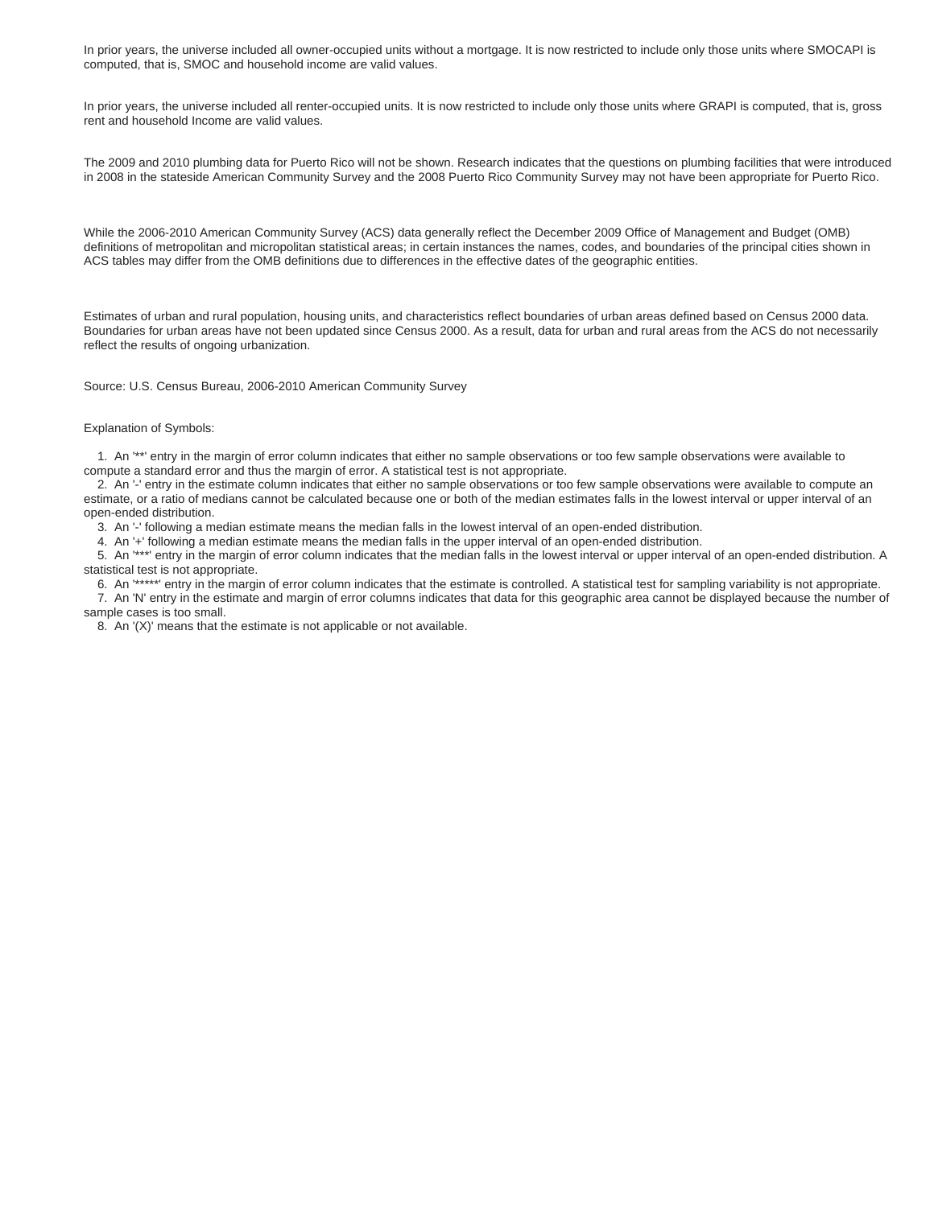In prior years, the universe included all owner-occupied units without a mortgage. It is now restricted to include only those units where SMOCAPI is computed, that is, SMOC and household income are valid values.

In prior years, the universe included all renter-occupied units. It is now restricted to include only those units where GRAPI is computed, that is, gross rent and household Income are valid values.

The 2009 and 2010 plumbing data for Puerto Rico will not be shown. Research indicates that the questions on plumbing facilities that were introduced in 2008 in the stateside American Community Survey and the 2008 Puerto Rico Community Survey may not have been appropriate for Puerto Rico.

While the 2006-2010 American Community Survey (ACS) data generally reflect the December 2009 Office of Management and Budget (OMB) definitions of metropolitan and micropolitan statistical areas; in certain instances the names, codes, and boundaries of the principal cities shown in ACS tables may differ from the OMB definitions due to differences in the effective dates of the geographic entities.

Estimates of urban and rural population, housing units, and characteristics reflect boundaries of urban areas defined based on Census 2000 data. Boundaries for urban areas have not been updated since Census 2000. As a result, data for urban and rural areas from the ACS do not necessarily reflect the results of ongoing urbanization.

Source: U.S. Census Bureau, 2006-2010 American Community Survey

Explanation of Symbols:

1. An '**' entry in the margin of error column indicates that either no sample observations or too few sample observations were available to compute a standard error and thus the margin of error. A statistical test is not appropriate.
2. An '-' entry in the estimate column indicates that either no sample observations or too few sample observations were available to compute an estimate, or a ratio of medians cannot be calculated because one or both of the median estimates falls in the lowest interval or upper interval of an open-ended distribution.
3. An '-' following a median estimate means the median falls in the lowest interval of an open-ended distribution.
4. An '+' following a median estimate means the median falls in the upper interval of an open-ended distribution.
5. An '***' entry in the margin of error column indicates that the median falls in the lowest interval or upper interval of an open-ended distribution. A statistical test is not appropriate.
6. An '*****' entry in the margin of error column indicates that the estimate is controlled. A statistical test for sampling variability is not appropriate.
7. An 'N' entry in the estimate and margin of error columns indicates that data for this geographic area cannot be displayed because the number of sample cases is too small.
8. An '(X)' means that the estimate is not applicable or not available.